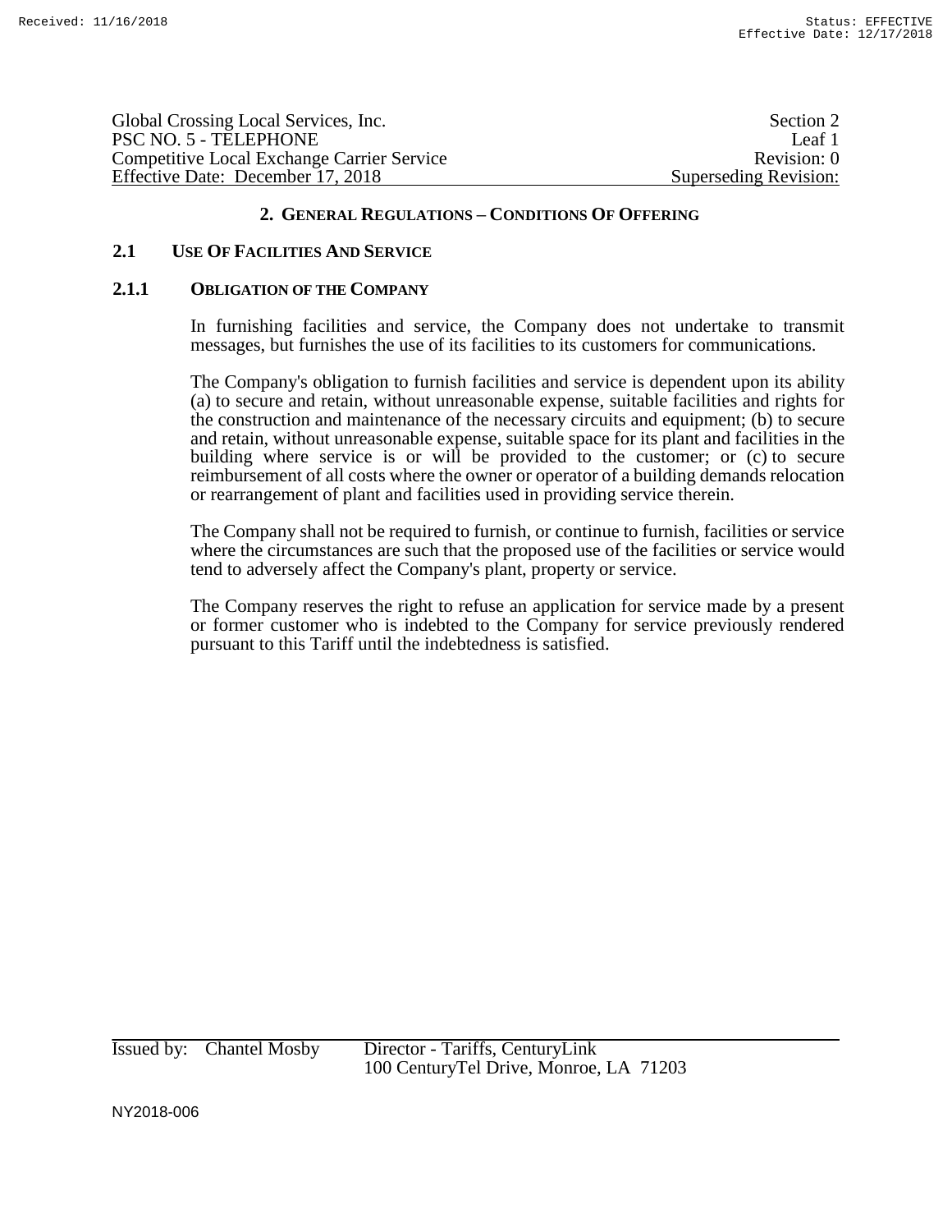Global Crossing Local Services, Inc. Section 2
PSC NO. 5 - TELEPHONE Leaf 1
Competitive Local Exchange Carrier Service Revision: 0
Effective Date: December 17, 2018 Superseding Revision:

## 2. GENERAL REGULATIONS – CONDITIONS OF OFFERING

### 2.1 USE OF FACILITIES AND SERVICE

#### 2.1.1 OBLIGATION OF THE COMPANY

In furnishing facilities and service, the Company does not undertake to transmit messages, but furnishes the use of its facilities to its customers for communications.

The Company's obligation to furnish facilities and service is dependent upon its ability (a) to secure and retain, without unreasonable expense, suitable facilities and rights for the construction and maintenance of the necessary circuits and equipment; (b) to secure and retain, without unreasonable expense, suitable space for its plant and facilities in the building where service is or will be provided to the customer; or (c) to secure reimbursement of all costs where the owner or operator of a building demands relocation or rearrangement of plant and facilities used in providing service therein.

The Company shall not be required to furnish, or continue to furnish, facilities or service where the circumstances are such that the proposed use of the facilities or service would tend to adversely affect the Company's plant, property or service.

The Company reserves the right to refuse an application for service made by a present or former customer who is indebted to the Company for service previously rendered pursuant to this Tariff until the indebtedness is satisfied.

Issued by: Chantel Mosby Director - Tariffs, CenturyLink
100 CenturyTel Drive, Monroe, LA 71203

NY2018-006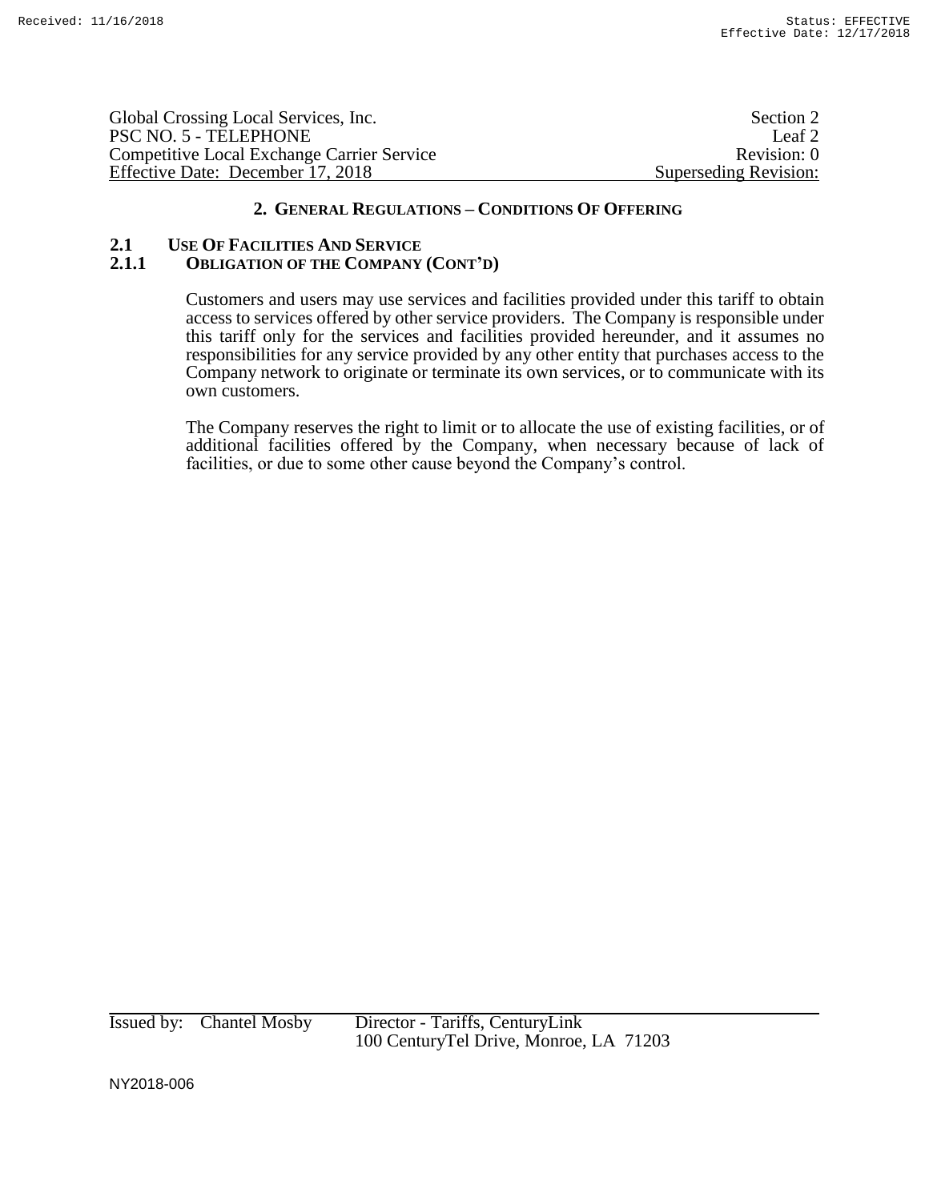## 2. General Regulations – Conditions Of Offering

### 2.1 Use Of Facilities And Service

#### 2.1.1 Obligation of the Company (Cont'd)

Customers and users may use services and facilities provided under this tariff to obtain access to services offered by other service providers. The Company is responsible under this tariff only for the services and facilities provided hereunder, and it assumes no responsibilities for any service provided by any other entity that purchases access to the Company network to originate or terminate its own services, or to communicate with its own customers.

The Company reserves the right to limit or to allocate the use of existing facilities, or of additional facilities offered by the Company, when necessary because of lack of facilities, or due to some other cause beyond the Company's control.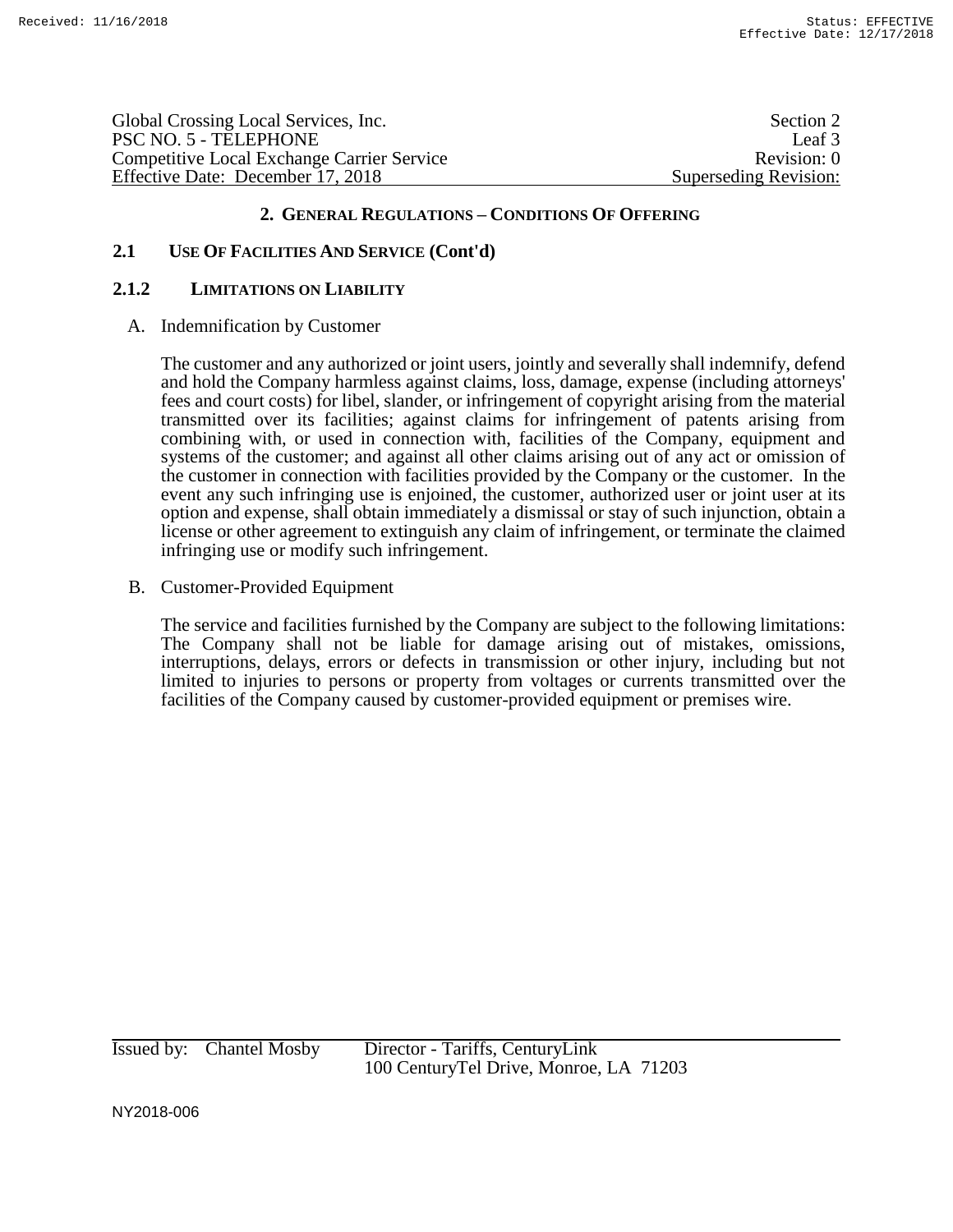## 2. GENERAL REGULATIONS – CONDITIONS OF OFFERING

### 2.1 USE OF FACILITIES AND SERVICE (Cont'd)

#### 2.1.2 LIMITATIONS ON LIABILITY

A. Indemnification by Customer

The customer and any authorized or joint users, jointly and severally shall indemnify, defend and hold the Company harmless against claims, loss, damage, expense (including attorneys' fees and court costs) for libel, slander, or infringement of copyright arising from the material transmitted over its facilities; against claims for infringement of patents arising from combining with, or used in connection with, facilities of the Company, equipment and systems of the customer; and against all other claims arising out of any act or omission of the customer in connection with facilities provided by the Company or the customer. In the event any such infringing use is enjoined, the customer, authorized user or joint user at its option and expense, shall obtain immediately a dismissal or stay of such injunction, obtain a license or other agreement to extinguish any claim of infringement, or terminate the claimed infringing use or modify such infringement.

B. Customer-Provided Equipment

The service and facilities furnished by the Company are subject to the following limitations: The Company shall not be liable for damage arising out of mistakes, omissions, interruptions, delays, errors or defects in transmission or other injury, including but not limited to injuries to persons or property from voltages or currents transmitted over the facilities of the Company caused by customer-provided equipment or premises wire.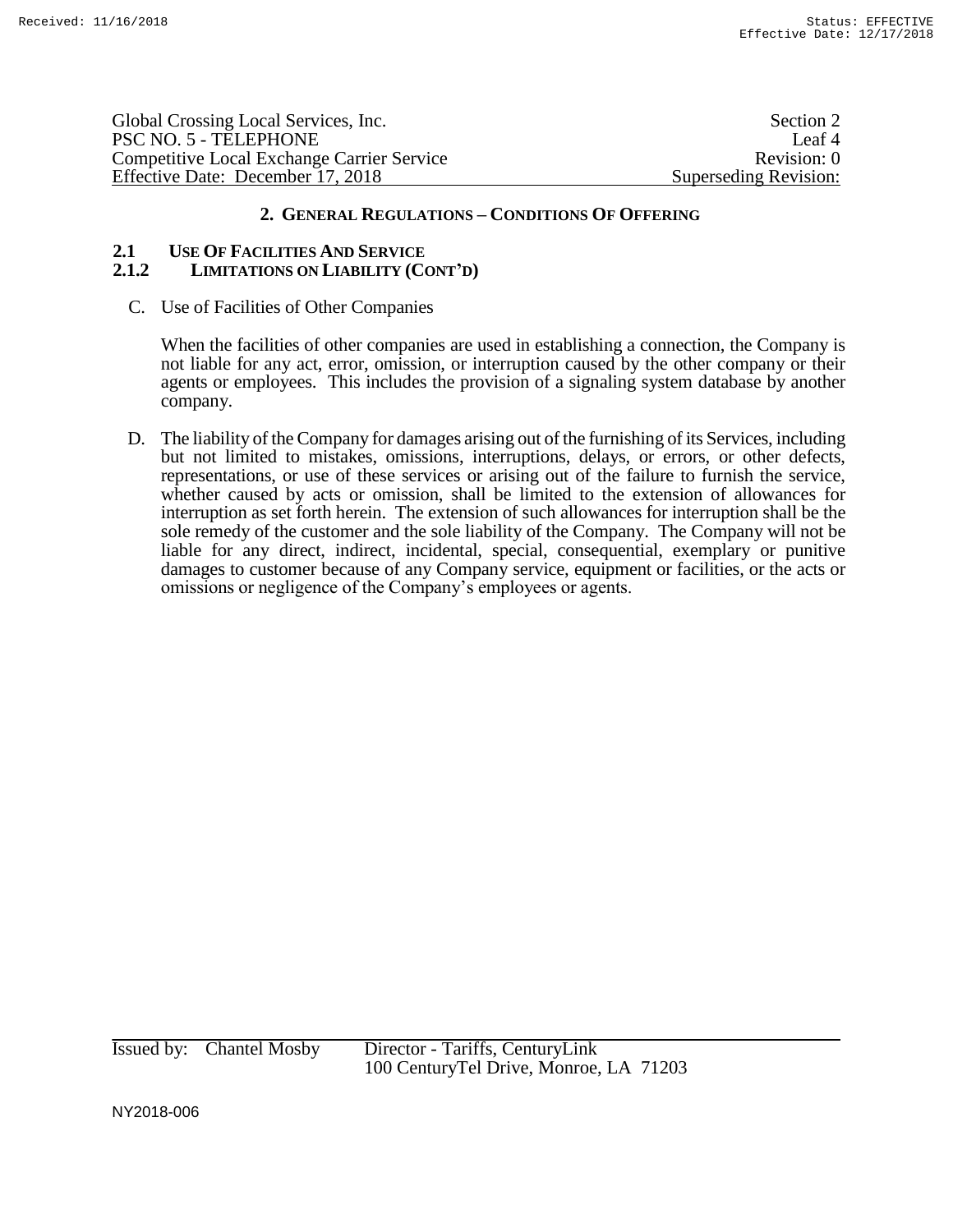## 2. GENERAL REGULATIONS – CONDITIONS OF OFFERING

### 2.1 USE OF FACILITIES AND SERVICE

### 2.1.2 LIMITATIONS ON LIABILITY (CONT'D)

C. Use of Facilities of Other Companies

When the facilities of other companies are used in establishing a connection, the Company is not liable for any act, error, omission, or interruption caused by the other company or their agents or employees. This includes the provision of a signaling system database by another company.

D. The liability of the Company for damages arising out of the furnishing of its Services, including but not limited to mistakes, omissions, interruptions, delays, or errors, or other defects, representations, or use of these services or arising out of the failure to furnish the service, whether caused by acts or omission, shall be limited to the extension of allowances for interruption as set forth herein. The extension of such allowances for interruption shall be the sole remedy of the customer and the sole liability of the Company. The Company will not be liable for any direct, indirect, incidental, special, consequential, exemplary or punitive damages to customer because of any Company service, equipment or facilities, or the acts or omissions or negligence of the Company's employees or agents.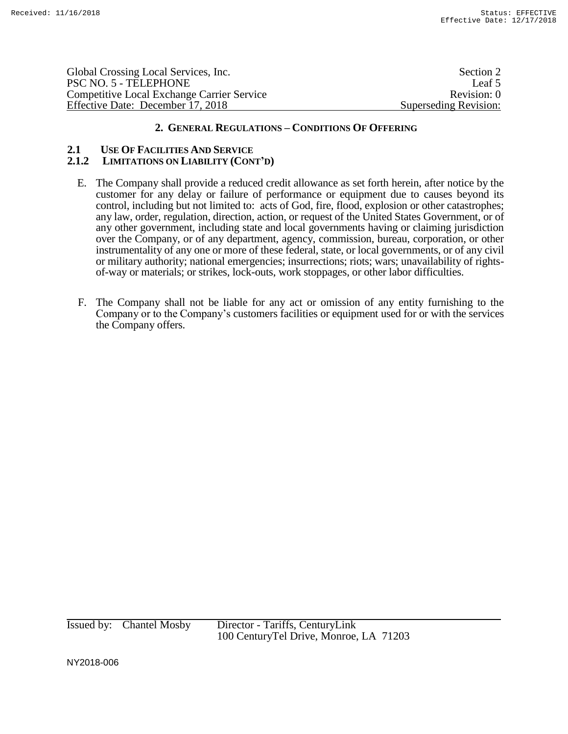## 2. General Regulations – Conditions Of Offering

### 2.1 Use Of Facilities And Service

### 2.1.2 Limitations on Liability (Cont'd)

E. The Company shall provide a reduced credit allowance as set forth herein, after notice by the customer for any delay or failure of performance or equipment due to causes beyond its control, including but not limited to: acts of God, fire, flood, explosion or other catastrophes; any law, order, regulation, direction, action, or request of the United States Government, or of any other government, including state and local governments having or claiming jurisdiction over the Company, or of any department, agency, commission, bureau, corporation, or other instrumentality of any one or more of these federal, state, or local governments, or of any civil or military authority; national emergencies; insurrections; riots; wars; unavailability of rights-of-way or materials; or strikes, lock-outs, work stoppages, or other labor difficulties.

F. The Company shall not be liable for any act or omission of any entity furnishing to the Company or to the Company's customers facilities or equipment used for or with the services the Company offers.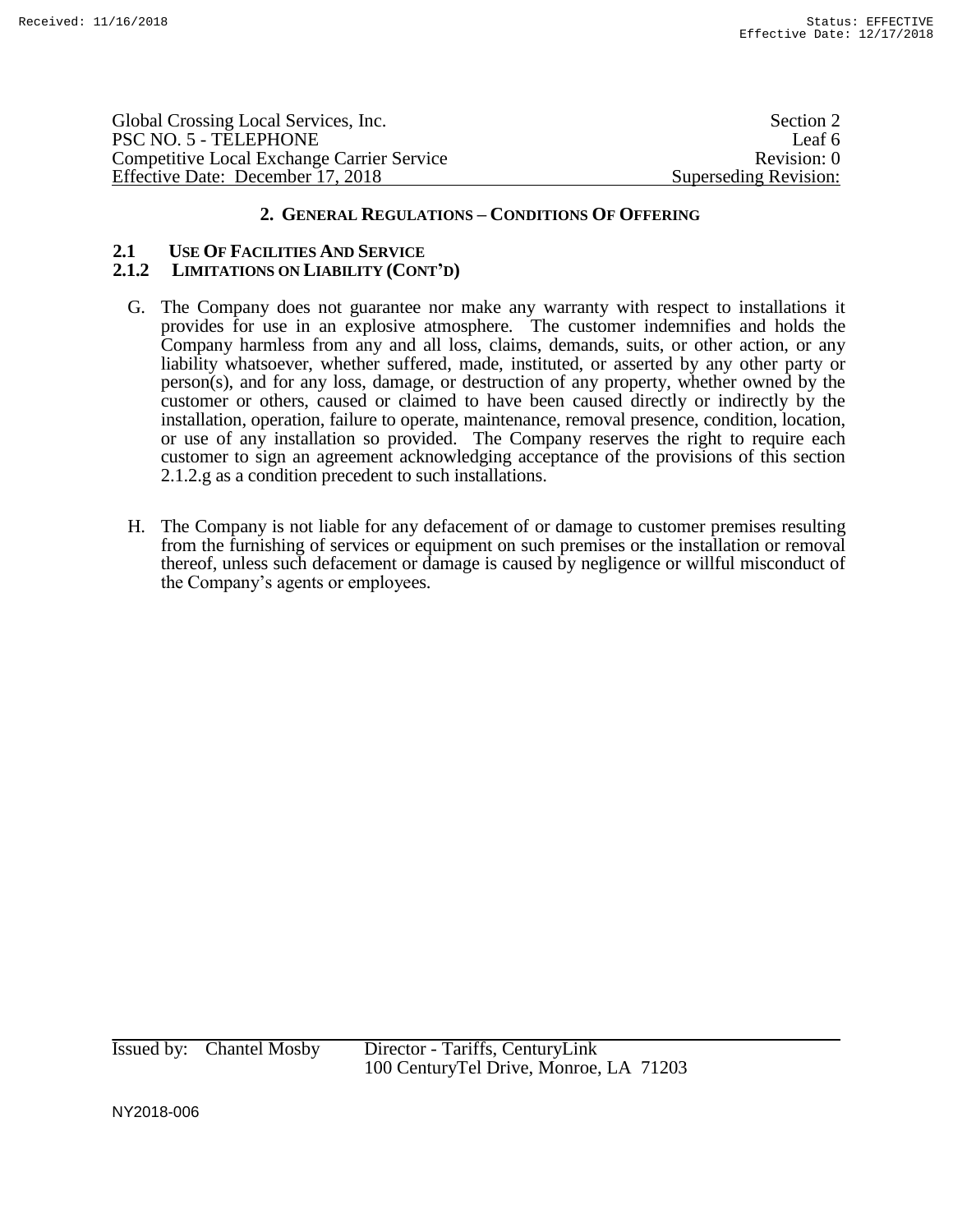## 2. General Regulations – Conditions Of Offering

### 2.1 Use Of Facilities And Service

### 2.1.2 Limitations on Liability (Cont'd)

G. The Company does not guarantee nor make any warranty with respect to installations it provides for use in an explosive atmosphere. The customer indemnifies and holds the Company harmless from any and all loss, claims, demands, suits, or other action, or any liability whatsoever, whether suffered, made, instituted, or asserted by any other party or person(s), and for any loss, damage, or destruction of any property, whether owned by the customer or others, caused or claimed to have been caused directly or indirectly by the installation, operation, failure to operate, maintenance, removal presence, condition, location, or use of any installation so provided. The Company reserves the right to require each customer to sign an agreement acknowledging acceptance of the provisions of this section 2.1.2.g as a condition precedent to such installations.

H. The Company is not liable for any defacement of or damage to customer premises resulting from the furnishing of services or equipment on such premises or the installation or removal thereof, unless such defacement or damage is caused by negligence or willful misconduct of the Company's agents or employees.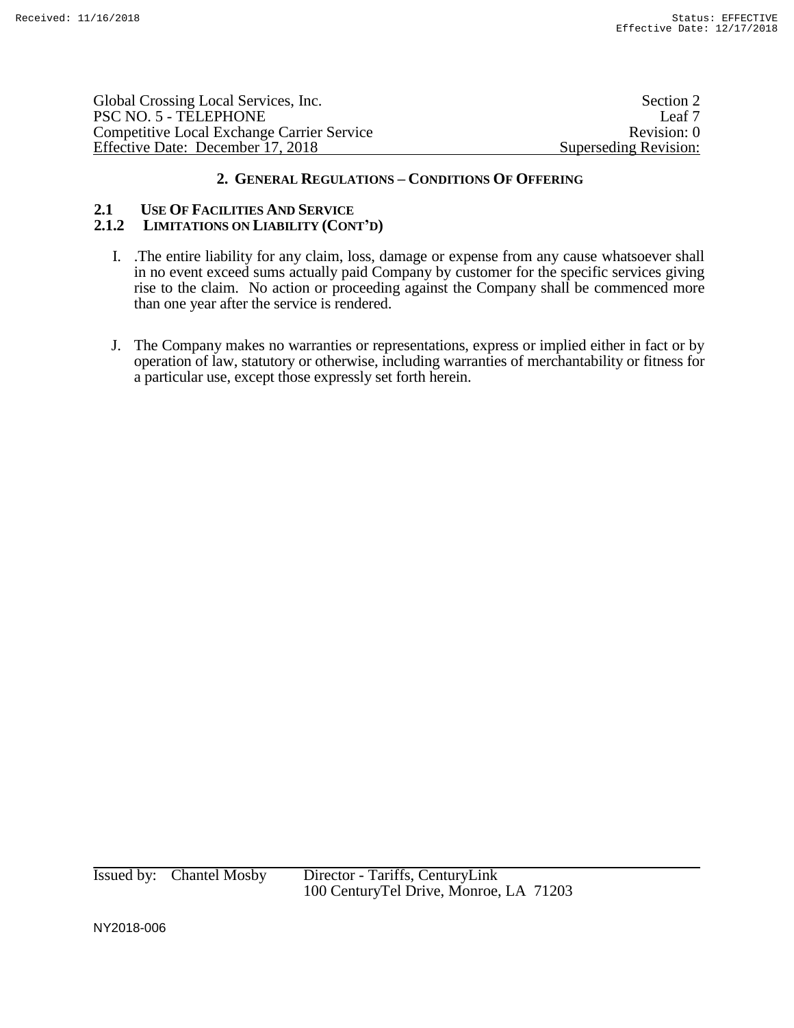## 2. GENERAL REGULATIONS – CONDITIONS OF OFFERING

### 2.1 USE OF FACILITIES AND SERVICE

### 2.1.2 LIMITATIONS ON LIABILITY (CONT'D)

I. .The entire liability for any claim, loss, damage or expense from any cause whatsoever shall in no event exceed sums actually paid Company by customer for the specific services giving rise to the claim. No action or proceeding against the Company shall be commenced more than one year after the service is rendered.

J. The Company makes no warranties or representations, express or implied either in fact or by operation of law, statutory or otherwise, including warranties of merchantability or fitness for a particular use, except those expressly set forth herein.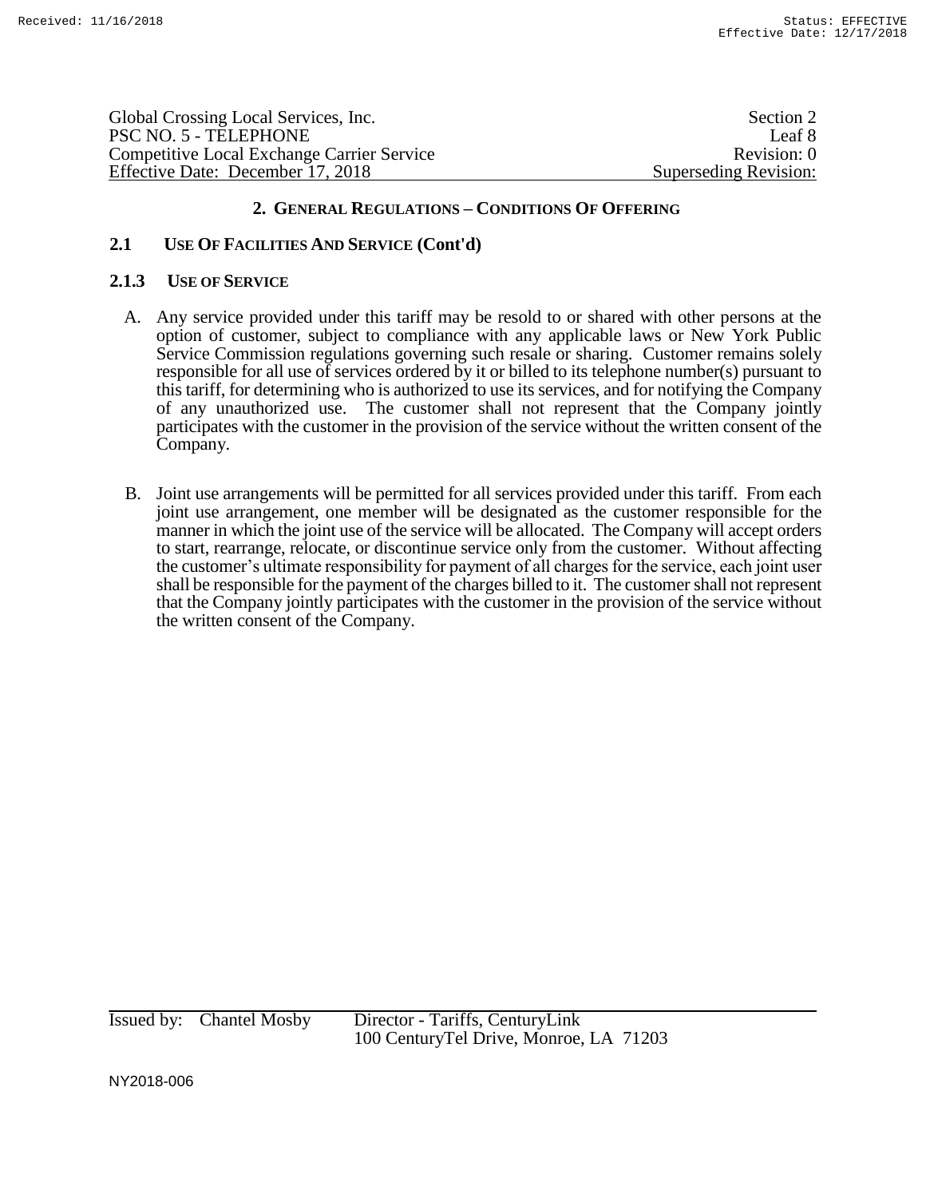## 2. GENERAL REGULATIONS – CONDITIONS OF OFFERING

### 2.1 USE OF FACILITIES AND SERVICE (Cont'd)

#### 2.1.3 USE OF SERVICE

A. Any service provided under this tariff may be resold to or shared with other persons at the option of customer, subject to compliance with any applicable laws or New York Public Service Commission regulations governing such resale or sharing. Customer remains solely responsible for all use of services ordered by it or billed to its telephone number(s) pursuant to this tariff, for determining who is authorized to use its services, and for notifying the Company of any unauthorized use. The customer shall not represent that the Company jointly participates with the customer in the provision of the service without the written consent of the Company.

B. Joint use arrangements will be permitted for all services provided under this tariff. From each joint use arrangement, one member will be designated as the customer responsible for the manner in which the joint use of the service will be allocated. The Company will accept orders to start, rearrange, relocate, or discontinue service only from the customer. Without affecting the customer's ultimate responsibility for payment of all charges for the service, each joint user shall be responsible for the payment of the charges billed to it. The customer shall not represent that the Company jointly participates with the customer in the provision of the service without the written consent of the Company.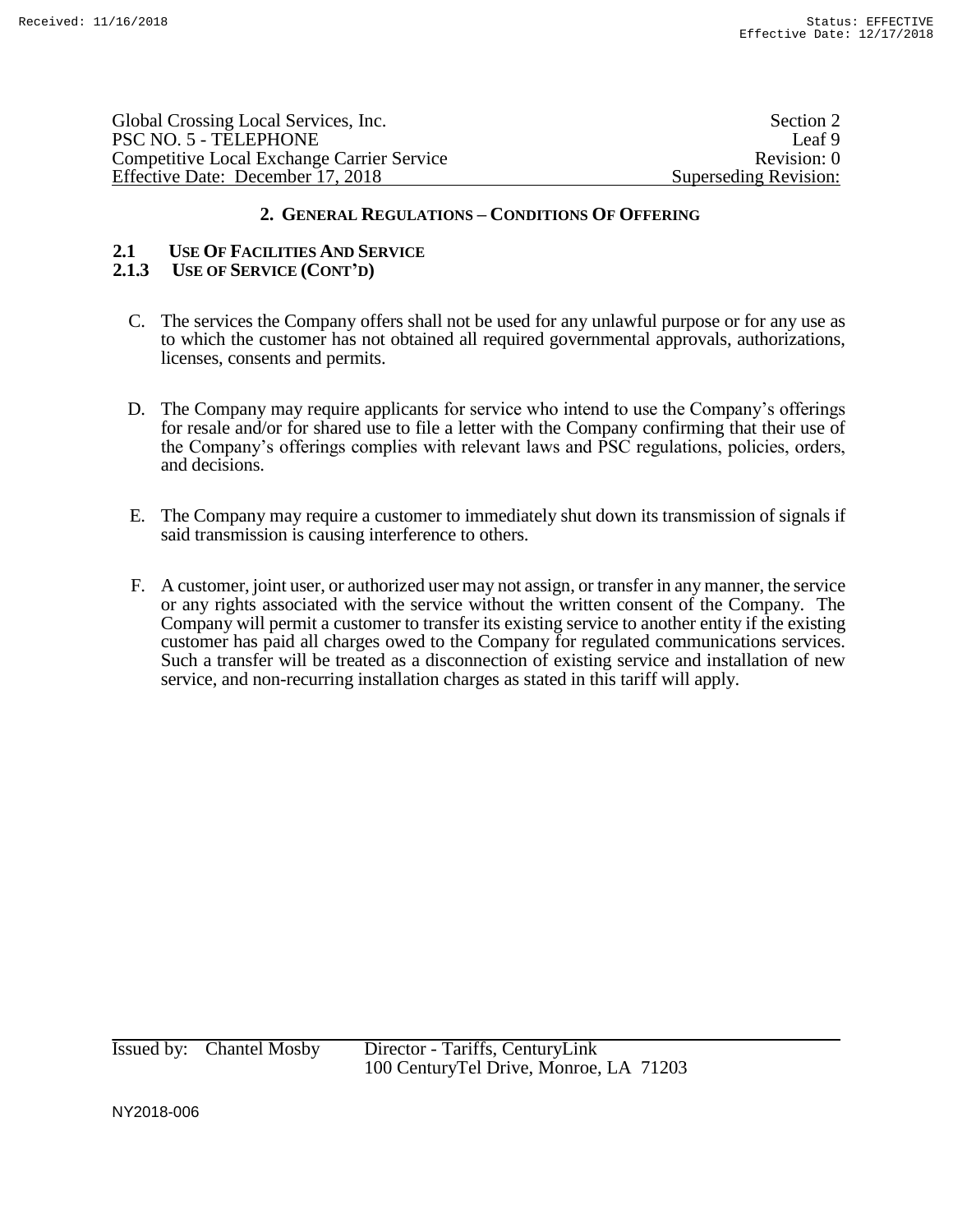## 2. GENERAL REGULATIONS – CONDITIONS OF OFFERING

### 2.1 USE OF FACILITIES AND SERVICE

### 2.1.3 USE OF SERVICE (CONT'D)

C. The services the Company offers shall not be used for any unlawful purpose or for any use as to which the customer has not obtained all required governmental approvals, authorizations, licenses, consents and permits.

D. The Company may require applicants for service who intend to use the Company's offerings for resale and/or for shared use to file a letter with the Company confirming that their use of the Company's offerings complies with relevant laws and PSC regulations, policies, orders, and decisions.

E. The Company may require a customer to immediately shut down its transmission of signals if said transmission is causing interference to others.

F. A customer, joint user, or authorized user may not assign, or transfer in any manner, the service or any rights associated with the service without the written consent of the Company. The Company will permit a customer to transfer its existing service to another entity if the existing customer has paid all charges owed to the Company for regulated communications services. Such a transfer will be treated as a disconnection of existing service and installation of new service, and non-recurring installation charges as stated in this tariff will apply.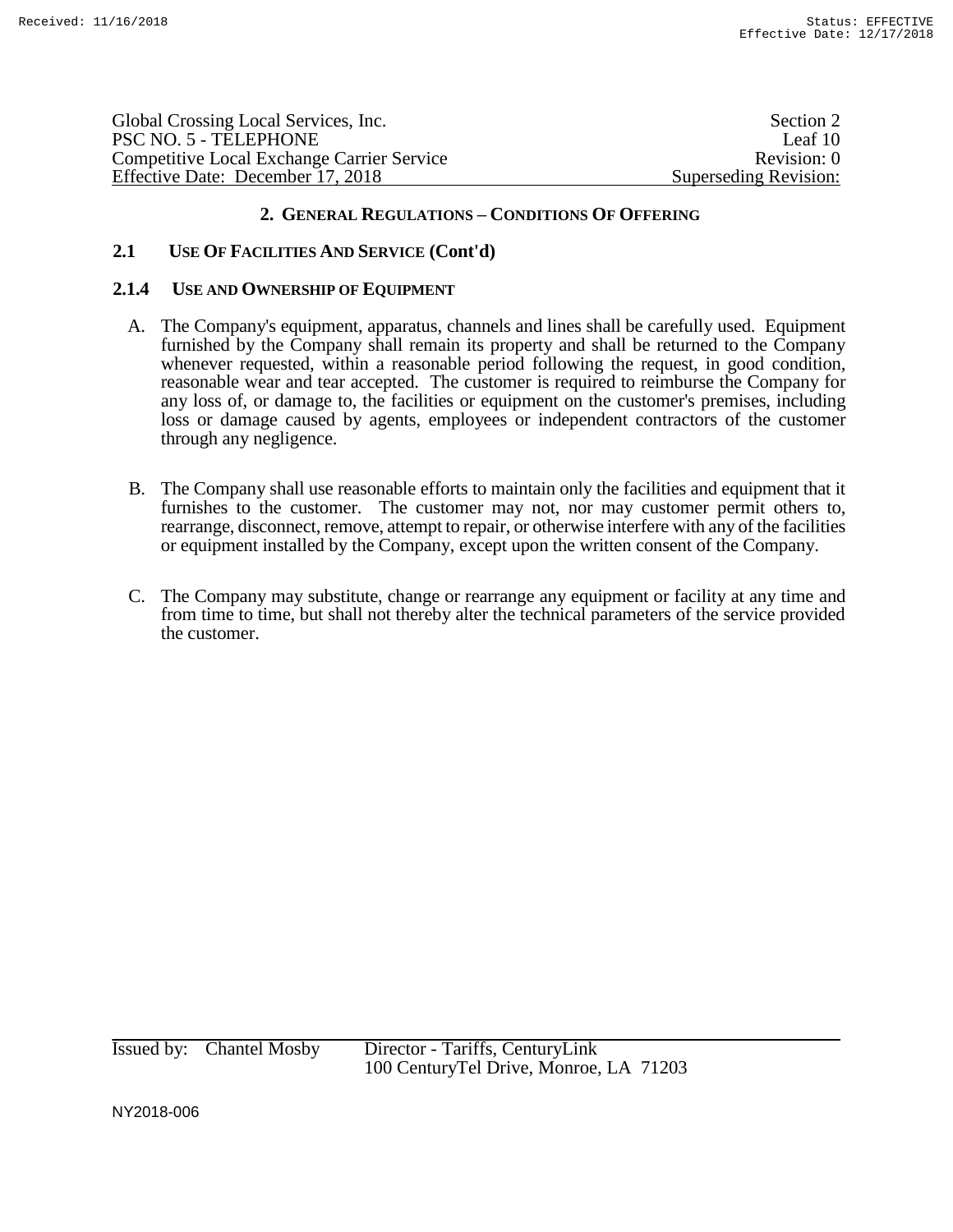## 2. GENERAL REGULATIONS – CONDITIONS OF OFFERING

### 2.1 USE OF FACILITIES AND SERVICE (Cont'd)

#### 2.1.4 USE AND OWNERSHIP OF EQUIPMENT

A. The Company's equipment, apparatus, channels and lines shall be carefully used. Equipment furnished by the Company shall remain its property and shall be returned to the Company whenever requested, within a reasonable period following the request, in good condition, reasonable wear and tear accepted. The customer is required to reimburse the Company for any loss of, or damage to, the facilities or equipment on the customer's premises, including loss or damage caused by agents, employees or independent contractors of the customer through any negligence.

B. The Company shall use reasonable efforts to maintain only the facilities and equipment that it furnishes to the customer. The customer may not, nor may customer permit others to, rearrange, disconnect, remove, attempt to repair, or otherwise interfere with any of the facilities or equipment installed by the Company, except upon the written consent of the Company.

C. The Company may substitute, change or rearrange any equipment or facility at any time and from time to time, but shall not thereby alter the technical parameters of the service provided the customer.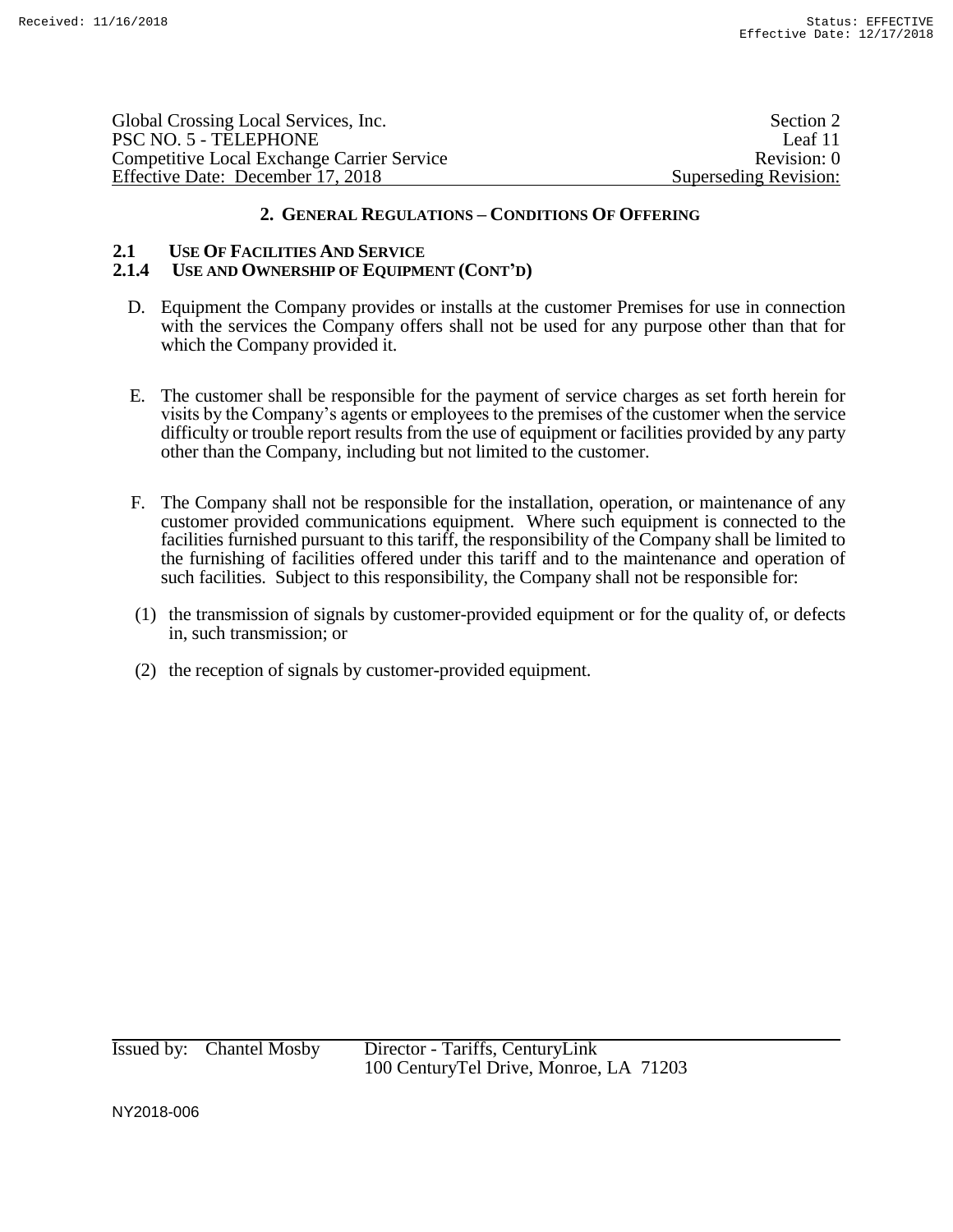## 2. GENERAL REGULATIONS – CONDITIONS OF OFFERING

### 2.1 USE OF FACILITIES AND SERVICE

### 2.1.4 USE AND OWNERSHIP OF EQUIPMENT (CONT'D)

D. Equipment the Company provides or installs at the customer Premises for use in connection with the services the Company offers shall not be used for any purpose other than that for which the Company provided it.

E. The customer shall be responsible for the payment of service charges as set forth herein for visits by the Company's agents or employees to the premises of the customer when the service difficulty or trouble report results from the use of equipment or facilities provided by any party other than the Company, including but not limited to the customer.

F. The Company shall not be responsible for the installation, operation, or maintenance of any customer provided communications equipment. Where such equipment is connected to the facilities furnished pursuant to this tariff, the responsibility of the Company shall be limited to the furnishing of facilities offered under this tariff and to the maintenance and operation of such facilities. Subject to this responsibility, the Company shall not be responsible for:

(1) the transmission of signals by customer-provided equipment or for the quality of, or defects in, such transmission; or

(2) the reception of signals by customer-provided equipment.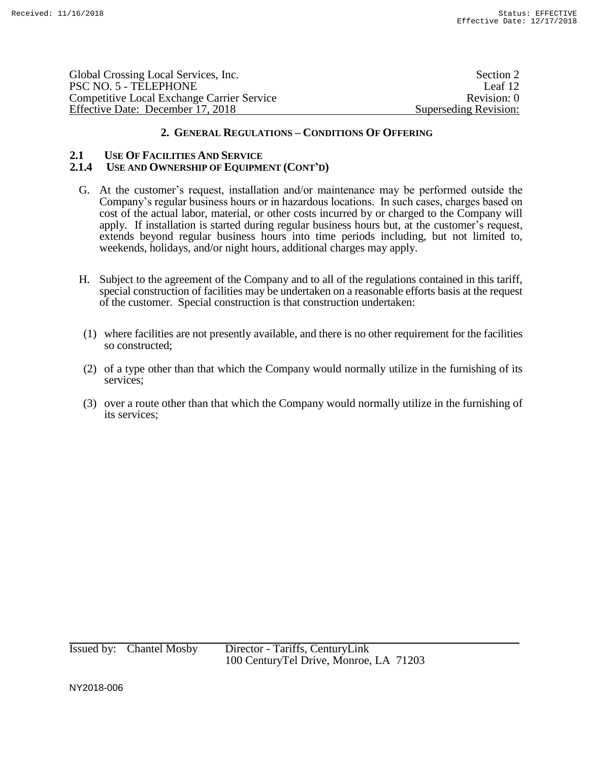## 2. General Regulations – Conditions Of Offering

### 2.1 Use Of Facilities And Service

### 2.1.4 Use and Ownership of Equipment (Cont'd)

G. At the customer's request, installation and/or maintenance may be performed outside the Company's regular business hours or in hazardous locations. In such cases, charges based on cost of the actual labor, material, or other costs incurred by or charged to the Company will apply. If installation is started during regular business hours but, at the customer's request, extends beyond regular business hours into time periods including, but not limited to, weekends, holidays, and/or night hours, additional charges may apply.

H. Subject to the agreement of the Company and to all of the regulations contained in this tariff, special construction of facilities may be undertaken on a reasonable efforts basis at the request of the customer. Special construction is that construction undertaken:

(1) where facilities are not presently available, and there is no other requirement for the facilities so constructed;

(2) of a type other than that which the Company would normally utilize in the furnishing of its services;

(3) over a route other than that which the Company would normally utilize in the furnishing of its services;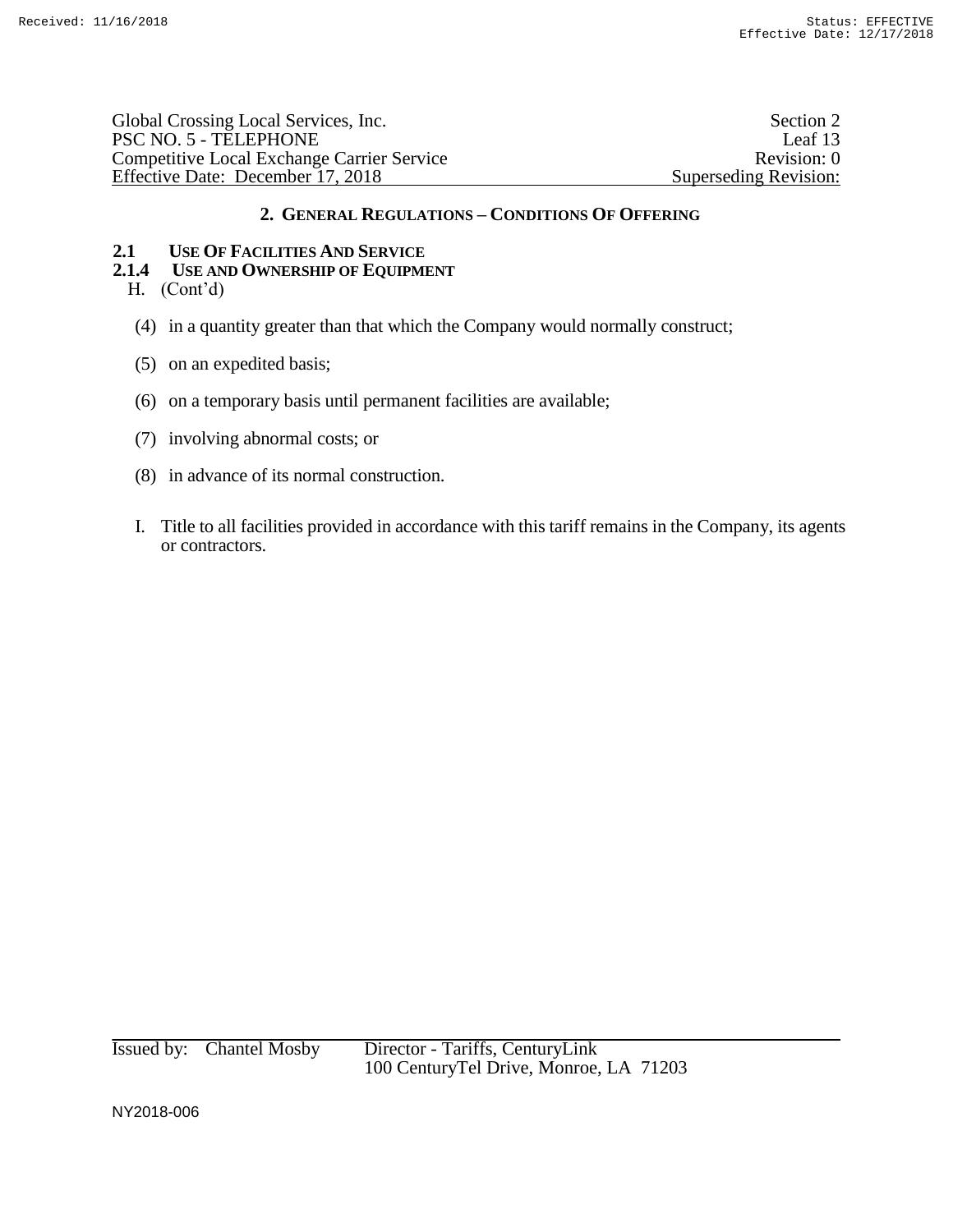## 2. General Regulations – Conditions Of Offering

### 2.1 Use Of Facilities And Service

### 2.1.4 Use and Ownership of Equipment

H. (Cont'd)

(4) in a quantity greater than that which the Company would normally construct;

(5) on an expedited basis;

(6) on a temporary basis until permanent facilities are available;

(7) involving abnormal costs; or

(8) in advance of its normal construction.

I. Title to all facilities provided in accordance with this tariff remains in the Company, its agents or contractors.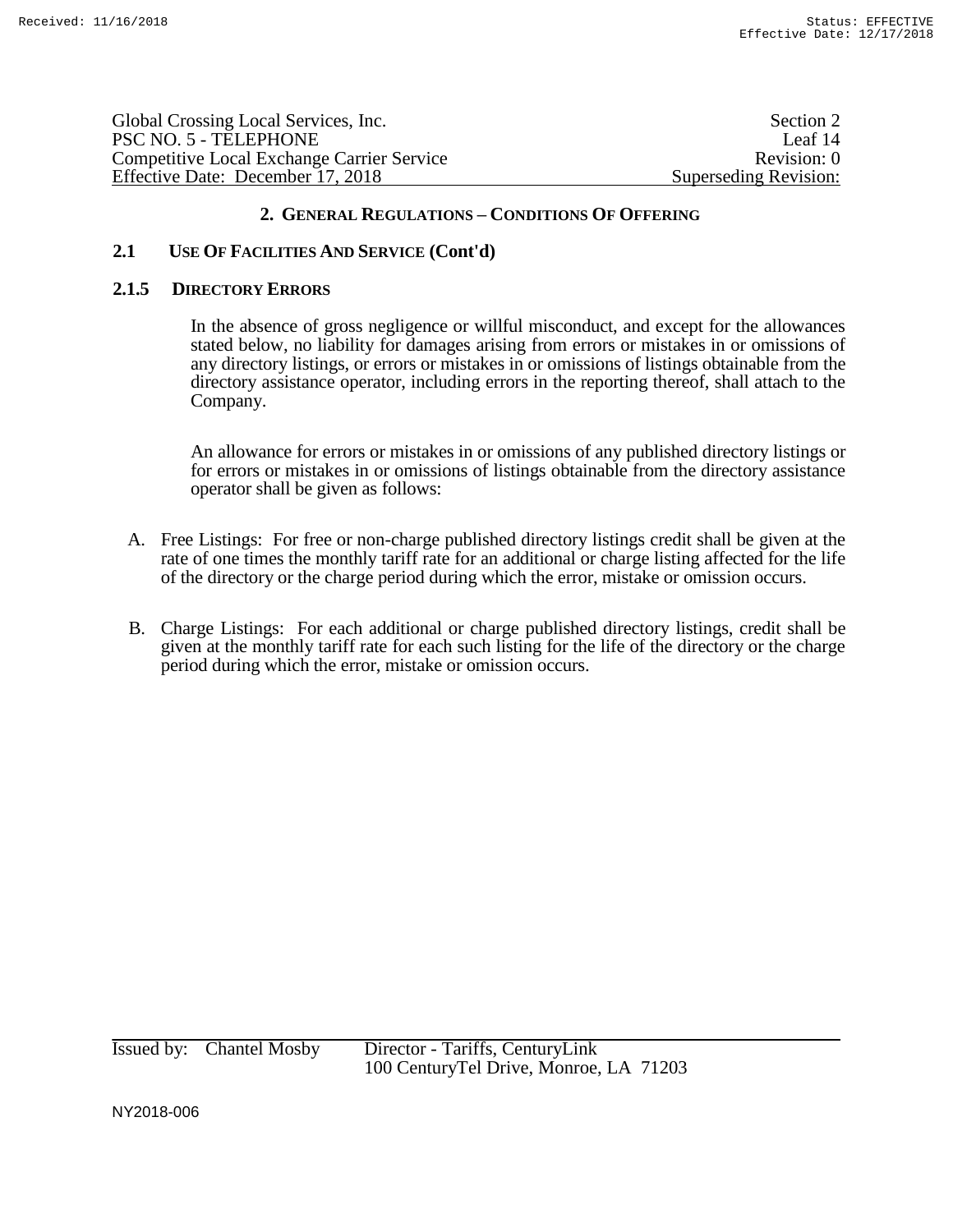## 2. GENERAL REGULATIONS – CONDITIONS OF OFFERING

### 2.1 USE OF FACILITIES AND SERVICE (Cont'd)

#### 2.1.5 DIRECTORY ERRORS

In the absence of gross negligence or willful misconduct, and except for the allowances stated below, no liability for damages arising from errors or mistakes in or omissions of any directory listings, or errors or mistakes in or omissions of listings obtainable from the directory assistance operator, including errors in the reporting thereof, shall attach to the Company.

An allowance for errors or mistakes in or omissions of any published directory listings or for errors or mistakes in or omissions of listings obtainable from the directory assistance operator shall be given as follows:

A. Free Listings: For free or non-charge published directory listings credit shall be given at the rate of one times the monthly tariff rate for an additional or charge listing affected for the life of the directory or the charge period during which the error, mistake or omission occurs.

B. Charge Listings: For each additional or charge published directory listings, credit shall be given at the monthly tariff rate for each such listing for the life of the directory or the charge period during which the error, mistake or omission occurs.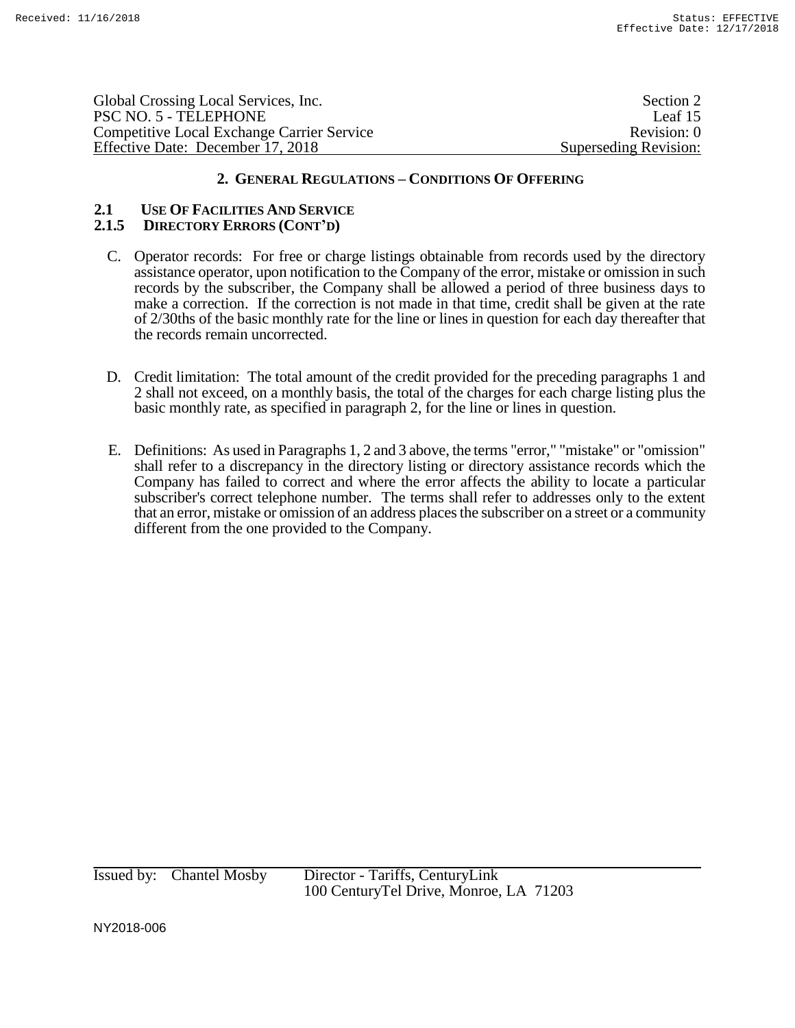## 2. General Regulations – Conditions Of Offering

### 2.1 Use Of Facilities And Service

### 2.1.5 Directory Errors (Cont'd)

C. Operator records: For free or charge listings obtainable from records used by the directory assistance operator, upon notification to the Company of the error, mistake or omission in such records by the subscriber, the Company shall be allowed a period of three business days to make a correction. If the correction is not made in that time, credit shall be given at the rate of 2/30ths of the basic monthly rate for the line or lines in question for each day thereafter that the records remain uncorrected.

D. Credit limitation: The total amount of the credit provided for the preceding paragraphs 1 and 2 shall not exceed, on a monthly basis, the total of the charges for each charge listing plus the basic monthly rate, as specified in paragraph 2, for the line or lines in question.

E. Definitions: As used in Paragraphs 1, 2 and 3 above, the terms "error," "mistake" or "omission" shall refer to a discrepancy in the directory listing or directory assistance records which the Company has failed to correct and where the error affects the ability to locate a particular subscriber's correct telephone number. The terms shall refer to addresses only to the extent that an error, mistake or omission of an address places the subscriber on a street or a community different from the one provided to the Company.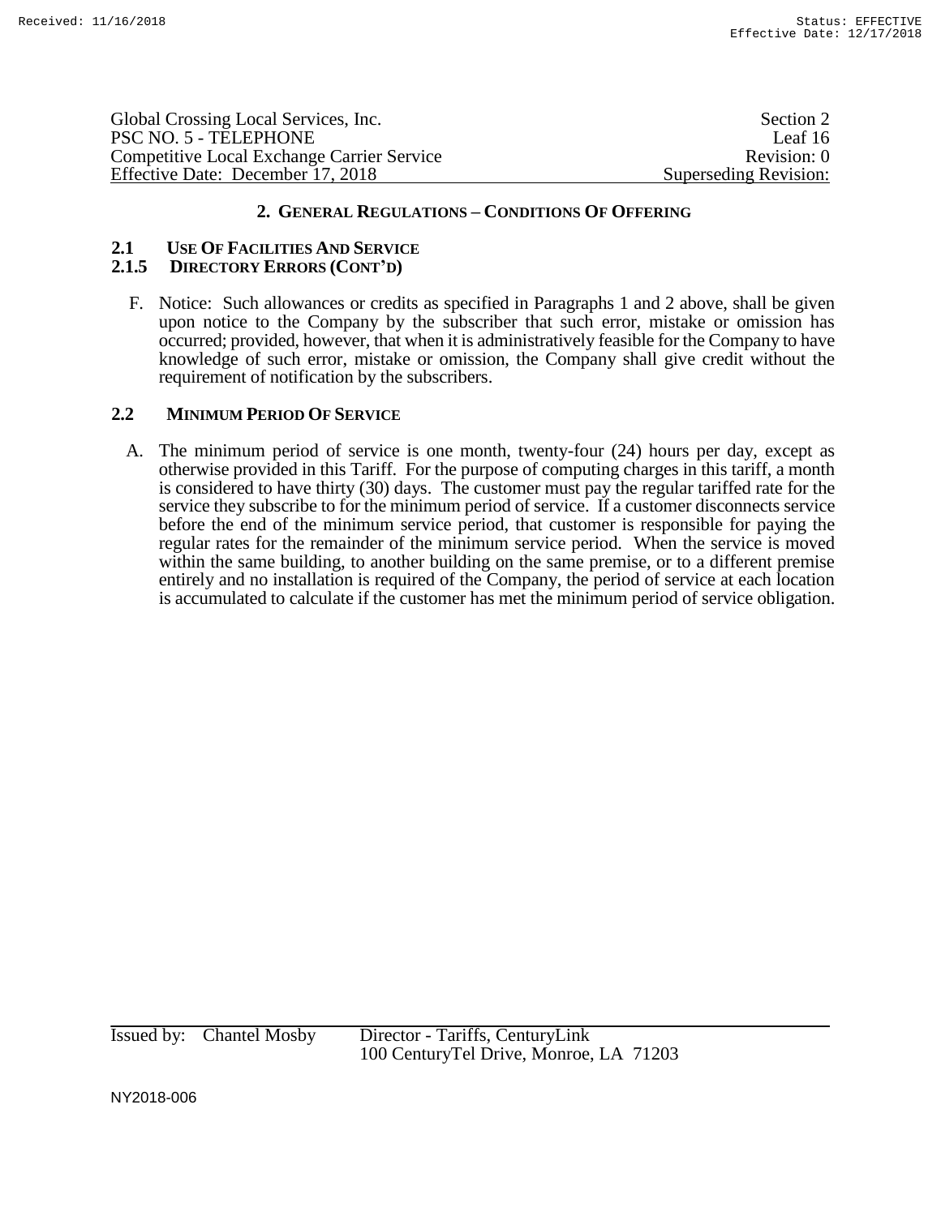## 2. General Regulations – Conditions Of Offering

### 2.1 Use Of Facilities And Service

### 2.1.5 Directory Errors (Cont'd)

F. Notice: Such allowances or credits as specified in Paragraphs 1 and 2 above, shall be given upon notice to the Company by the subscriber that such error, mistake or omission has occurred; provided, however, that when it is administratively feasible for the Company to have knowledge of such error, mistake or omission, the Company shall give credit without the requirement of notification by the subscribers.

### 2.2 Minimum Period Of Service

A. The minimum period of service is one month, twenty-four (24) hours per day, except as otherwise provided in this Tariff. For the purpose of computing charges in this tariff, a month is considered to have thirty (30) days. The customer must pay the regular tariffed rate for the service they subscribe to for the minimum period of service. If a customer disconnects service before the end of the minimum service period, that customer is responsible for paying the regular rates for the remainder of the minimum service period. When the service is moved within the same building, to another building on the same premise, or to a different premise entirely and no installation is required of the Company, the period of service at each location is accumulated to calculate if the customer has met the minimum period of service obligation.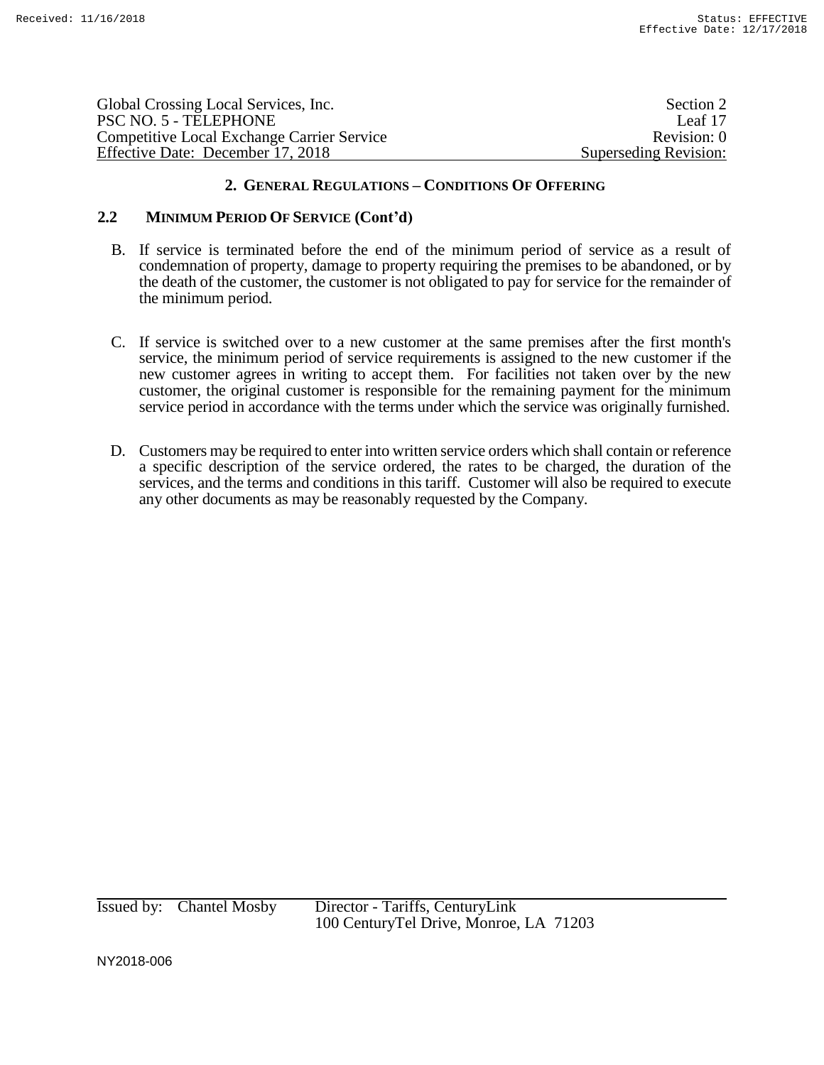## 2. GENERAL REGULATIONS – CONDITIONS OF OFFERING

### 2.2 MINIMUM PERIOD OF SERVICE (Cont'd)

B. If service is terminated before the end of the minimum period of service as a result of condemnation of property, damage to property requiring the premises to be abandoned, or by the death of the customer, the customer is not obligated to pay for service for the remainder of the minimum period.

C. If service is switched over to a new customer at the same premises after the first month's service, the minimum period of service requirements is assigned to the new customer if the new customer agrees in writing to accept them. For facilities not taken over by the new customer, the original customer is responsible for the remaining payment for the minimum service period in accordance with the terms under which the service was originally furnished.

D. Customers may be required to enter into written service orders which shall contain or reference a specific description of the service ordered, the rates to be charged, the duration of the services, and the terms and conditions in this tariff. Customer will also be required to execute any other documents as may be reasonably requested by the Company.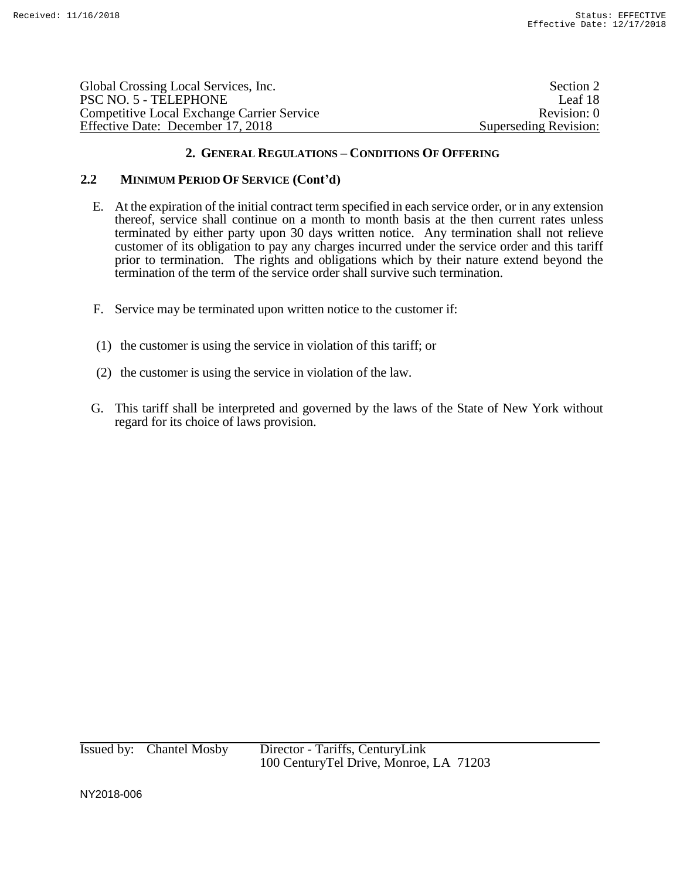## 2. GENERAL REGULATIONS – CONDITIONS OF OFFERING

### 2.2 MINIMUM PERIOD OF SERVICE (Cont'd)

E. At the expiration of the initial contract term specified in each service order, or in any extension thereof, service shall continue on a month to month basis at the then current rates unless terminated by either party upon 30 days written notice. Any termination shall not relieve customer of its obligation to pay any charges incurred under the service order and this tariff prior to termination. The rights and obligations which by their nature extend beyond the termination of the term of the service order shall survive such termination.

F. Service may be terminated upon written notice to the customer if:

(1) the customer is using the service in violation of this tariff; or

(2) the customer is using the service in violation of the law.

G. This tariff shall be interpreted and governed by the laws of the State of New York without regard for its choice of laws provision.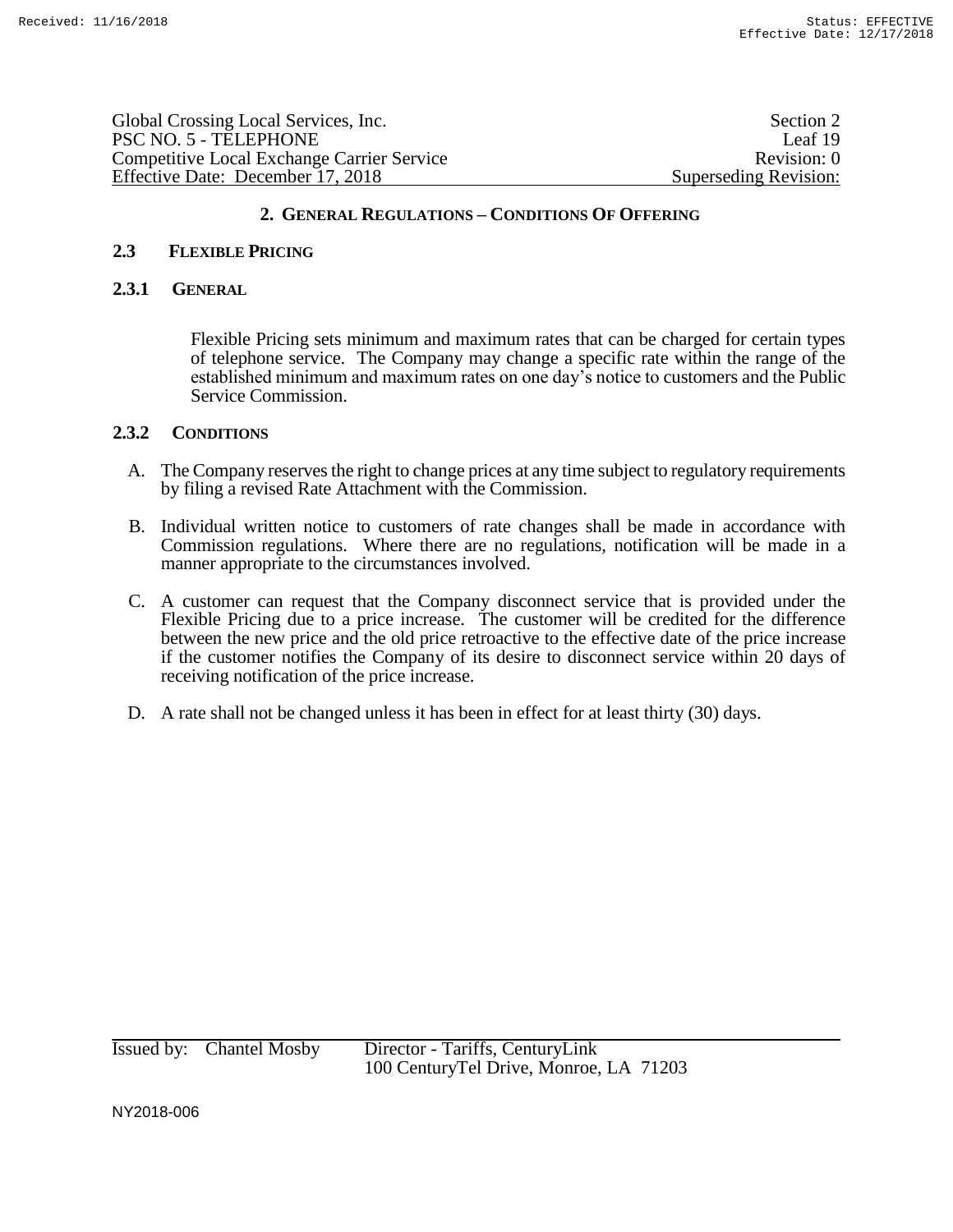## 2. GENERAL REGULATIONS – CONDITIONS OF OFFERING

### 2.3 FLEXIBLE PRICING

#### 2.3.1 GENERAL

Flexible Pricing sets minimum and maximum rates that can be charged for certain types of telephone service. The Company may change a specific rate within the range of the established minimum and maximum rates on one day's notice to customers and the Public Service Commission.

#### 2.3.2 CONDITIONS

A. The Company reserves the right to change prices at any time subject to regulatory requirements by filing a revised Rate Attachment with the Commission.

B. Individual written notice to customers of rate changes shall be made in accordance with Commission regulations. Where there are no regulations, notification will be made in a manner appropriate to the circumstances involved.

C. A customer can request that the Company disconnect service that is provided under the Flexible Pricing due to a price increase. The customer will be credited for the difference between the new price and the old price retroactive to the effective date of the price increase if the customer notifies the Company of its desire to disconnect service within 20 days of receiving notification of the price increase.

D. A rate shall not be changed unless it has been in effect for at least thirty (30) days.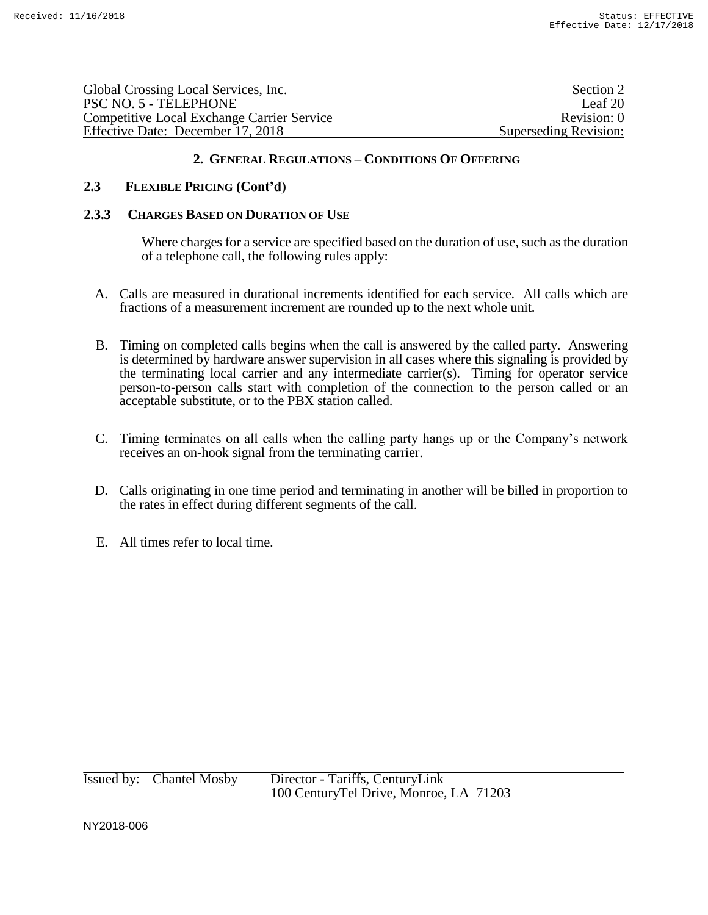## 2. GENERAL REGULATIONS – CONDITIONS OF OFFERING

### 2.3 FLEXIBLE PRICING (Cont'd)

### 2.3.3 CHARGES BASED ON DURATION OF USE

Where charges for a service are specified based on the duration of use, such as the duration of a telephone call, the following rules apply:

A. Calls are measured in durational increments identified for each service. All calls which are fractions of a measurement increment are rounded up to the next whole unit.

B. Timing on completed calls begins when the call is answered by the called party. Answering is determined by hardware answer supervision in all cases where this signaling is provided by the terminating local carrier and any intermediate carrier(s). Timing for operator service person-to-person calls start with completion of the connection to the person called or an acceptable substitute, or to the PBX station called.

C. Timing terminates on all calls when the calling party hangs up or the Company's network receives an on-hook signal from the terminating carrier.

D. Calls originating in one time period and terminating in another will be billed in proportion to the rates in effect during different segments of the call.

E. All times refer to local time.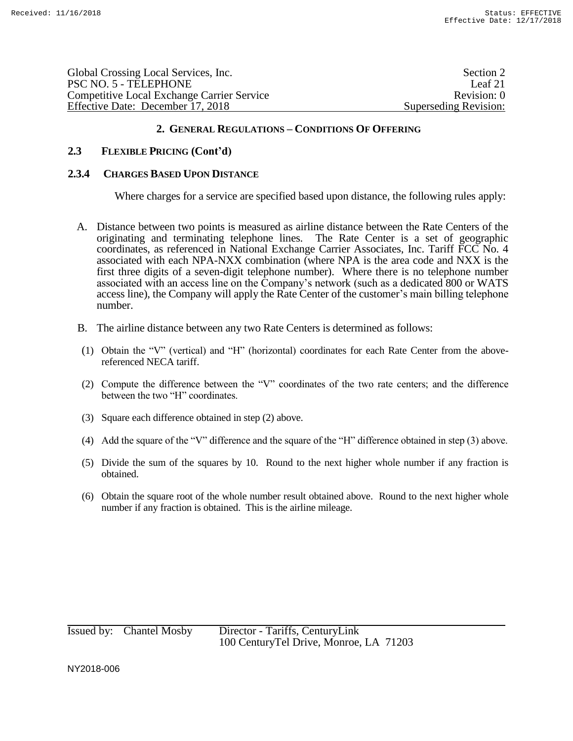## 2. GENERAL REGULATIONS – CONDITIONS OF OFFERING

### 2.3 FLEXIBLE PRICING (Cont'd)

### 2.3.4 CHARGES BASED UPON DISTANCE

Where charges for a service are specified based upon distance, the following rules apply:

A. Distance between two points is measured as airline distance between the Rate Centers of the originating and terminating telephone lines. The Rate Center is a set of geographic coordinates, as referenced in National Exchange Carrier Associates, Inc. Tariff FCC No. 4 associated with each NPA-NXX combination (where NPA is the area code and NXX is the first three digits of a seven-digit telephone number). Where there is no telephone number associated with an access line on the Company's network (such as a dedicated 800 or WATS access line), the Company will apply the Rate Center of the customer's main billing telephone number.

B. The airline distance between any two Rate Centers is determined as follows:

(1) Obtain the "V" (vertical) and "H" (horizontal) coordinates for each Rate Center from the above-referenced NECA tariff.

(2) Compute the difference between the "V" coordinates of the two rate centers; and the difference between the two "H" coordinates.

(3) Square each difference obtained in step (2) above.

(4) Add the square of the "V" difference and the square of the "H" difference obtained in step (3) above.

(5) Divide the sum of the squares by 10. Round to the next higher whole number if any fraction is obtained.

(6) Obtain the square root of the whole number result obtained above. Round to the next higher whole number if any fraction is obtained. This is the airline mileage.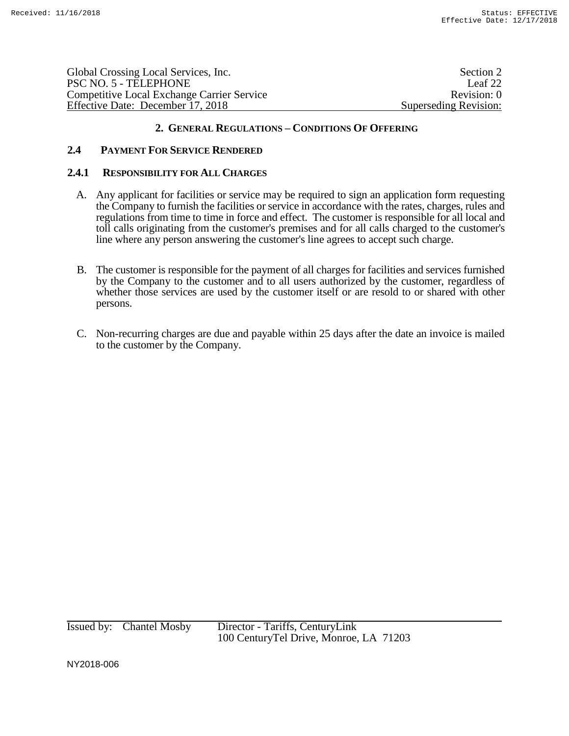## 2. GENERAL REGULATIONS – CONDITIONS OF OFFERING

### 2.4 PAYMENT FOR SERVICE RENDERED

#### 2.4.1 RESPONSIBILITY FOR ALL CHARGES

A. Any applicant for facilities or service may be required to sign an application form requesting the Company to furnish the facilities or service in accordance with the rates, charges, rules and regulations from time to time in force and effect. The customer is responsible for all local and toll calls originating from the customer's premises and for all calls charged to the customer's line where any person answering the customer's line agrees to accept such charge.

B. The customer is responsible for the payment of all charges for facilities and services furnished by the Company to the customer and to all users authorized by the customer, regardless of whether those services are used by the customer itself or are resold to or shared with other persons.

C. Non-recurring charges are due and payable within 25 days after the date an invoice is mailed to the customer by the Company.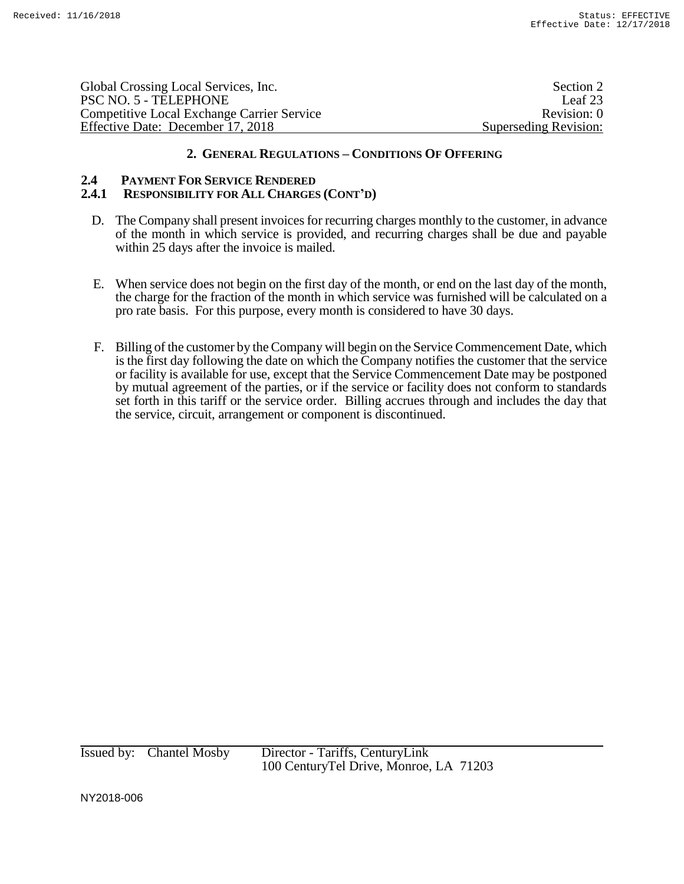## 2. General Regulations – Conditions Of Offering

### 2.4 Payment For Service Rendered

#### 2.4.1 Responsibility for All Charges (Cont'd)

D. The Company shall present invoices for recurring charges monthly to the customer, in advance of the month in which service is provided, and recurring charges shall be due and payable within 25 days after the invoice is mailed.

E. When service does not begin on the first day of the month, or end on the last day of the month, the charge for the fraction of the month in which service was furnished will be calculated on a pro rate basis. For this purpose, every month is considered to have 30 days.

F. Billing of the customer by the Company will begin on the Service Commencement Date, which is the first day following the date on which the Company notifies the customer that the service or facility is available for use, except that the Service Commencement Date may be postponed by mutual agreement of the parties, or if the service or facility does not conform to standards set forth in this tariff or the service order. Billing accrues through and includes the day that the service, circuit, arrangement or component is discontinued.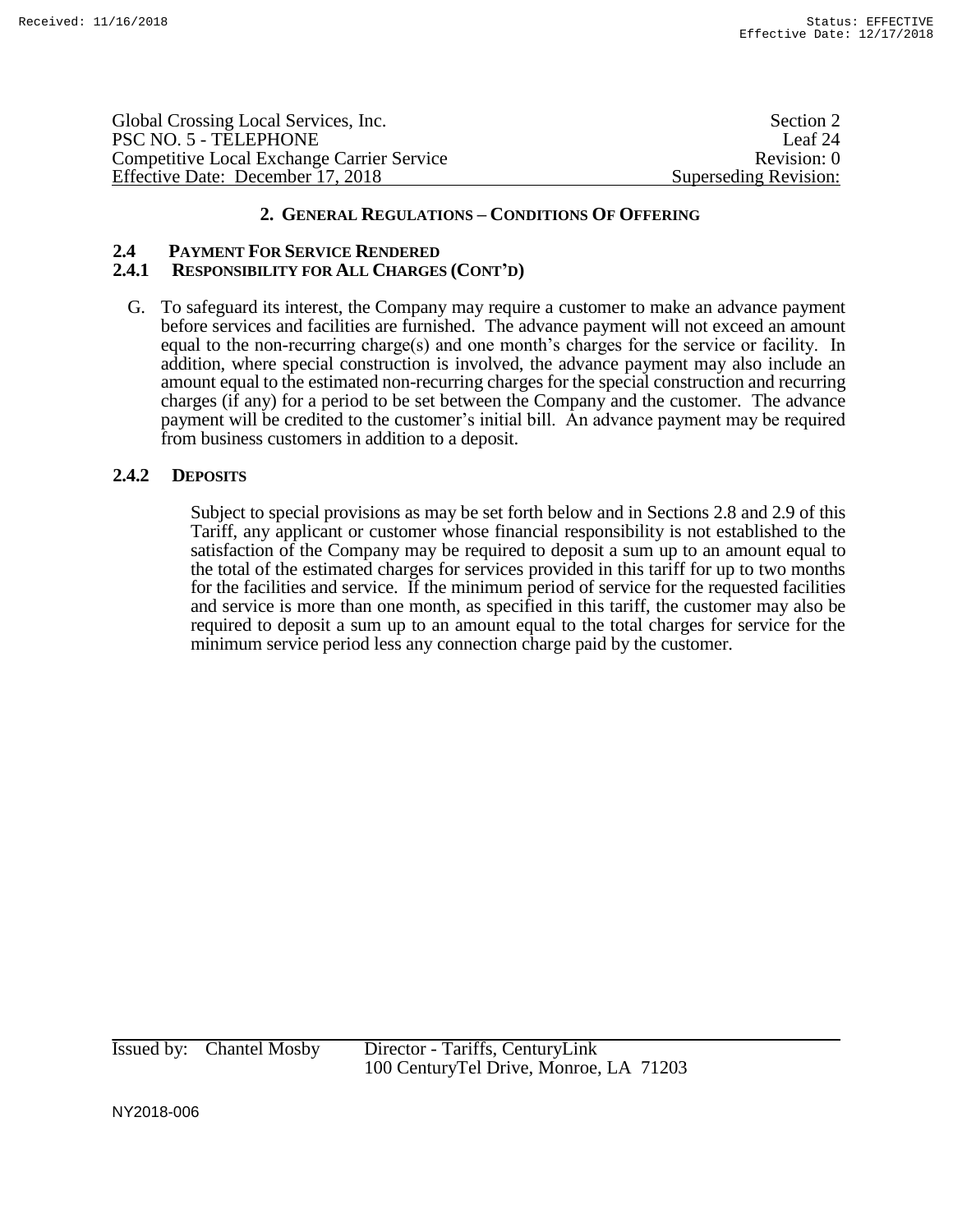## 2. GENERAL REGULATIONS – CONDITIONS OF OFFERING

### 2.4 PAYMENT FOR SERVICE RENDERED

### 2.4.1 RESPONSIBILITY FOR ALL CHARGES (CONT'D)

G. To safeguard its interest, the Company may require a customer to make an advance payment before services and facilities are furnished. The advance payment will not exceed an amount equal to the non-recurring charge(s) and one month's charges for the service or facility. In addition, where special construction is involved, the advance payment may also include an amount equal to the estimated non-recurring charges for the special construction and recurring charges (if any) for a period to be set between the Company and the customer. The advance payment will be credited to the customer's initial bill. An advance payment may be required from business customers in addition to a deposit.

### 2.4.2 DEPOSITS

Subject to special provisions as may be set forth below and in Sections 2.8 and 2.9 of this Tariff, any applicant or customer whose financial responsibility is not established to the satisfaction of the Company may be required to deposit a sum up to an amount equal to the total of the estimated charges for services provided in this tariff for up to two months for the facilities and service. If the minimum period of service for the requested facilities and service is more than one month, as specified in this tariff, the customer may also be required to deposit a sum up to an amount equal to the total charges for service for the minimum service period less any connection charge paid by the customer.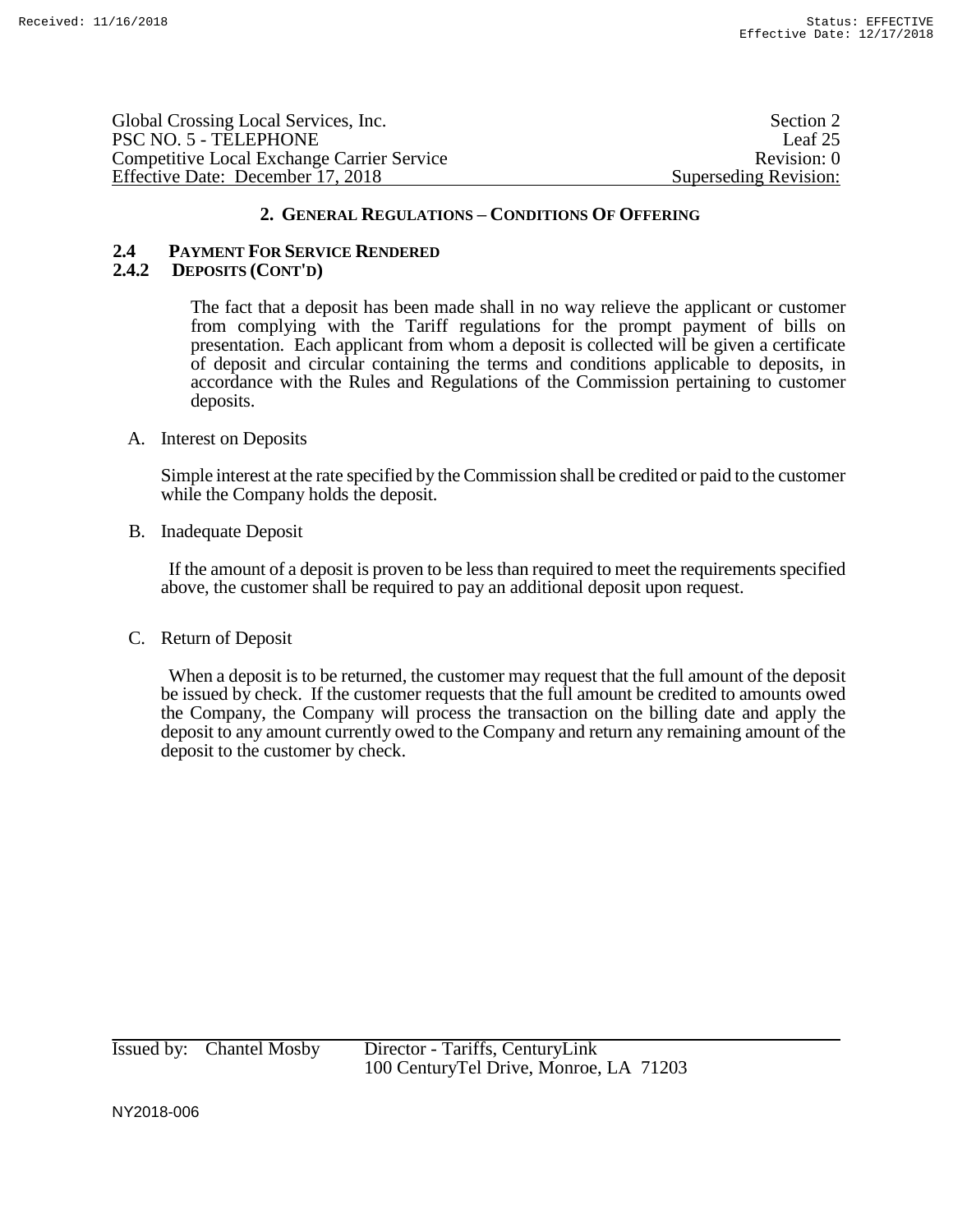## 2. General Regulations – Conditions Of Offering

### 2.4 Payment For Service Rendered

### 2.4.2 Deposits (Cont'd)

The fact that a deposit has been made shall in no way relieve the applicant or customer from complying with the Tariff regulations for the prompt payment of bills on presentation. Each applicant from whom a deposit is collected will be given a certificate of deposit and circular containing the terms and conditions applicable to deposits, in accordance with the Rules and Regulations of the Commission pertaining to customer deposits.

A. Interest on Deposits

Simple interest at the rate specified by the Commission shall be credited or paid to the customer while the Company holds the deposit.

B. Inadequate Deposit

If the amount of a deposit is proven to be less than required to meet the requirements specified above, the customer shall be required to pay an additional deposit upon request.

C. Return of Deposit

When a deposit is to be returned, the customer may request that the full amount of the deposit be issued by check. If the customer requests that the full amount be credited to amounts owed the Company, the Company will process the transaction on the billing date and apply the deposit to any amount currently owed to the Company and return any remaining amount of the deposit to the customer by check.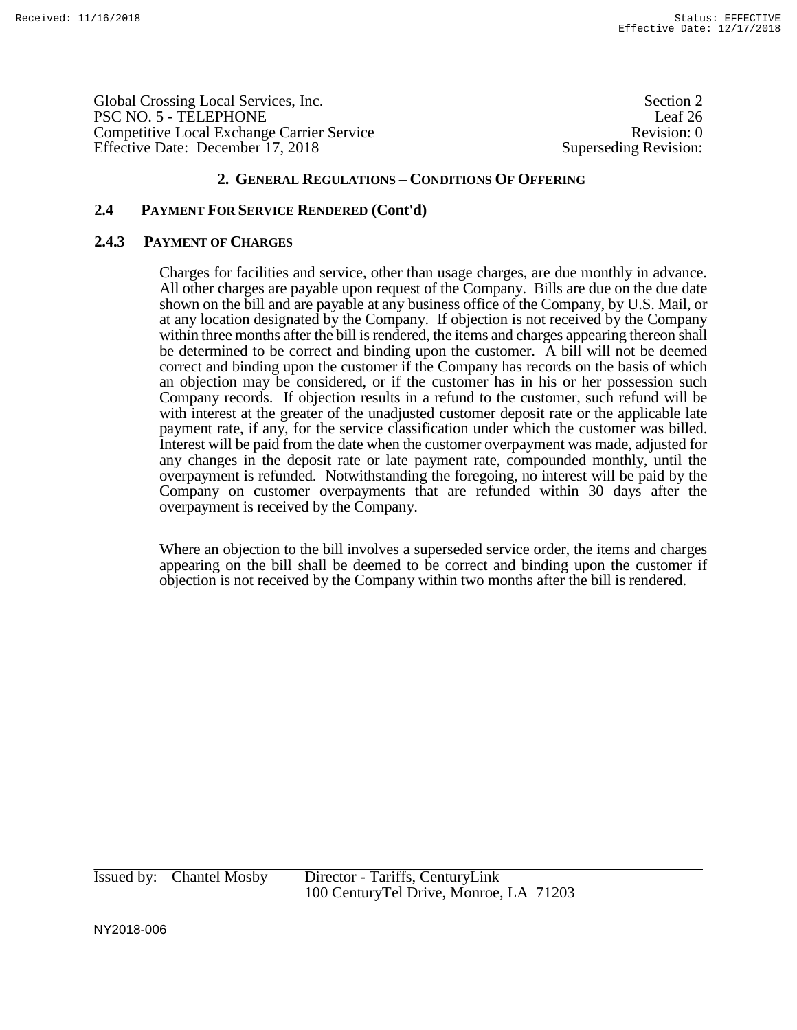## 2. GENERAL REGULATIONS – CONDITIONS OF OFFERING

### 2.4 PAYMENT FOR SERVICE RENDERED (Cont'd)

### 2.4.3 PAYMENT OF CHARGES

Charges for facilities and service, other than usage charges, are due monthly in advance. All other charges are payable upon request of the Company. Bills are due on the due date shown on the bill and are payable at any business office of the Company, by U.S. Mail, or at any location designated by the Company. If objection is not received by the Company within three months after the bill is rendered, the items and charges appearing thereon shall be determined to be correct and binding upon the customer. A bill will not be deemed correct and binding upon the customer if the Company has records on the basis of which an objection may be considered, or if the customer has in his or her possession such Company records. If objection results in a refund to the customer, such refund will be with interest at the greater of the unadjusted customer deposit rate or the applicable late payment rate, if any, for the service classification under which the customer was billed. Interest will be paid from the date when the customer overpayment was made, adjusted for any changes in the deposit rate or late payment rate, compounded monthly, until the overpayment is refunded. Notwithstanding the foregoing, no interest will be paid by the Company on customer overpayments that are refunded within 30 days after the overpayment is received by the Company.

Where an objection to the bill involves a superseded service order, the items and charges appearing on the bill shall be deemed to be correct and binding upon the customer if objection is not received by the Company within two months after the bill is rendered.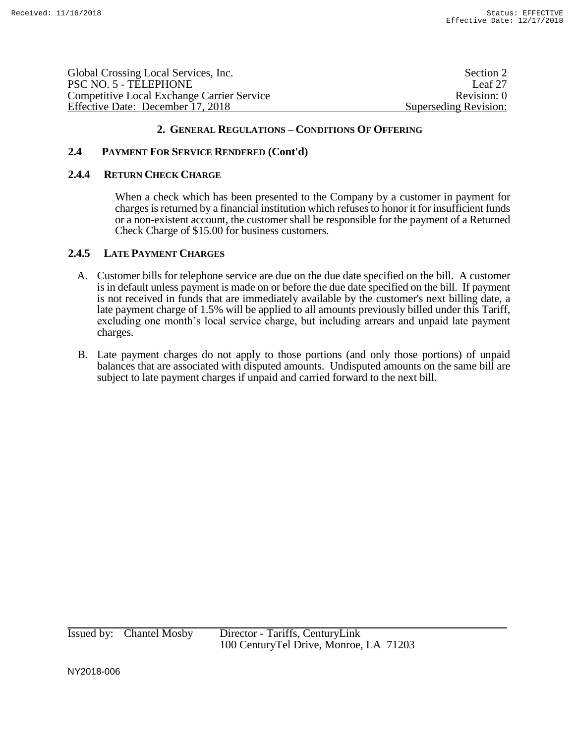## 2. GENERAL REGULATIONS – CONDITIONS OF OFFERING

### 2.4 PAYMENT FOR SERVICE RENDERED (Cont'd)

### 2.4.4 RETURN CHECK CHARGE

When a check which has been presented to the Company by a customer in payment for charges is returned by a financial institution which refuses to honor it for insufficient funds or a non-existent account, the customer shall be responsible for the payment of a Returned Check Charge of $15.00 for business customers.

### 2.4.5 LATE PAYMENT CHARGES

A. Customer bills for telephone service are due on the due date specified on the bill. A customer is in default unless payment is made on or before the due date specified on the bill. If payment is not received in funds that are immediately available by the customer's next billing date, a late payment charge of 1.5% will be applied to all amounts previously billed under this Tariff, excluding one month's local service charge, but including arrears and unpaid late payment charges.

B. Late payment charges do not apply to those portions (and only those portions) of unpaid balances that are associated with disputed amounts. Undisputed amounts on the same bill are subject to late payment charges if unpaid and carried forward to the next bill.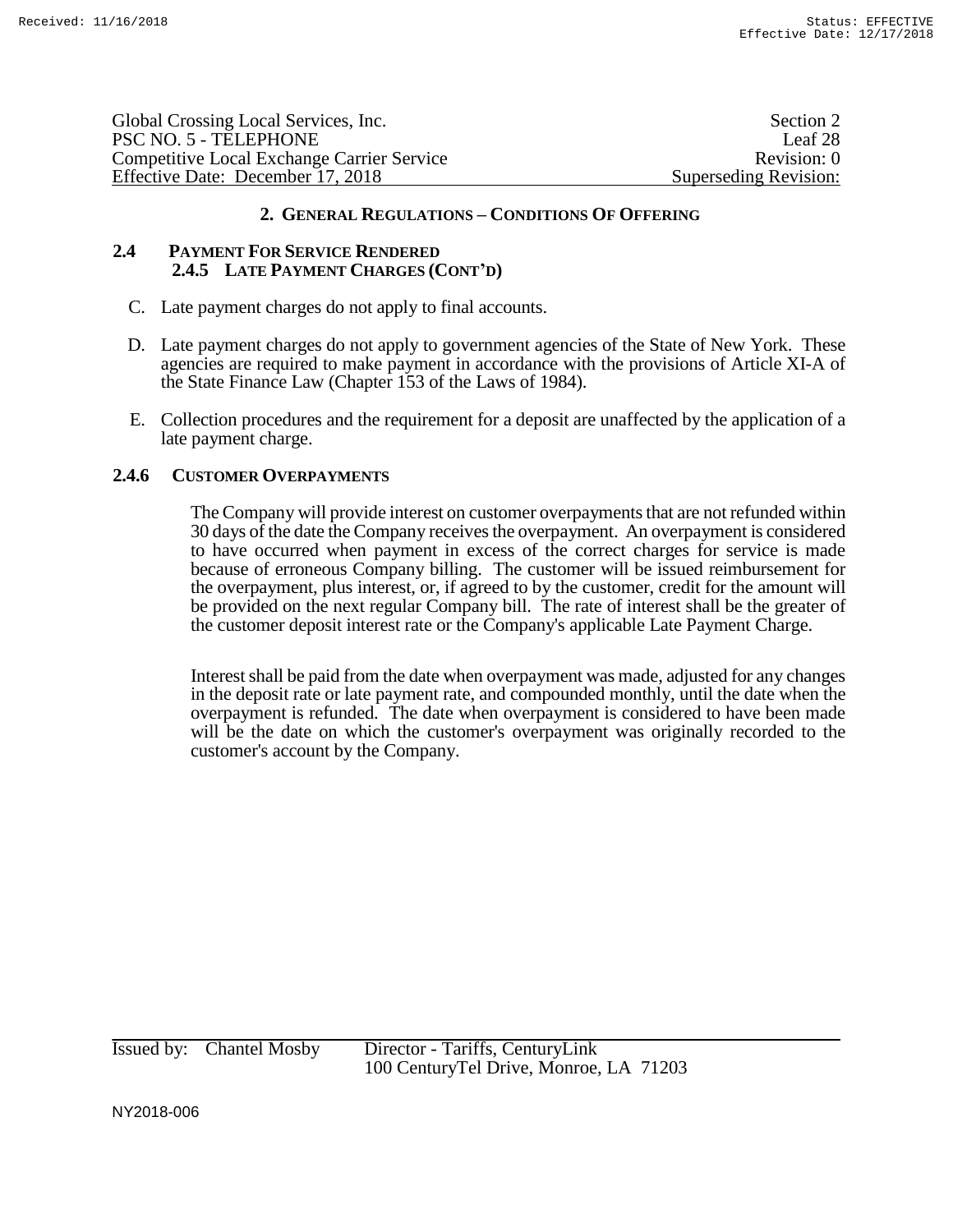## 2. GENERAL REGULATIONS – CONDITIONS OF OFFERING

### 2.4 PAYMENT FOR SERVICE RENDERED

#### 2.4.5 LATE PAYMENT CHARGES (CONT'D)

C. Late payment charges do not apply to final accounts.

D. Late payment charges do not apply to government agencies of the State of New York. These agencies are required to make payment in accordance with the provisions of Article XI-A of the State Finance Law (Chapter 153 of the Laws of 1984).

E. Collection procedures and the requirement for a deposit are unaffected by the application of a late payment charge.

#### 2.4.6 CUSTOMER OVERPAYMENTS

The Company will provide interest on customer overpayments that are not refunded within 30 days of the date the Company receives the overpayment. An overpayment is considered to have occurred when payment in excess of the correct charges for service is made because of erroneous Company billing. The customer will be issued reimbursement for the overpayment, plus interest, or, if agreed to by the customer, credit for the amount will be provided on the next regular Company bill. The rate of interest shall be the greater of the customer deposit interest rate or the Company's applicable Late Payment Charge.

Interest shall be paid from the date when overpayment was made, adjusted for any changes in the deposit rate or late payment rate, and compounded monthly, until the date when the overpayment is refunded. The date when overpayment is considered to have been made will be the date on which the customer's overpayment was originally recorded to the customer's account by the Company.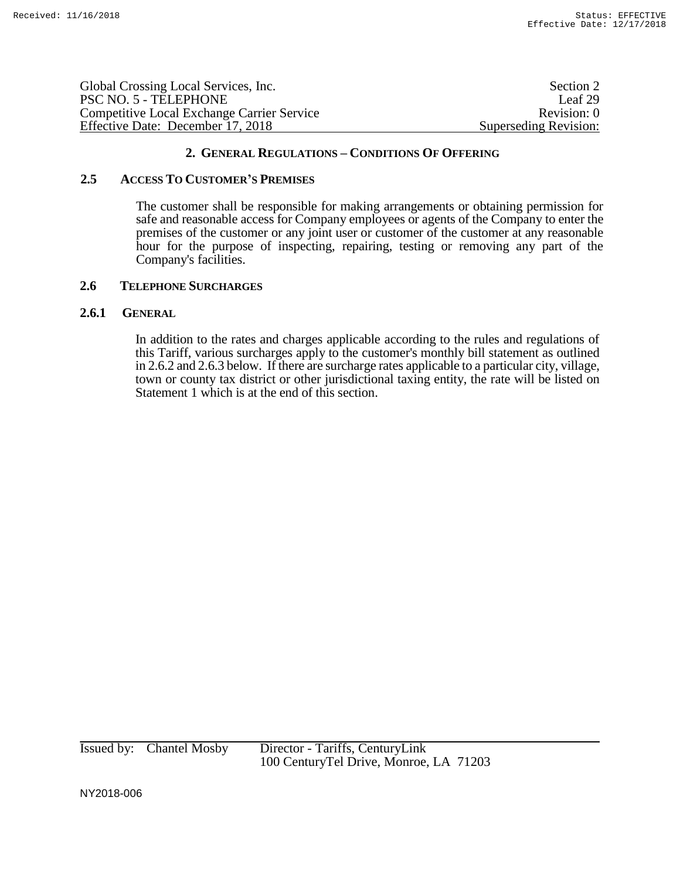## 2. GENERAL REGULATIONS – CONDITIONS OF OFFERING

### 2.5 ACCESS TO CUSTOMER'S PREMISES

The customer shall be responsible for making arrangements or obtaining permission for safe and reasonable access for Company employees or agents of the Company to enter the premises of the customer or any joint user or customer of the customer at any reasonable hour for the purpose of inspecting, repairing, testing or removing any part of the Company's facilities.

### 2.6 TELEPHONE SURCHARGES

#### 2.6.1 GENERAL

In addition to the rates and charges applicable according to the rules and regulations of this Tariff, various surcharges apply to the customer's monthly bill statement as outlined in 2.6.2 and 2.6.3 below. If there are surcharge rates applicable to a particular city, village, town or county tax district or other jurisdictional taxing entity, the rate will be listed on Statement 1 which is at the end of this section.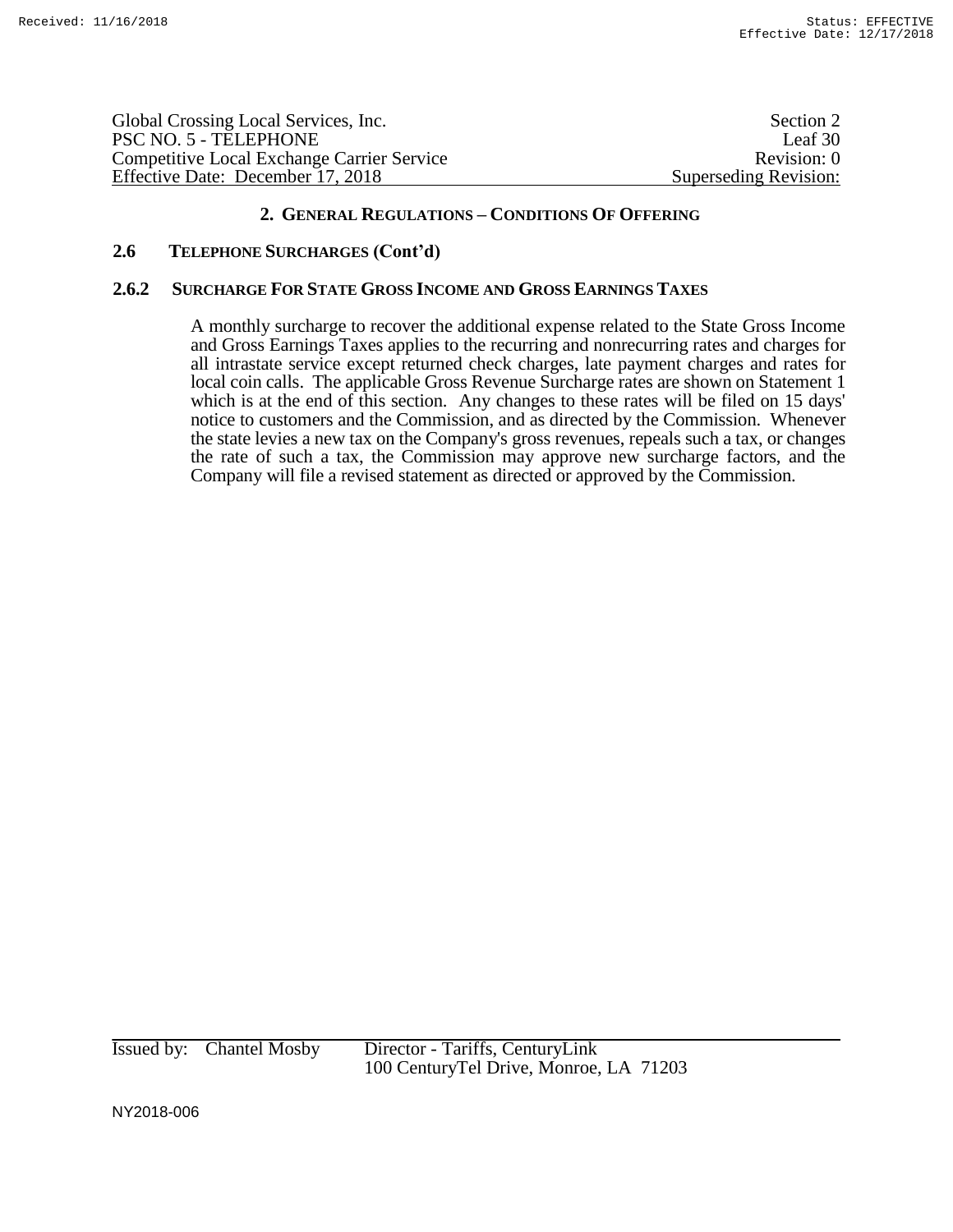## 2. GENERAL REGULATIONS – CONDITIONS OF OFFERING

### 2.6 TELEPHONE SURCHARGES (Cont'd)

### 2.6.2 SURCHARGE FOR STATE GROSS INCOME AND GROSS EARNINGS TAXES

A monthly surcharge to recover the additional expense related to the State Gross Income and Gross Earnings Taxes applies to the recurring and nonrecurring rates and charges for all intrastate service except returned check charges, late payment charges and rates for local coin calls. The applicable Gross Revenue Surcharge rates are shown on Statement 1 which is at the end of this section. Any changes to these rates will be filed on 15 days' notice to customers and the Commission, and as directed by the Commission. Whenever the state levies a new tax on the Company's gross revenues, repeals such a tax, or changes the rate of such a tax, the Commission may approve new surcharge factors, and the Company will file a revised statement as directed or approved by the Commission.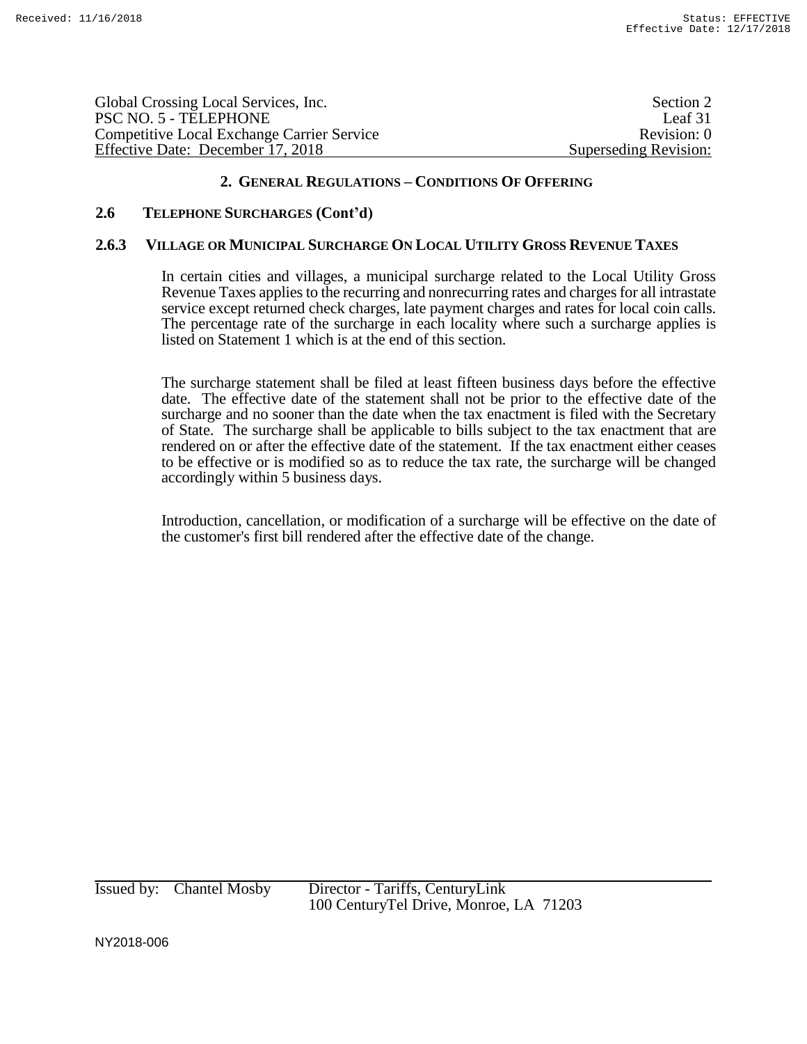## 2. GENERAL REGULATIONS – CONDITIONS OF OFFERING

### 2.6 TELEPHONE SURCHARGES (Cont'd)

#### 2.6.3 VILLAGE OR MUNICIPAL SURCHARGE ON LOCAL UTILITY GROSS REVENUE TAXES

In certain cities and villages, a municipal surcharge related to the Local Utility Gross Revenue Taxes applies to the recurring and nonrecurring rates and charges for all intrastate service except returned check charges, late payment charges and rates for local coin calls. The percentage rate of the surcharge in each locality where such a surcharge applies is listed on Statement 1 which is at the end of this section.

The surcharge statement shall be filed at least fifteen business days before the effective date. The effective date of the statement shall not be prior to the effective date of the surcharge and no sooner than the date when the tax enactment is filed with the Secretary of State. The surcharge shall be applicable to bills subject to the tax enactment that are rendered on or after the effective date of the statement. If the tax enactment either ceases to be effective or is modified so as to reduce the tax rate, the surcharge will be changed accordingly within 5 business days.

Introduction, cancellation, or modification of a surcharge will be effective on the date of the customer's first bill rendered after the effective date of the change.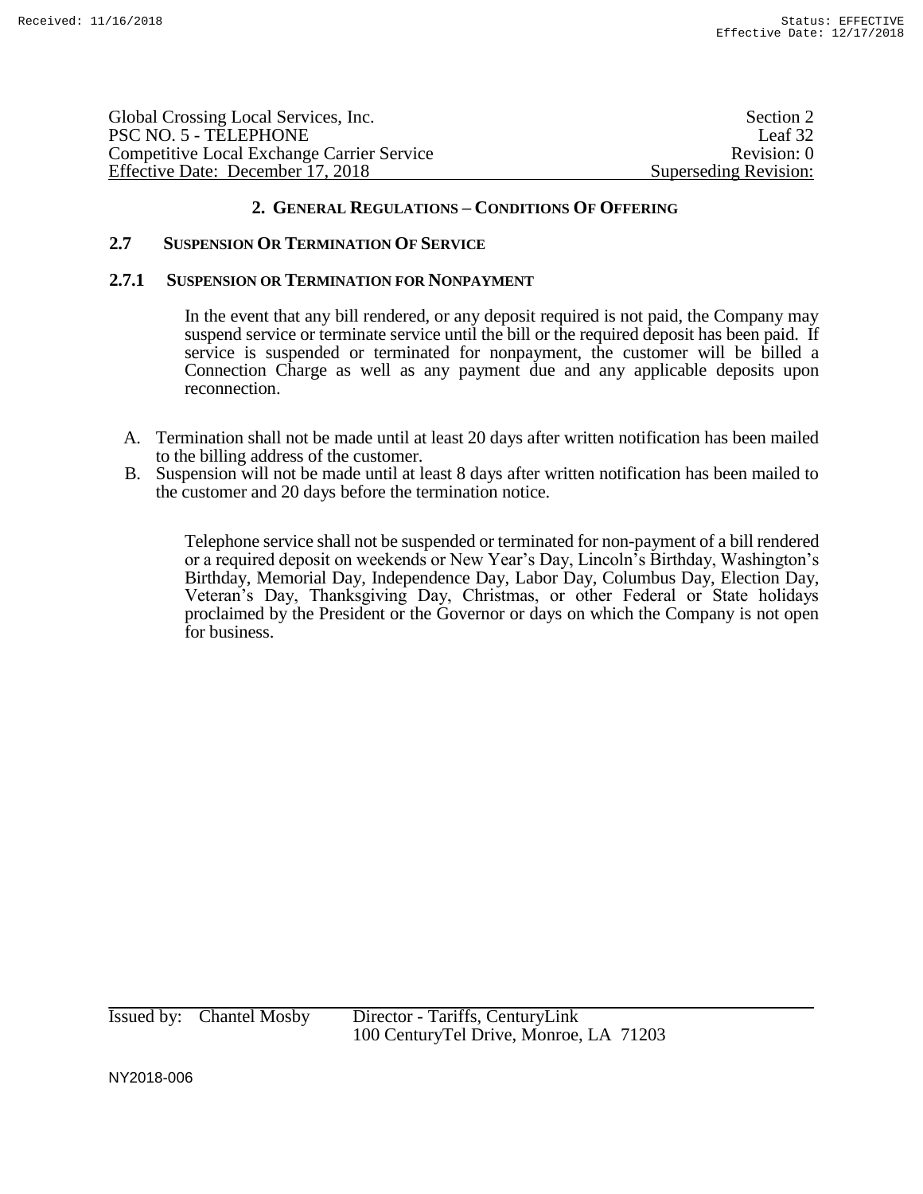## 2. GENERAL REGULATIONS – CONDITIONS OF OFFERING

### 2.7 SUSPENSION OR TERMINATION OF SERVICE

#### 2.7.1 SUSPENSION OR TERMINATION FOR NONPAYMENT

In the event that any bill rendered, or any deposit required is not paid, the Company may suspend service or terminate service until the bill or the required deposit has been paid. If service is suspended or terminated for nonpayment, the customer will be billed a Connection Charge as well as any payment due and any applicable deposits upon reconnection.

A. Termination shall not be made until at least 20 days after written notification has been mailed to the billing address of the customer.

B. Suspension will not be made until at least 8 days after written notification has been mailed to the customer and 20 days before the termination notice.

Telephone service shall not be suspended or terminated for non-payment of a bill rendered or a required deposit on weekends or New Year's Day, Lincoln's Birthday, Washington's Birthday, Memorial Day, Independence Day, Labor Day, Columbus Day, Election Day, Veteran's Day, Thanksgiving Day, Christmas, or other Federal or State holidays proclaimed by the President or the Governor or days on which the Company is not open for business.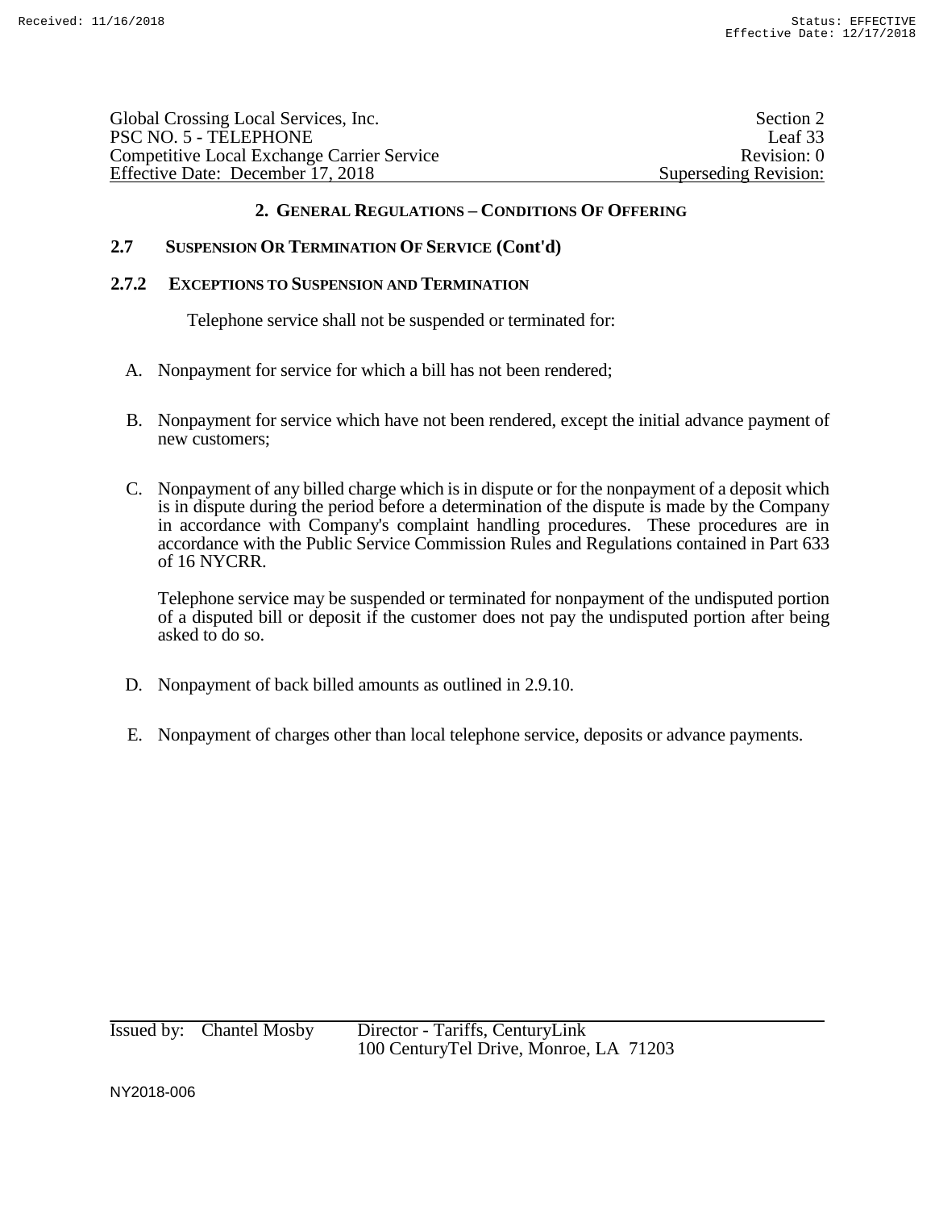## 2. GENERAL REGULATIONS – CONDITIONS OF OFFERING

### 2.7 SUSPENSION OR TERMINATION OF SERVICE (Cont'd)

#### 2.7.2 EXCEPTIONS TO SUSPENSION AND TERMINATION

Telephone service shall not be suspended or terminated for:

A. Nonpayment for service for which a bill has not been rendered;

B. Nonpayment for service which have not been rendered, except the initial advance payment of new customers;

C. Nonpayment of any billed charge which is in dispute or for the nonpayment of a deposit which is in dispute during the period before a determination of the dispute is made by the Company in accordance with Company's complaint handling procedures. These procedures are in accordance with the Public Service Commission Rules and Regulations contained in Part 633 of 16 NYCRR.

   Telephone service may be suspended or terminated for nonpayment of the undisputed portion of a disputed bill or deposit if the customer does not pay the undisputed portion after being asked to do so.

D. Nonpayment of back billed amounts as outlined in 2.9.10.

E. Nonpayment of charges other than local telephone service, deposits or advance payments.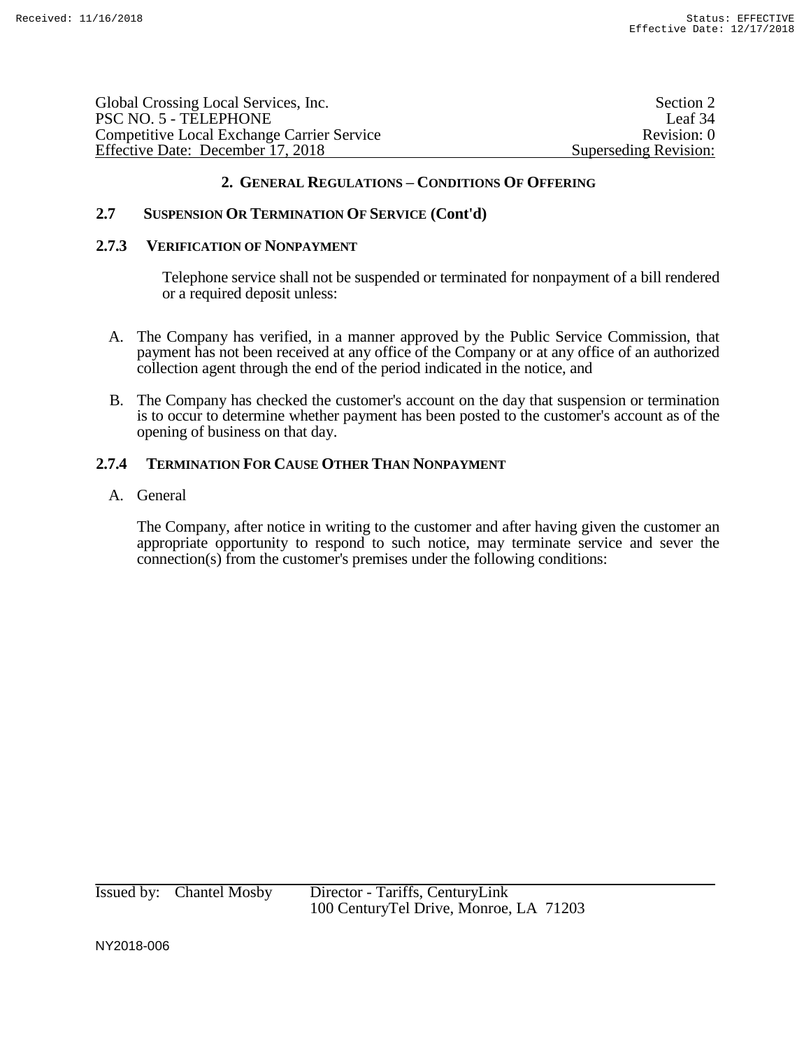## 2. General Regulations – Conditions Of Offering

### 2.7 Suspension Or Termination Of Service (Cont'd)

#### 2.7.3 Verification of Nonpayment

Telephone service shall not be suspended or terminated for nonpayment of a bill rendered or a required deposit unless:

A. The Company has verified, in a manner approved by the Public Service Commission, that payment has not been received at any office of the Company or at any office of an authorized collection agent through the end of the period indicated in the notice, and

B. The Company has checked the customer's account on the day that suspension or termination is to occur to determine whether payment has been posted to the customer's account as of the opening of business on that day.

#### 2.7.4 Termination For Cause Other Than Nonpayment

A. General

The Company, after notice in writing to the customer and after having given the customer an appropriate opportunity to respond to such notice, may terminate service and sever the connection(s) from the customer's premises under the following conditions: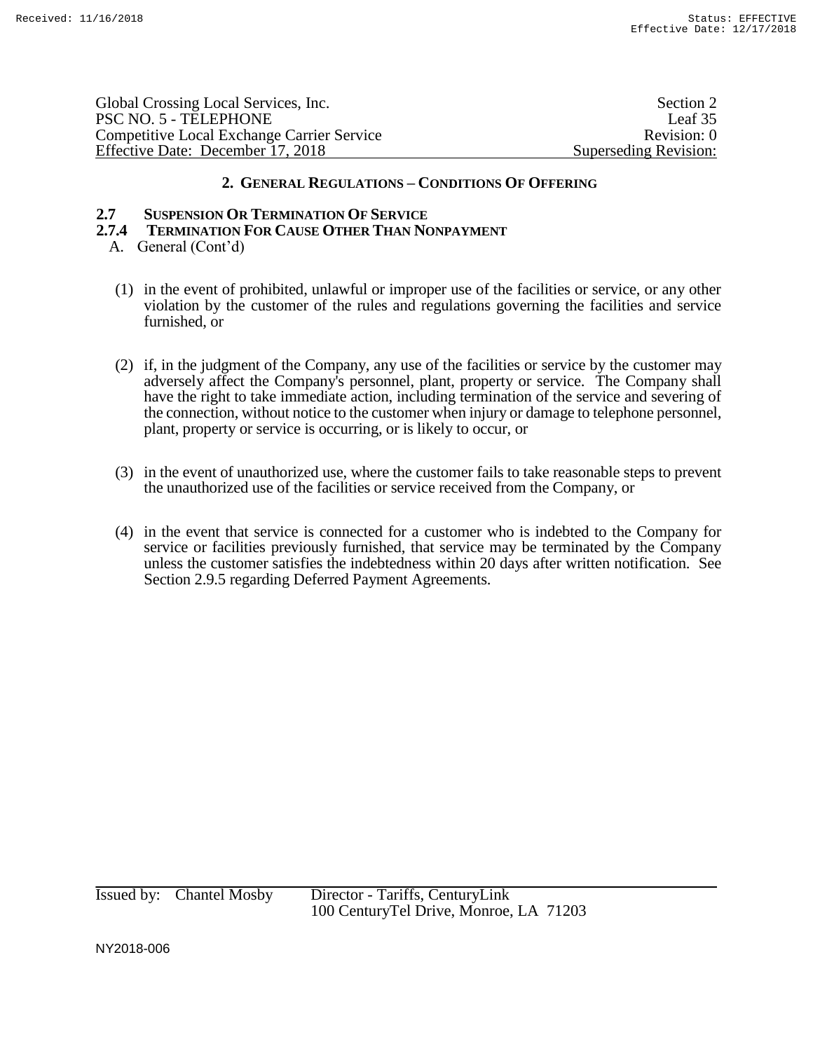## 2. GENERAL REGULATIONS – CONDITIONS OF OFFERING

### 2.7 SUSPENSION OR TERMINATION OF SERVICE

### 2.7.4 TERMINATION FOR CAUSE OTHER THAN NONPAYMENT

A. General (Cont'd)

(1) in the event of prohibited, unlawful or improper use of the facilities or service, or any other violation by the customer of the rules and regulations governing the facilities and service furnished, or

(2) if, in the judgment of the Company, any use of the facilities or service by the customer may adversely affect the Company's personnel, plant, property or service. The Company shall have the right to take immediate action, including termination of the service and severing of the connection, without notice to the customer when injury or damage to telephone personnel, plant, property or service is occurring, or is likely to occur, or

(3) in the event of unauthorized use, where the customer fails to take reasonable steps to prevent the unauthorized use of the facilities or service received from the Company, or

(4) in the event that service is connected for a customer who is indebted to the Company for service or facilities previously furnished, that service may be terminated by the Company unless the customer satisfies the indebtedness within 20 days after written notification. See Section 2.9.5 regarding Deferred Payment Agreements.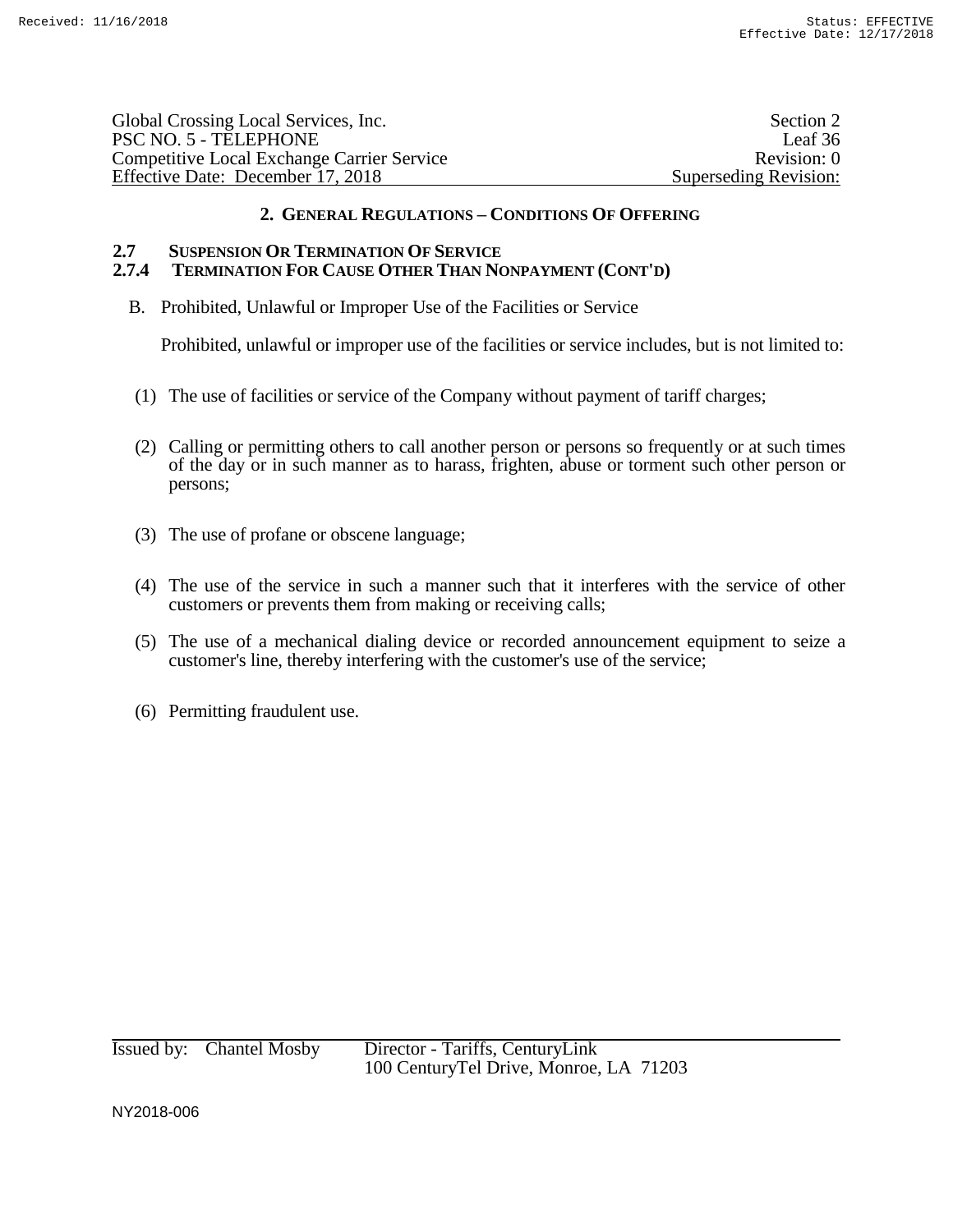## 2. General Regulations – Conditions Of Offering

### 2.7 Suspension Or Termination Of Service

### 2.7.4 Termination For Cause Other Than Nonpayment (Cont'd)

B. Prohibited, Unlawful or Improper Use of the Facilities or Service

Prohibited, unlawful or improper use of the facilities or service includes, but is not limited to:

(1) The use of facilities or service of the Company without payment of tariff charges;

(2) Calling or permitting others to call another person or persons so frequently or at such times of the day or in such manner as to harass, frighten, abuse or torment such other person or persons;

(3) The use of profane or obscene language;

(4) The use of the service in such a manner such that it interferes with the service of other customers or prevents them from making or receiving calls;

(5) The use of a mechanical dialing device or recorded announcement equipment to seize a customer's line, thereby interfering with the customer's use of the service;

(6) Permitting fraudulent use.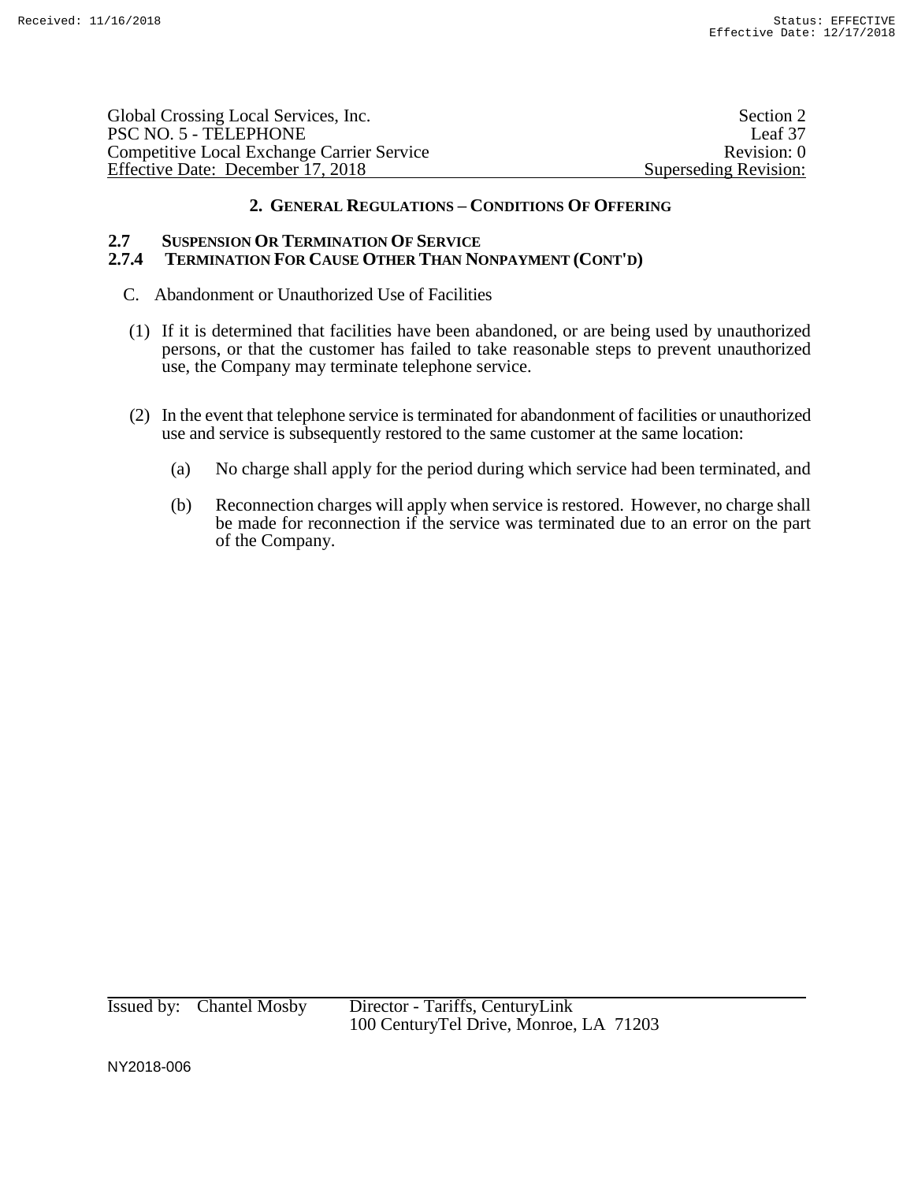## 2. General Regulations – Conditions Of Offering

### 2.7 Suspension Or Termination Of Service

### 2.7.4 Termination For Cause Other Than Nonpayment (Cont'd)

C. Abandonment or Unauthorized Use of Facilities

(1) If it is determined that facilities have been abandoned, or are being used by unauthorized persons, or that the customer has failed to take reasonable steps to prevent unauthorized use, the Company may terminate telephone service.

(2) In the event that telephone service is terminated for abandonment of facilities or unauthorized use and service is subsequently restored to the same customer at the same location:

(a) No charge shall apply for the period during which service had been terminated, and

(b) Reconnection charges will apply when service is restored. However, no charge shall be made for reconnection if the service was terminated due to an error on the part of the Company.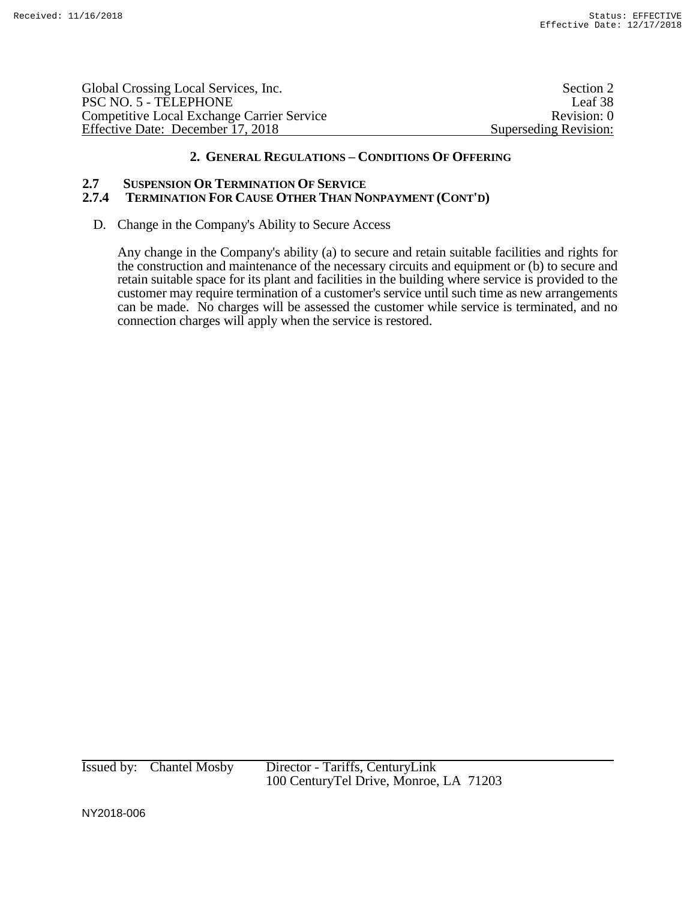## 2. General Regulations – Conditions Of Offering

### 2.7 Suspension Or Termination Of Service

#### 2.7.4 Termination For Cause Other Than Nonpayment (Cont'd)

D. Change in the Company's Ability to Secure Access

Any change in the Company's ability (a) to secure and retain suitable facilities and rights for the construction and maintenance of the necessary circuits and equipment or (b) to secure and retain suitable space for its plant and facilities in the building where service is provided to the customer may require termination of a customer's service until such time as new arrangements can be made. No charges will be assessed the customer while service is terminated, and no connection charges will apply when the service is restored.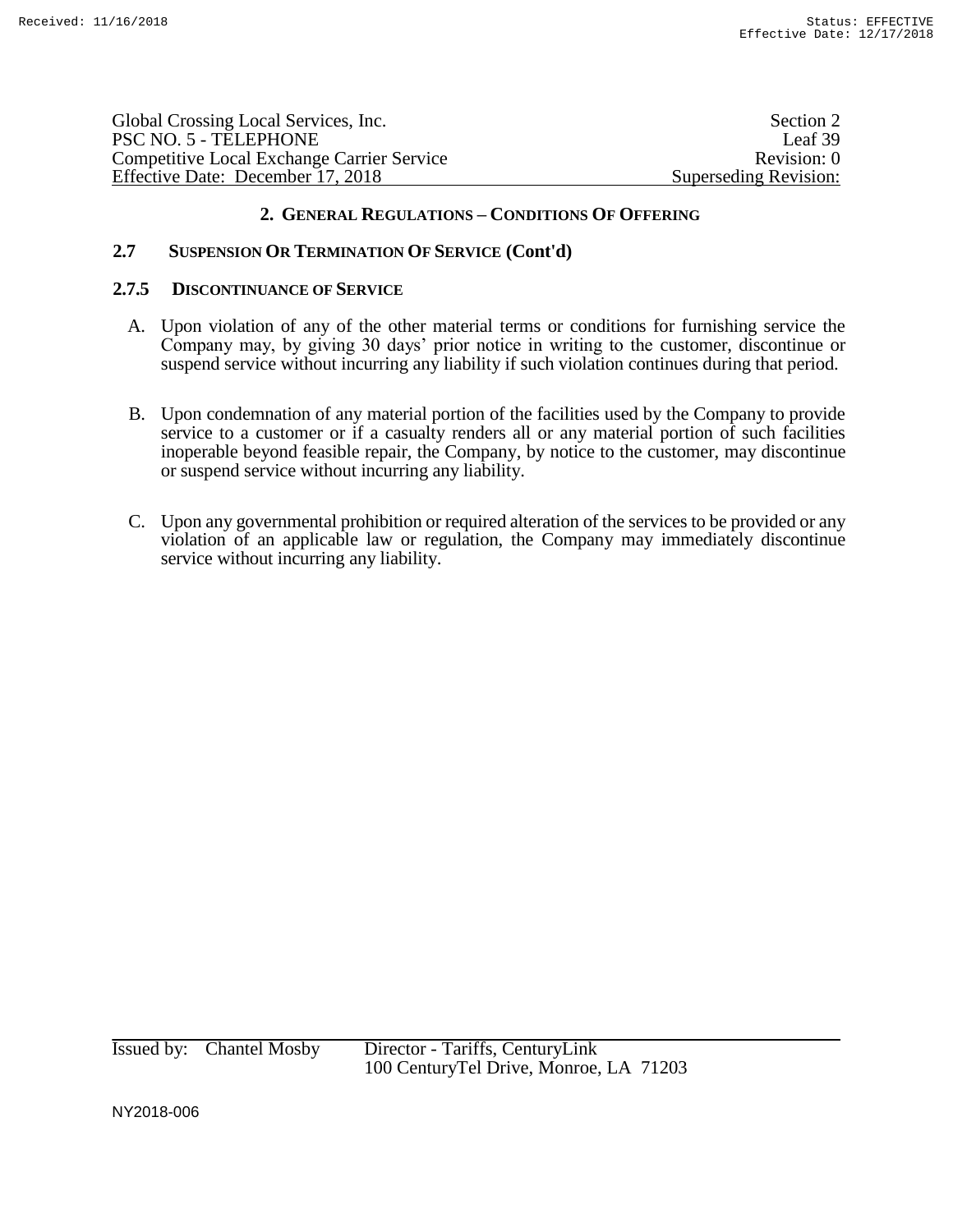## 2. General Regulations – Conditions Of Offering

### 2.7 Suspension Or Termination Of Service (Cont'd)

#### 2.7.5 Discontinuance of Service

A. Upon violation of any of the other material terms or conditions for furnishing service the Company may, by giving 30 days' prior notice in writing to the customer, discontinue or suspend service without incurring any liability if such violation continues during that period.

B. Upon condemnation of any material portion of the facilities used by the Company to provide service to a customer or if a casualty renders all or any material portion of such facilities inoperable beyond feasible repair, the Company, by notice to the customer, may discontinue or suspend service without incurring any liability.

C. Upon any governmental prohibition or required alteration of the services to be provided or any violation of an applicable law or regulation, the Company may immediately discontinue service without incurring any liability.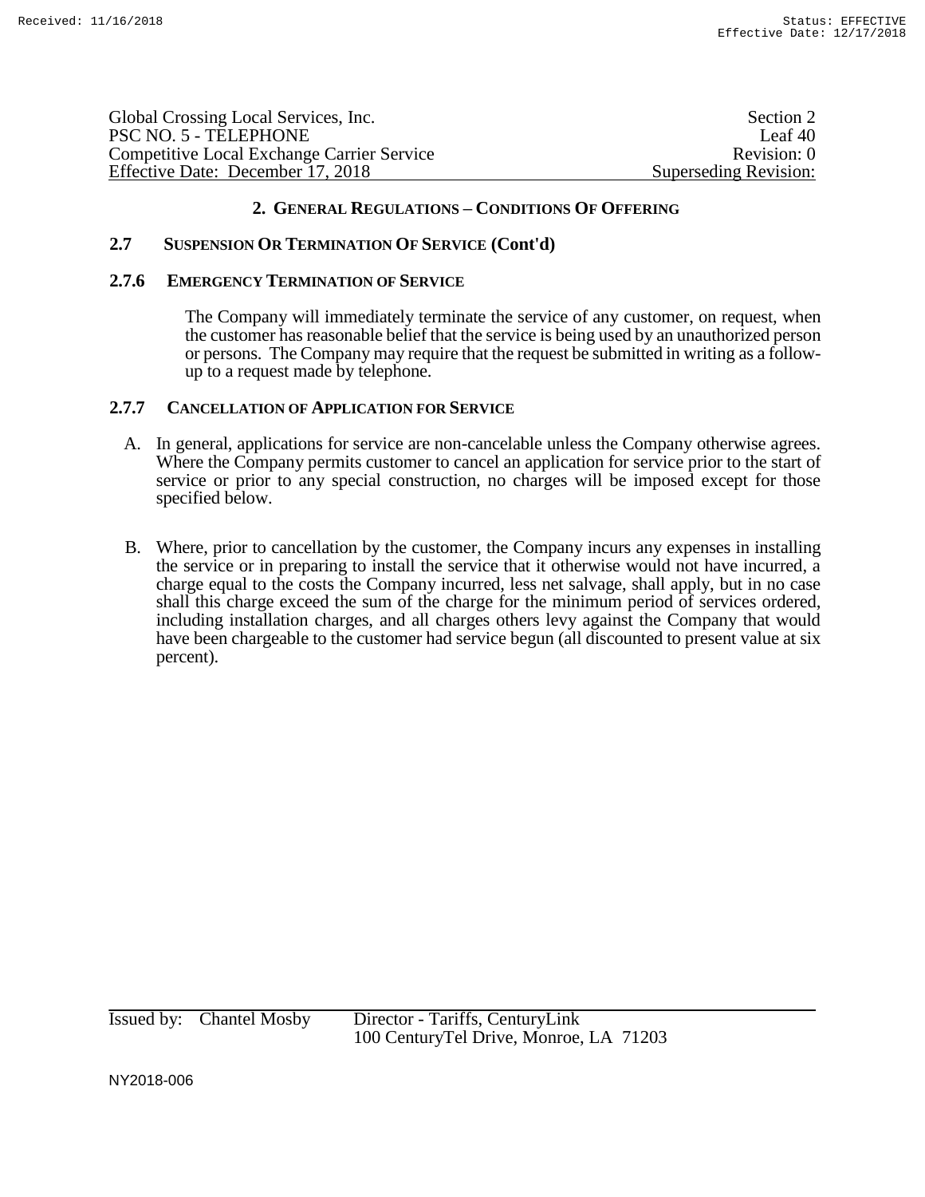## 2. GENERAL REGULATIONS – CONDITIONS OF OFFERING

### 2.7 SUSPENSION OR TERMINATION OF SERVICE (Cont'd)

#### 2.7.6 EMERGENCY TERMINATION OF SERVICE

The Company will immediately terminate the service of any customer, on request, when the customer has reasonable belief that the service is being used by an unauthorized person or persons. The Company may require that the request be submitted in writing as a follow-up to a request made by telephone.

#### 2.7.7 CANCELLATION OF APPLICATION FOR SERVICE

A. In general, applications for service are non-cancelable unless the Company otherwise agrees. Where the Company permits customer to cancel an application for service prior to the start of service or prior to any special construction, no charges will be imposed except for those specified below.

B. Where, prior to cancellation by the customer, the Company incurs any expenses in installing the service or in preparing to install the service that it otherwise would not have incurred, a charge equal to the costs the Company incurred, less net salvage, shall apply, but in no case shall this charge exceed the sum of the charge for the minimum period of services ordered, including installation charges, and all charges others levy against the Company that would have been chargeable to the customer had service begun (all discounted to present value at six percent).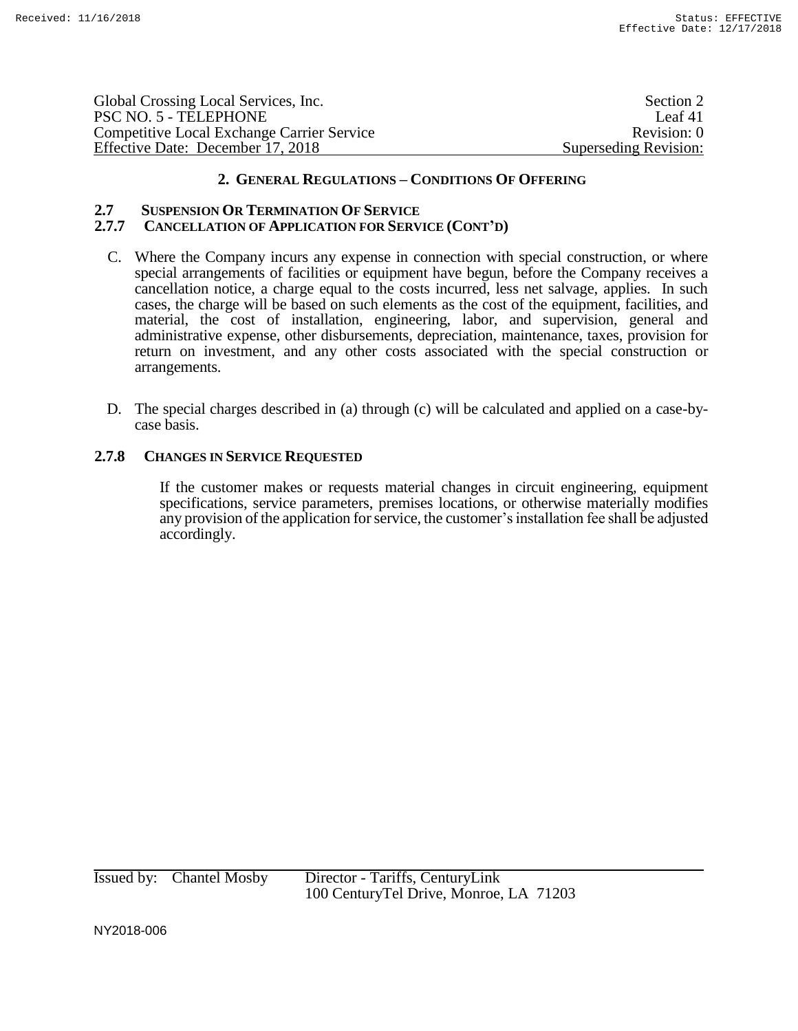## 2. GENERAL REGULATIONS – CONDITIONS OF OFFERING

### 2.7 SUSPENSION OR TERMINATION OF SERVICE

### 2.7.7 CANCELLATION OF APPLICATION FOR SERVICE (CONT'D)

C. Where the Company incurs any expense in connection with special construction, or where special arrangements of facilities or equipment have begun, before the Company receives a cancellation notice, a charge equal to the costs incurred, less net salvage, applies. In such cases, the charge will be based on such elements as the cost of the equipment, facilities, and material, the cost of installation, engineering, labor, and supervision, general and administrative expense, other disbursements, depreciation, maintenance, taxes, provision for return on investment, and any other costs associated with the special construction or arrangements.

D. The special charges described in (a) through (c) will be calculated and applied on a case-by-case basis.

### 2.7.8 CHANGES IN SERVICE REQUESTED

If the customer makes or requests material changes in circuit engineering, equipment specifications, service parameters, premises locations, or otherwise materially modifies any provision of the application for service, the customer's installation fee shall be adjusted accordingly.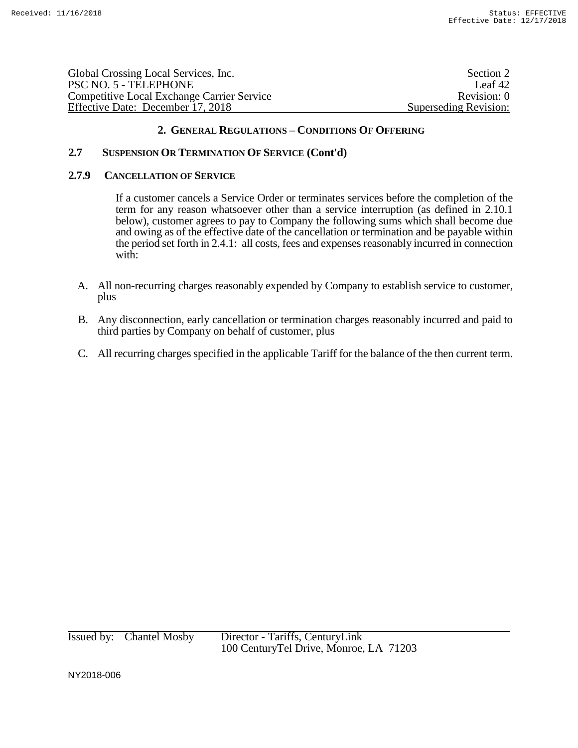## 2. GENERAL REGULATIONS – CONDITIONS OF OFFERING

### 2.7 SUSPENSION OR TERMINATION OF SERVICE (Cont'd)

### 2.7.9 CANCELLATION OF SERVICE

If a customer cancels a Service Order or terminates services before the completion of the term for any reason whatsoever other than a service interruption (as defined in 2.10.1 below), customer agrees to pay to Company the following sums which shall become due and owing as of the effective date of the cancellation or termination and be payable within the period set forth in 2.4.1: all costs, fees and expenses reasonably incurred in connection with:

A. All non-recurring charges reasonably expended by Company to establish service to customer, plus

B. Any disconnection, early cancellation or termination charges reasonably incurred and paid to third parties by Company on behalf of customer, plus

C. All recurring charges specified in the applicable Tariff for the balance of the then current term.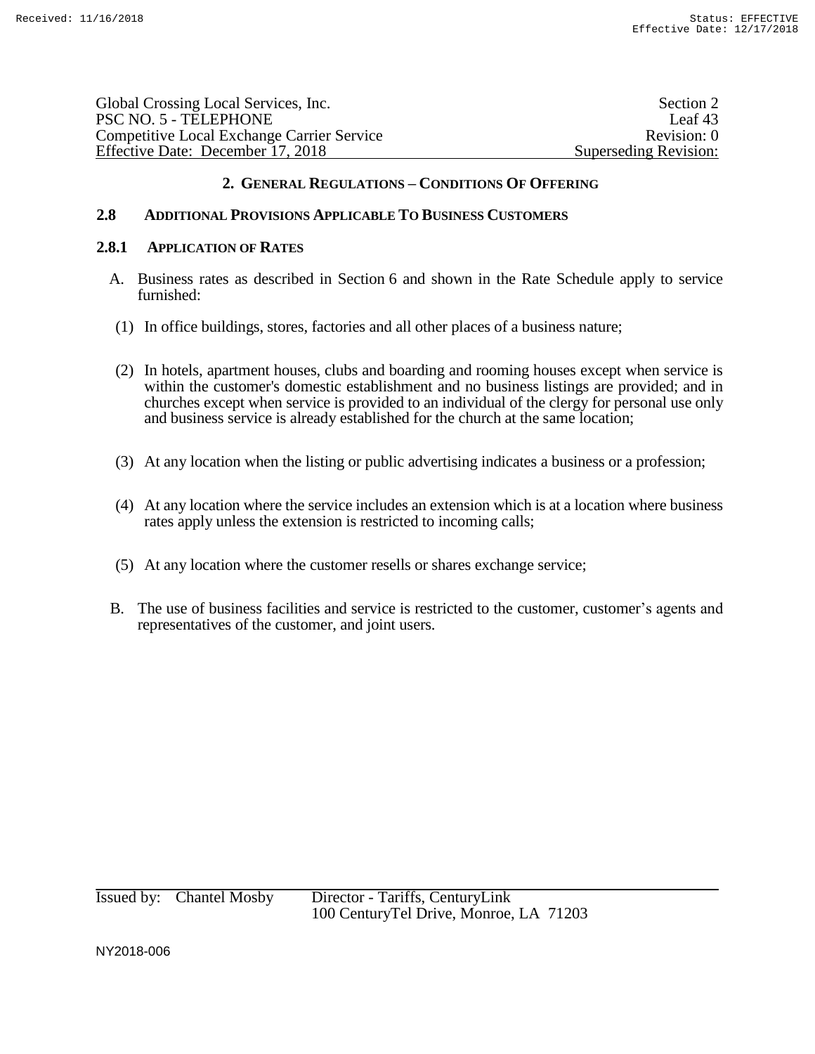## 2. General Regulations – Conditions Of Offering

### 2.8 Additional Provisions Applicable To Business Customers

#### 2.8.1 Application of Rates

A. Business rates as described in Section 6 and shown in the Rate Schedule apply to service furnished:

(1) In office buildings, stores, factories and all other places of a business nature;

(2) In hotels, apartment houses, clubs and boarding and rooming houses except when service is within the customer's domestic establishment and no business listings are provided; and in churches except when service is provided to an individual of the clergy for personal use only and business service is already established for the church at the same location;

(3) At any location when the listing or public advertising indicates a business or a profession;

(4) At any location where the service includes an extension which is at a location where business rates apply unless the extension is restricted to incoming calls;

(5) At any location where the customer resells or shares exchange service;

B. The use of business facilities and service is restricted to the customer, customer's agents and representatives of the customer, and joint users.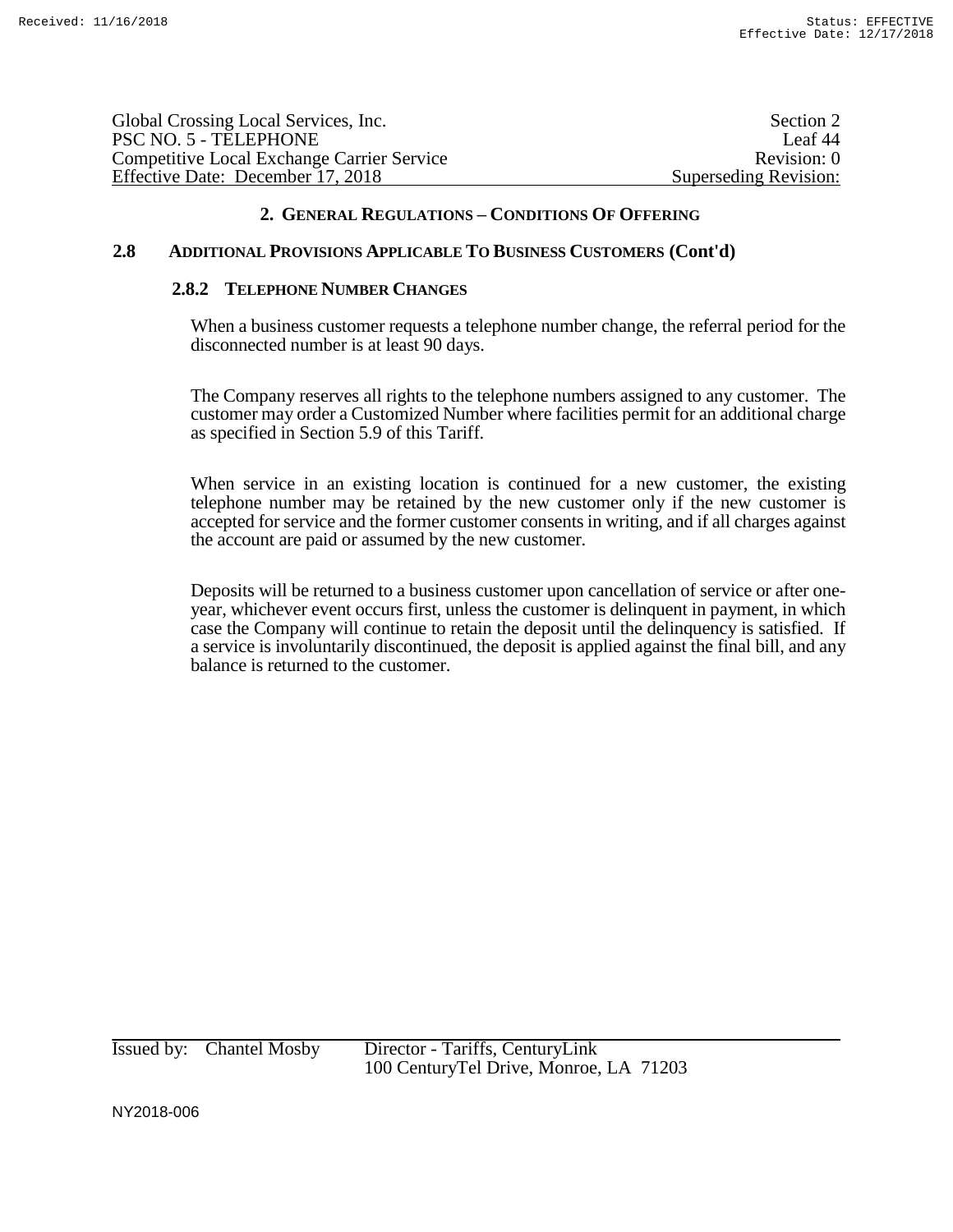## 2. GENERAL REGULATIONS – CONDITIONS OF OFFERING

### 2.8 ADDITIONAL PROVISIONS APPLICABLE TO BUSINESS CUSTOMERS (Cont'd)

#### 2.8.2 TELEPHONE NUMBER CHANGES

When a business customer requests a telephone number change, the referral period for the disconnected number is at least 90 days.

The Company reserves all rights to the telephone numbers assigned to any customer. The customer may order a Customized Number where facilities permit for an additional charge as specified in Section 5.9 of this Tariff.

When service in an existing location is continued for a new customer, the existing telephone number may be retained by the new customer only if the new customer is accepted for service and the former customer consents in writing, and if all charges against the account are paid or assumed by the new customer.

Deposits will be returned to a business customer upon cancellation of service or after one-year, whichever event occurs first, unless the customer is delinquent in payment, in which case the Company will continue to retain the deposit until the delinquency is satisfied. If a service is involuntarily discontinued, the deposit is applied against the final bill, and any balance is returned to the customer.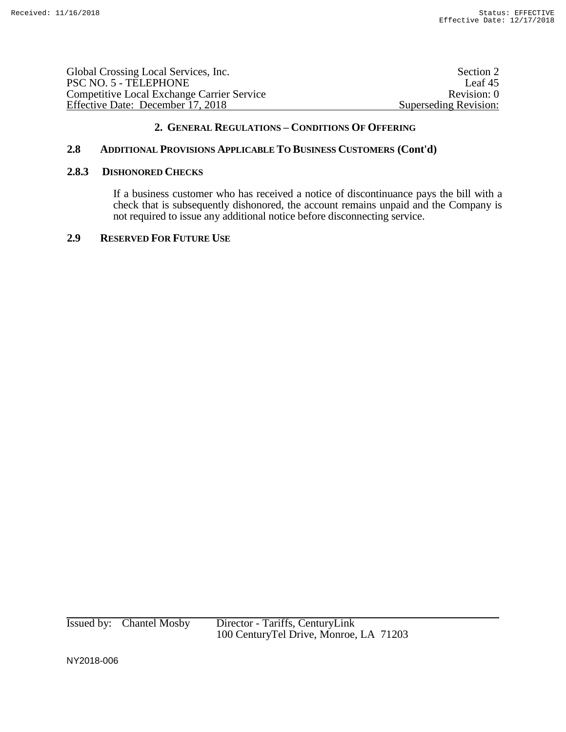## 2. GENERAL REGULATIONS – CONDITIONS OF OFFERING

### 2.8 ADDITIONAL PROVISIONS APPLICABLE TO BUSINESS CUSTOMERS (Cont'd)

#### 2.8.3 DISHONORED CHECKS

If a business customer who has received a notice of discontinuance pays the bill with a check that is subsequently dishonored, the account remains unpaid and the Company is not required to issue any additional notice before disconnecting service.

### 2.9 RESERVED FOR FUTURE USE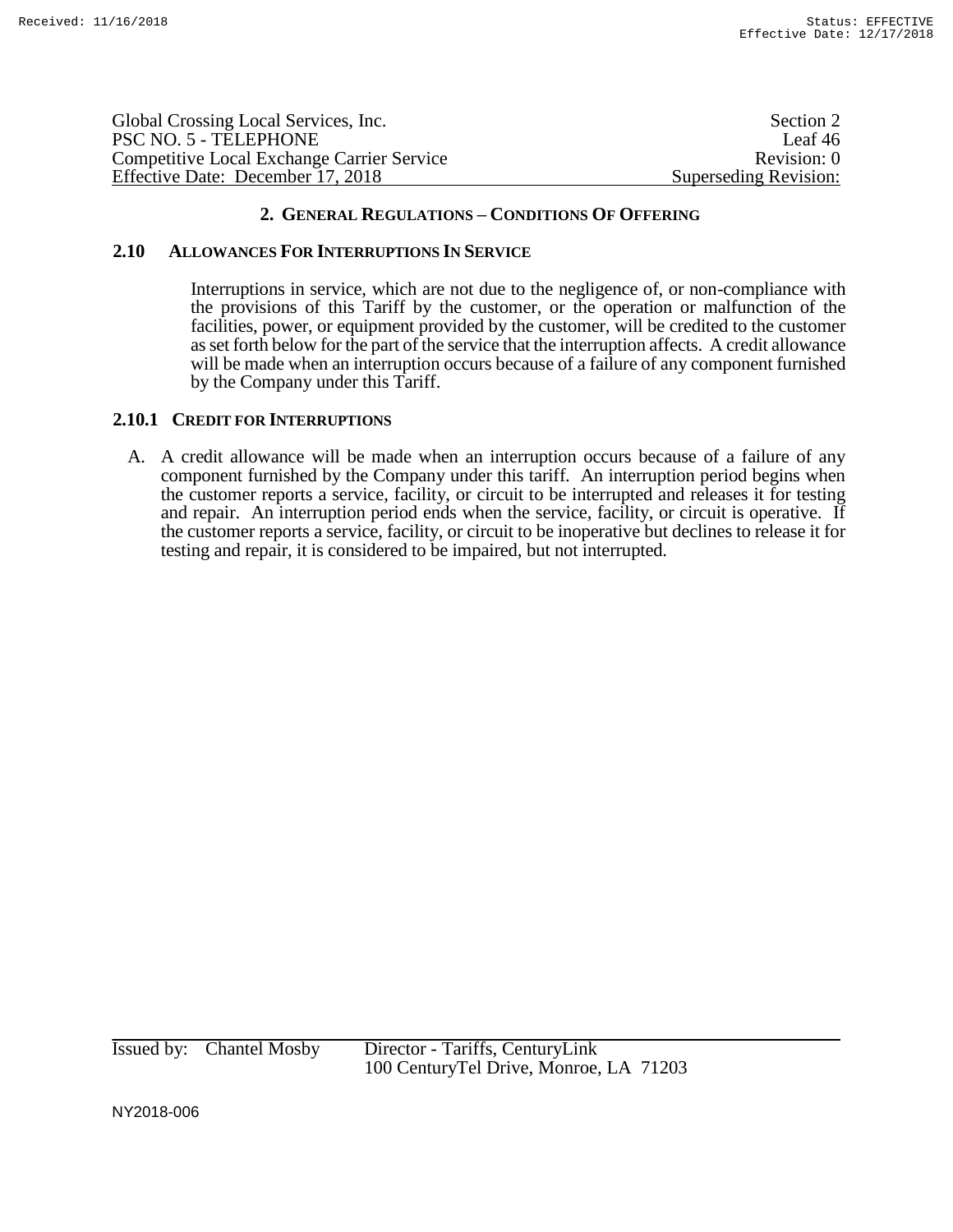## 2. General Regulations – Conditions Of Offering

### 2.10 Allowances For Interruptions In Service

Interruptions in service, which are not due to the negligence of, or non-compliance with the provisions of this Tariff by the customer, or the operation or malfunction of the facilities, power, or equipment provided by the customer, will be credited to the customer as set forth below for the part of the service that the interruption affects. A credit allowance will be made when an interruption occurs because of a failure of any component furnished by the Company under this Tariff.

#### 2.10.1 Credit for Interruptions

A. A credit allowance will be made when an interruption occurs because of a failure of any component furnished by the Company under this tariff. An interruption period begins when the customer reports a service, facility, or circuit to be interrupted and releases it for testing and repair. An interruption period ends when the service, facility, or circuit is operative. If the customer reports a service, facility, or circuit to be inoperative but declines to release it for testing and repair, it is considered to be impaired, but not interrupted.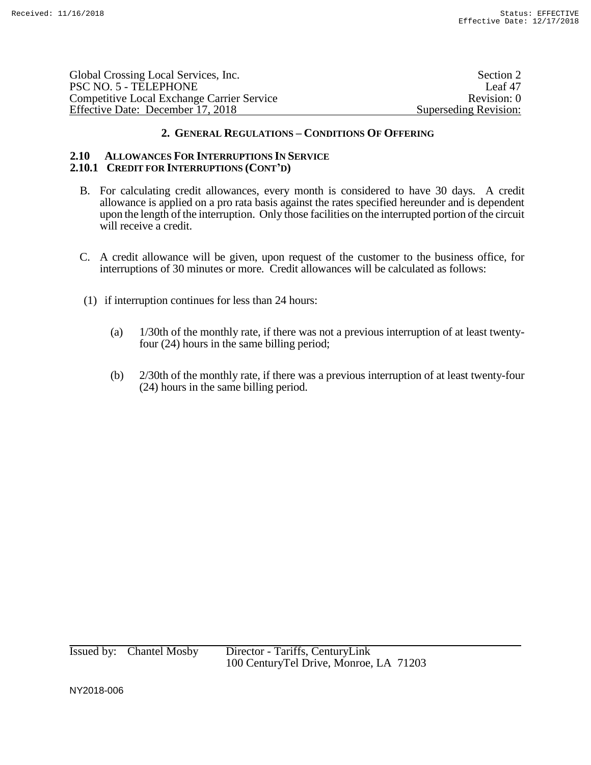## 2. GENERAL REGULATIONS – CONDITIONS OF OFFERING

### 2.10 ALLOWANCES FOR INTERRUPTIONS IN SERVICE

### 2.10.1 CREDIT FOR INTERRUPTIONS (CONT'D)

B. For calculating credit allowances, every month is considered to have 30 days. A credit allowance is applied on a pro rata basis against the rates specified hereunder and is dependent upon the length of the interruption. Only those facilities on the interrupted portion of the circuit will receive a credit.

C. A credit allowance will be given, upon request of the customer to the business office, for interruptions of 30 minutes or more. Credit allowances will be calculated as follows:

(1) if interruption continues for less than 24 hours:

(a) 1/30th of the monthly rate, if there was not a previous interruption of at least twenty-four (24) hours in the same billing period;

(b) 2/30th of the monthly rate, if there was a previous interruption of at least twenty-four (24) hours in the same billing period.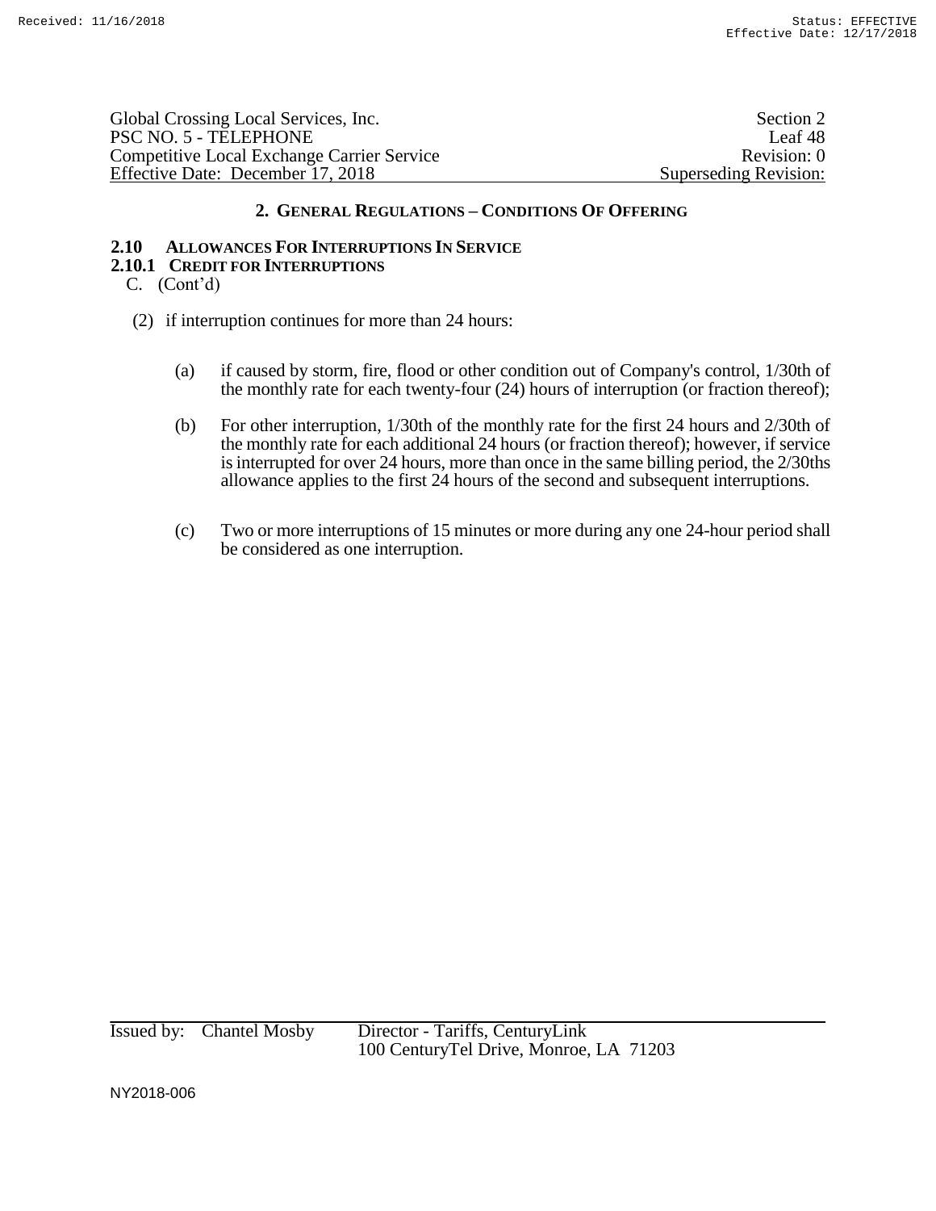## 2. General Regulations – Conditions Of Offering

### 2.10 Allowances For Interruptions In Service

#### 2.10.1 Credit for Interruptions

C. (Cont'd)

(2) if interruption continues for more than 24 hours:

(a) if caused by storm, fire, flood or other condition out of Company's control, 1/30th of the monthly rate for each twenty-four (24) hours of interruption (or fraction thereof);

(b) For other interruption, 1/30th of the monthly rate for the first 24 hours and 2/30th of the monthly rate for each additional 24 hours (or fraction thereof); however, if service is interrupted for over 24 hours, more than once in the same billing period, the 2/30ths allowance applies to the first 24 hours of the second and subsequent interruptions.

(c) Two or more interruptions of 15 minutes or more during any one 24-hour period shall be considered as one interruption.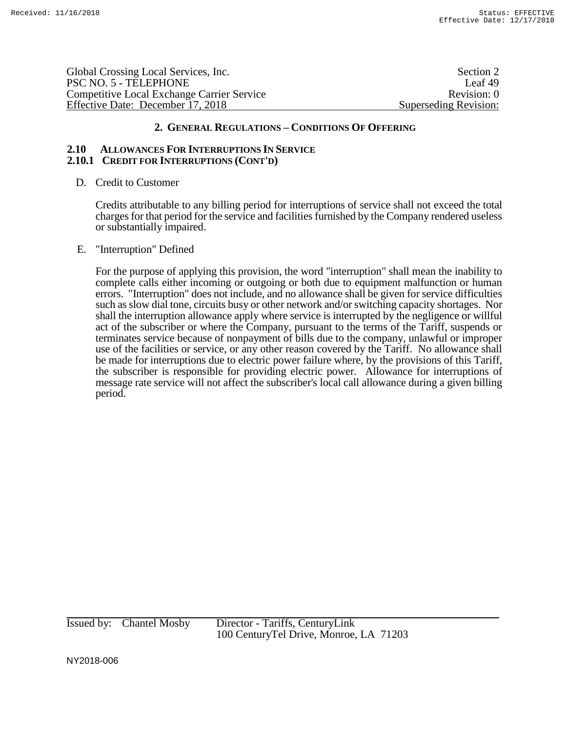## 2. GENERAL REGULATIONS – CONDITIONS OF OFFERING

### 2.10 ALLOWANCES FOR INTERRUPTIONS IN SERVICE

### 2.10.1 CREDIT FOR INTERRUPTIONS (CONT'D)

D. Credit to Customer

Credits attributable to any billing period for interruptions of service shall not exceed the total charges for that period for the service and facilities furnished by the Company rendered useless or substantially impaired.

E. "Interruption" Defined

For the purpose of applying this provision, the word "interruption" shall mean the inability to complete calls either incoming or outgoing or both due to equipment malfunction or human errors. "Interruption" does not include, and no allowance shall be given for service difficulties such as slow dial tone, circuits busy or other network and/or switching capacity shortages. Nor shall the interruption allowance apply where service is interrupted by the negligence or willful act of the subscriber or where the Company, pursuant to the terms of the Tariff, suspends or terminates service because of nonpayment of bills due to the company, unlawful or improper use of the facilities or service, or any other reason covered by the Tariff. No allowance shall be made for interruptions due to electric power failure where, by the provisions of this Tariff, the subscriber is responsible for providing electric power. Allowance for interruptions of message rate service will not affect the subscriber's local call allowance during a given billing period.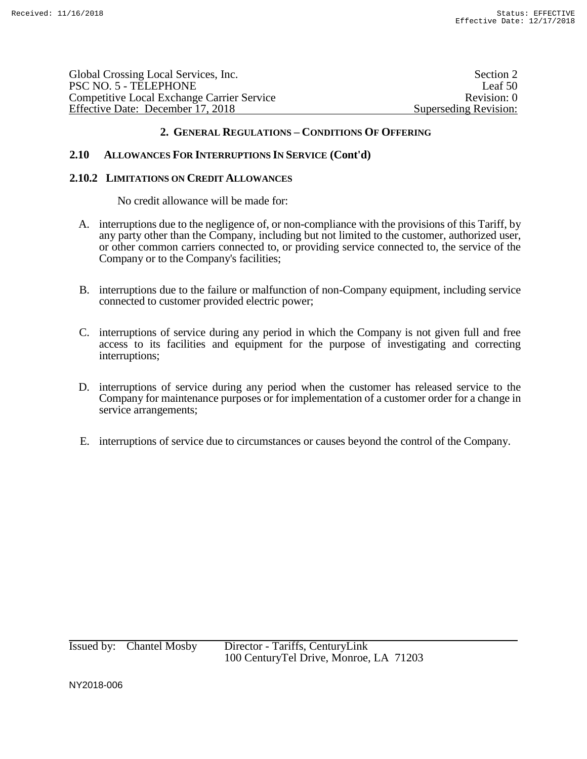## 2. GENERAL REGULATIONS – CONDITIONS OF OFFERING

### 2.10 ALLOWANCES FOR INTERRUPTIONS IN SERVICE (Cont'd)

#### 2.10.2 LIMITATIONS ON CREDIT ALLOWANCES

No credit allowance will be made for:

A. interruptions due to the negligence of, or non-compliance with the provisions of this Tariff, by any party other than the Company, including but not limited to the customer, authorized user, or other common carriers connected to, or providing service connected to, the service of the Company or to the Company's facilities;

B. interruptions due to the failure or malfunction of non-Company equipment, including service connected to customer provided electric power;

C. interruptions of service during any period in which the Company is not given full and free access to its facilities and equipment for the purpose of investigating and correcting interruptions;

D. interruptions of service during any period when the customer has released service to the Company for maintenance purposes or for implementation of a customer order for a change in service arrangements;

E. interruptions of service due to circumstances or causes beyond the control of the Company.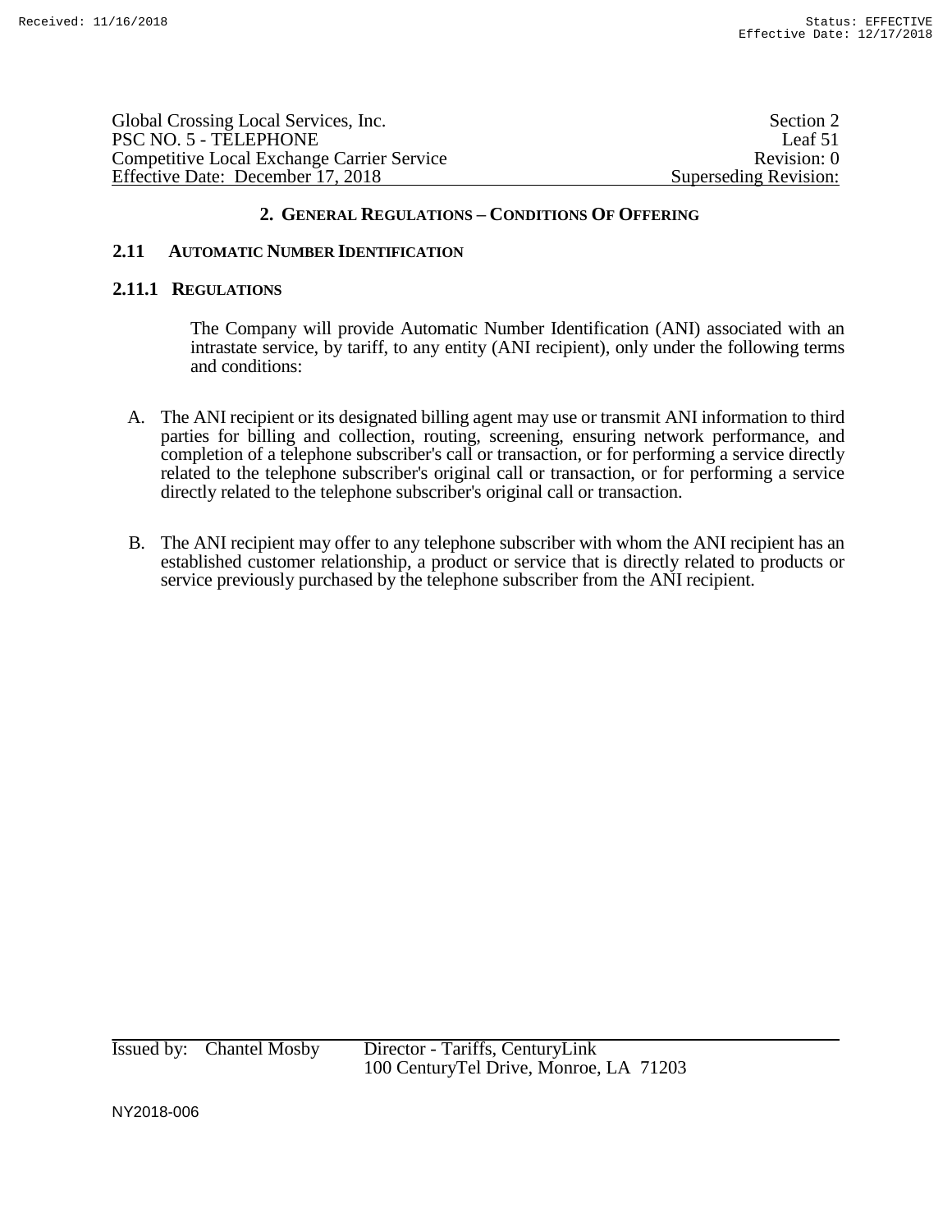## 2. GENERAL REGULATIONS – CONDITIONS OF OFFERING

### 2.11 AUTOMATIC NUMBER IDENTIFICATION

#### 2.11.1 REGULATIONS

The Company will provide Automatic Number Identification (ANI) associated with an intrastate service, by tariff, to any entity (ANI recipient), only under the following terms and conditions:

A. The ANI recipient or its designated billing agent may use or transmit ANI information to third parties for billing and collection, routing, screening, ensuring network performance, and completion of a telephone subscriber's call or transaction, or for performing a service directly related to the telephone subscriber's original call or transaction, or for performing a service directly related to the telephone subscriber's original call or transaction.

B. The ANI recipient may offer to any telephone subscriber with whom the ANI recipient has an established customer relationship, a product or service that is directly related to products or service previously purchased by the telephone subscriber from the ANI recipient.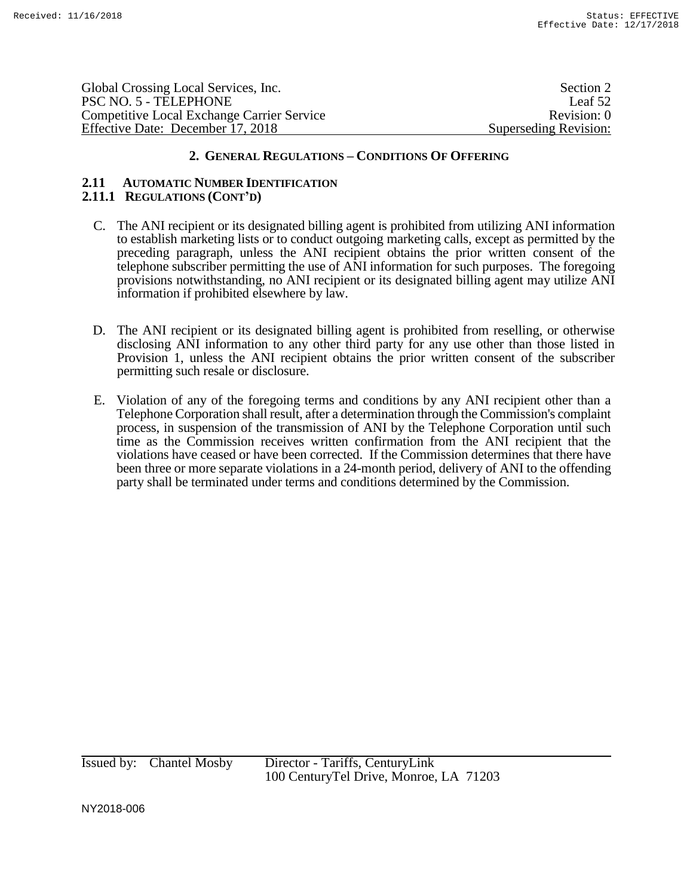## 2. GENERAL REGULATIONS – CONDITIONS OF OFFERING

### 2.11 AUTOMATIC NUMBER IDENTIFICATION

### 2.11.1 REGULATIONS (CONT'D)

C. The ANI recipient or its designated billing agent is prohibited from utilizing ANI information to establish marketing lists or to conduct outgoing marketing calls, except as permitted by the preceding paragraph, unless the ANI recipient obtains the prior written consent of the telephone subscriber permitting the use of ANI information for such purposes. The foregoing provisions notwithstanding, no ANI recipient or its designated billing agent may utilize ANI information if prohibited elsewhere by law.

D. The ANI recipient or its designated billing agent is prohibited from reselling, or otherwise disclosing ANI information to any other third party for any use other than those listed in Provision 1, unless the ANI recipient obtains the prior written consent of the subscriber permitting such resale or disclosure.

E. Violation of any of the foregoing terms and conditions by any ANI recipient other than a Telephone Corporation shall result, after a determination through the Commission's complaint process, in suspension of the transmission of ANI by the Telephone Corporation until such time as the Commission receives written confirmation from the ANI recipient that the violations have ceased or have been corrected. If the Commission determines that there have been three or more separate violations in a 24-month period, delivery of ANI to the offending party shall be terminated under terms and conditions determined by the Commission.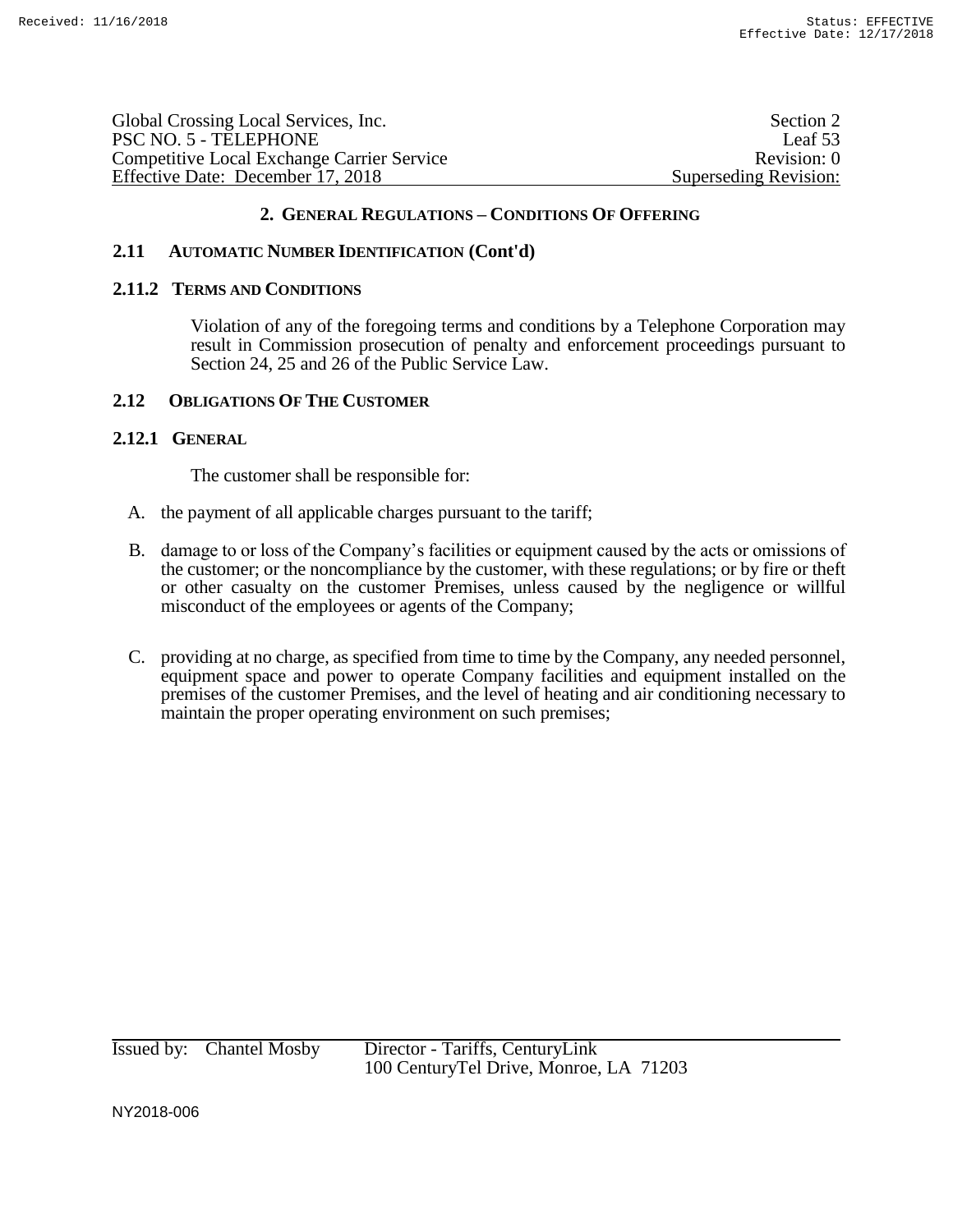## 2. GENERAL REGULATIONS – CONDITIONS OF OFFERING

### 2.11 AUTOMATIC NUMBER IDENTIFICATION (Cont'd)

#### 2.11.2 TERMS AND CONDITIONS

Violation of any of the foregoing terms and conditions by a Telephone Corporation may result in Commission prosecution of penalty and enforcement proceedings pursuant to Section 24, 25 and 26 of the Public Service Law.

### 2.12 OBLIGATIONS OF THE CUSTOMER

#### 2.12.1 GENERAL

The customer shall be responsible for:

A. the payment of all applicable charges pursuant to the tariff;

B. damage to or loss of the Company's facilities or equipment caused by the acts or omissions of the customer; or the noncompliance by the customer, with these regulations; or by fire or theft or other casualty on the customer Premises, unless caused by the negligence or willful misconduct of the employees or agents of the Company;

C. providing at no charge, as specified from time to time by the Company, any needed personnel, equipment space and power to operate Company facilities and equipment installed on the premises of the customer Premises, and the level of heating and air conditioning necessary to maintain the proper operating environment on such premises;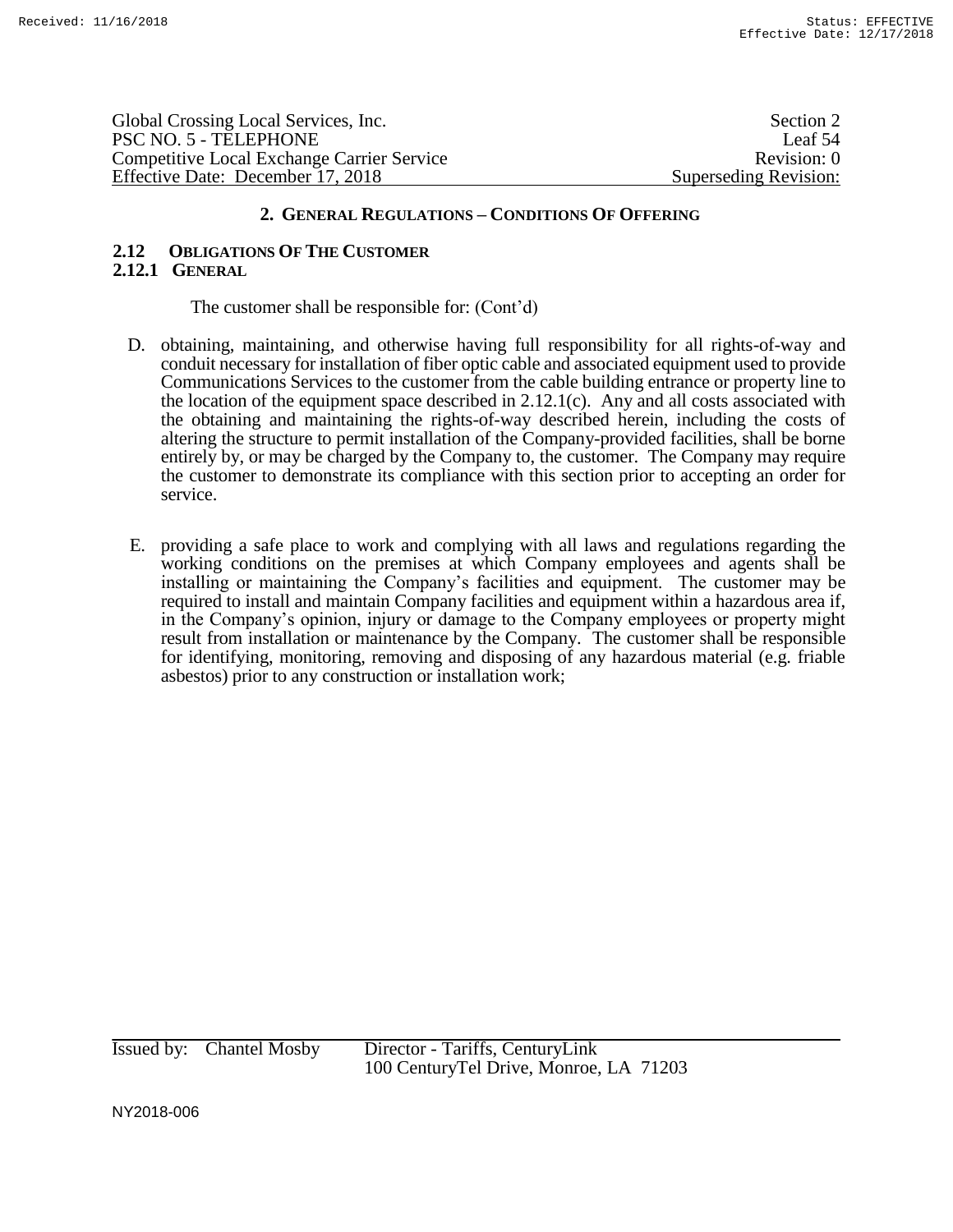## 2. GENERAL REGULATIONS – CONDITIONS OF OFFERING

### 2.12 OBLIGATIONS OF THE CUSTOMER

### 2.12.1 GENERAL

The customer shall be responsible for: (Cont'd)

D. obtaining, maintaining, and otherwise having full responsibility for all rights-of-way and conduit necessary for installation of fiber optic cable and associated equipment used to provide Communications Services to the customer from the cable building entrance or property line to the location of the equipment space described in 2.12.1(c). Any and all costs associated with the obtaining and maintaining the rights-of-way described herein, including the costs of altering the structure to permit installation of the Company-provided facilities, shall be borne entirely by, or may be charged by the Company to, the customer. The Company may require the customer to demonstrate its compliance with this section prior to accepting an order for service.

E. providing a safe place to work and complying with all laws and regulations regarding the working conditions on the premises at which Company employees and agents shall be installing or maintaining the Company's facilities and equipment. The customer may be required to install and maintain Company facilities and equipment within a hazardous area if, in the Company's opinion, injury or damage to the Company employees or property might result from installation or maintenance by the Company. The customer shall be responsible for identifying, monitoring, removing and disposing of any hazardous material (e.g. friable asbestos) prior to any construction or installation work;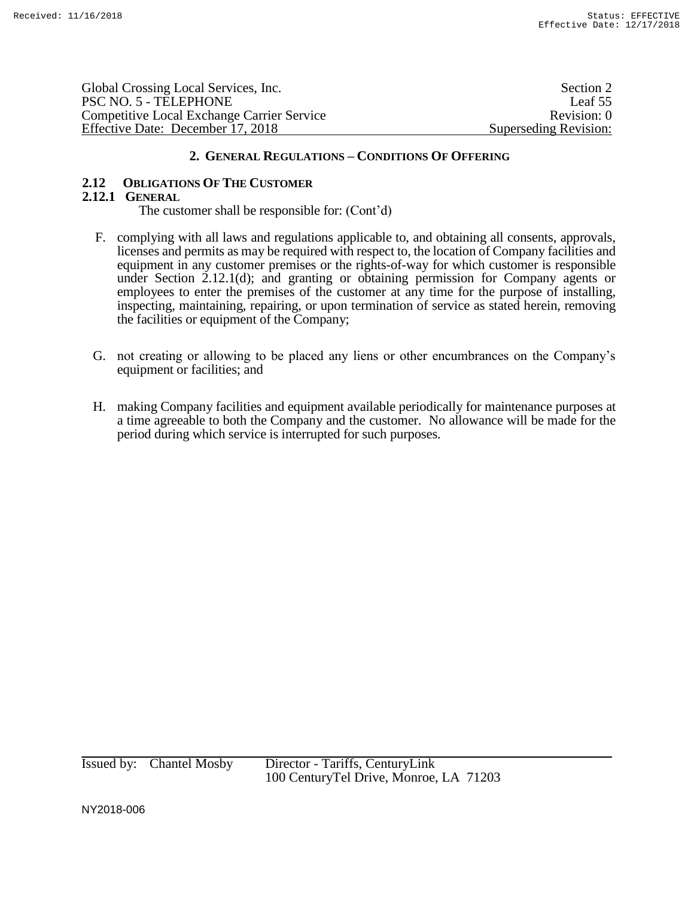## 2. General Regulations – Conditions Of Offering

### 2.12 Obligations Of The Customer

#### 2.12.1 General

The customer shall be responsible for: (Cont'd)

F. complying with all laws and regulations applicable to, and obtaining all consents, approvals, licenses and permits as may be required with respect to, the location of Company facilities and equipment in any customer premises or the rights-of-way for which customer is responsible under Section 2.12.1(d); and granting or obtaining permission for Company agents or employees to enter the premises of the customer at any time for the purpose of installing, inspecting, maintaining, repairing, or upon termination of service as stated herein, removing the facilities or equipment of the Company;

G. not creating or allowing to be placed any liens or other encumbrances on the Company's equipment or facilities; and

H. making Company facilities and equipment available periodically for maintenance purposes at a time agreeable to both the Company and the customer. No allowance will be made for the period during which service is interrupted for such purposes.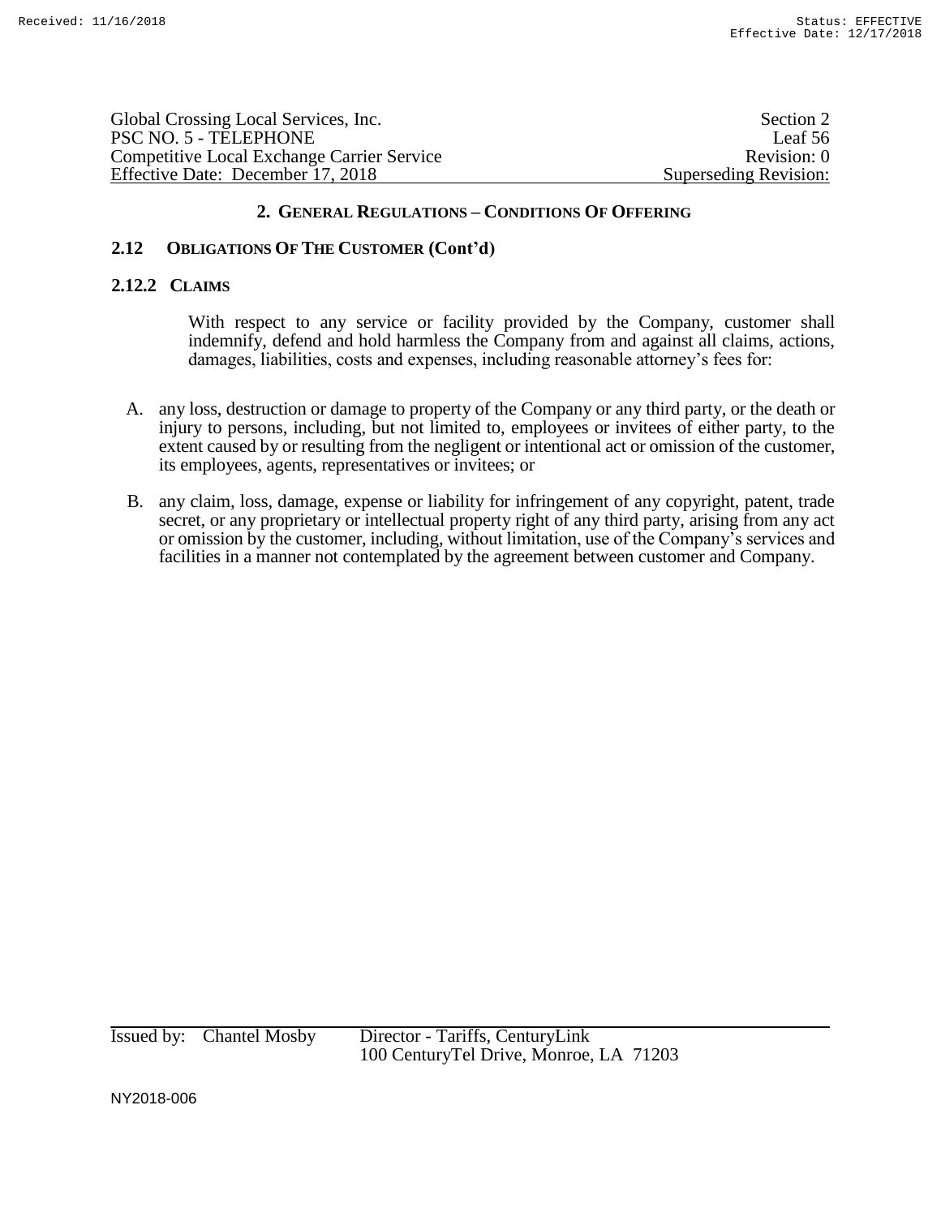## 2. General Regulations – Conditions Of Offering

### 2.12 Obligations Of The Customer (Cont'd)

### 2.12.2 Claims

With respect to any service or facility provided by the Company, customer shall indemnify, defend and hold harmless the Company from and against all claims, actions, damages, liabilities, costs and expenses, including reasonable attorney's fees for:

A. any loss, destruction or damage to property of the Company or any third party, or the death or injury to persons, including, but not limited to, employees or invitees of either party, to the extent caused by or resulting from the negligent or intentional act or omission of the customer, its employees, agents, representatives or invitees; or

B. any claim, loss, damage, expense or liability for infringement of any copyright, patent, trade secret, or any proprietary or intellectual property right of any third party, arising from any act or omission by the customer, including, without limitation, use of the Company's services and facilities in a manner not contemplated by the agreement between customer and Company.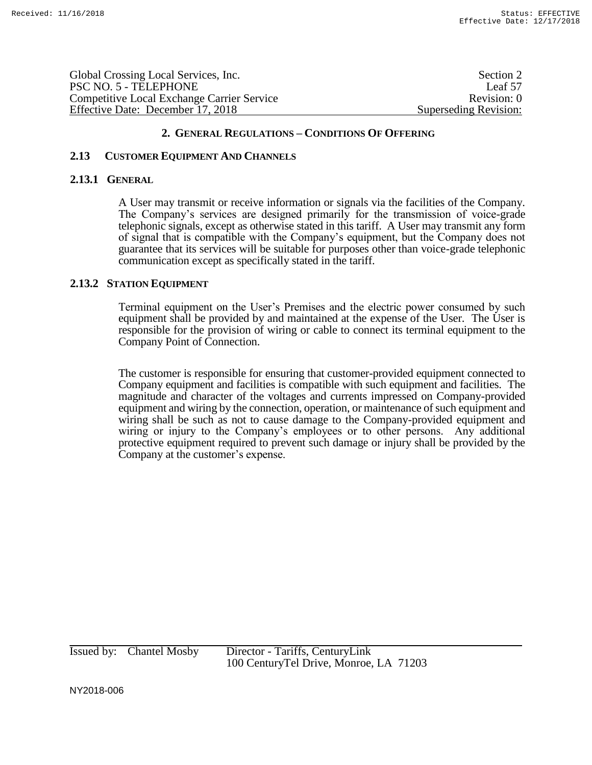## 2. General Regulations – Conditions Of Offering

### 2.13 Customer Equipment And Channels

#### 2.13.1 General

A User may transmit or receive information or signals via the facilities of the Company. The Company's services are designed primarily for the transmission of voice-grade telephonic signals, except as otherwise stated in this tariff. A User may transmit any form of signal that is compatible with the Company's equipment, but the Company does not guarantee that its services will be suitable for purposes other than voice-grade telephonic communication except as specifically stated in the tariff.

#### 2.13.2 Station Equipment

Terminal equipment on the User's Premises and the electric power consumed by such equipment shall be provided by and maintained at the expense of the User. The User is responsible for the provision of wiring or cable to connect its terminal equipment to the Company Point of Connection.

The customer is responsible for ensuring that customer-provided equipment connected to Company equipment and facilities is compatible with such equipment and facilities. The magnitude and character of the voltages and currents impressed on Company-provided equipment and wiring by the connection, operation, or maintenance of such equipment and wiring shall be such as not to cause damage to the Company-provided equipment and wiring or injury to the Company's employees or to other persons. Any additional protective equipment required to prevent such damage or injury shall be provided by the Company at the customer's expense.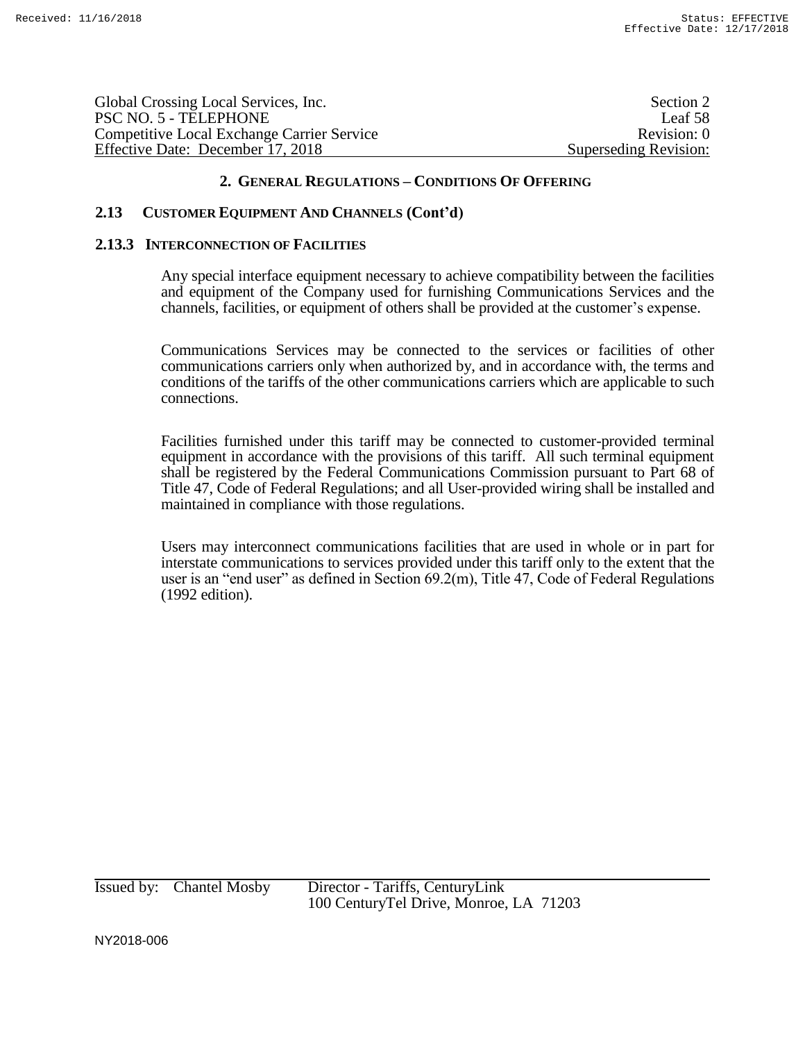## 2. GENERAL REGULATIONS – CONDITIONS OF OFFERING

### 2.13 CUSTOMER EQUIPMENT AND CHANNELS (Cont'd)

#### 2.13.3 INTERCONNECTION OF FACILITIES

Any special interface equipment necessary to achieve compatibility between the facilities and equipment of the Company used for furnishing Communications Services and the channels, facilities, or equipment of others shall be provided at the customer's expense.

Communications Services may be connected to the services or facilities of other communications carriers only when authorized by, and in accordance with, the terms and conditions of the tariffs of the other communications carriers which are applicable to such connections.

Facilities furnished under this tariff may be connected to customer-provided terminal equipment in accordance with the provisions of this tariff. All such terminal equipment shall be registered by the Federal Communications Commission pursuant to Part 68 of Title 47, Code of Federal Regulations; and all User-provided wiring shall be installed and maintained in compliance with those regulations.

Users may interconnect communications facilities that are used in whole or in part for interstate communications to services provided under this tariff only to the extent that the user is an "end user" as defined in Section 69.2(m), Title 47, Code of Federal Regulations (1992 edition).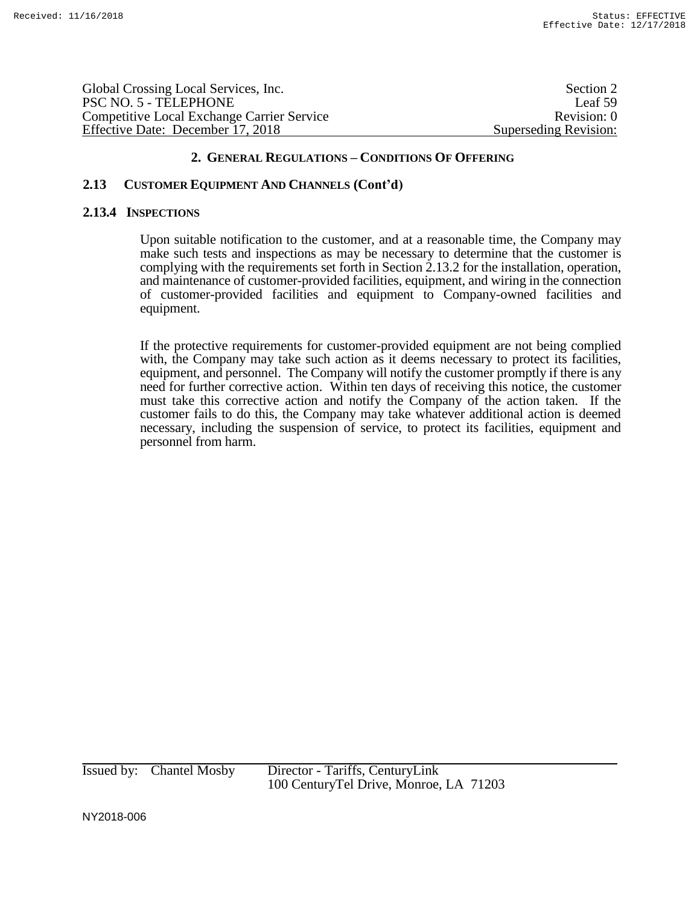## 2. GENERAL REGULATIONS – CONDITIONS OF OFFERING

### 2.13 CUSTOMER EQUIPMENT AND CHANNELS (Cont'd)

#### 2.13.4 INSPECTIONS

Upon suitable notification to the customer, and at a reasonable time, the Company may make such tests and inspections as may be necessary to determine that the customer is complying with the requirements set forth in Section 2.13.2 for the installation, operation, and maintenance of customer-provided facilities, equipment, and wiring in the connection of customer-provided facilities and equipment to Company-owned facilities and equipment.

If the protective requirements for customer-provided equipment are not being complied with, the Company may take such action as it deems necessary to protect its facilities, equipment, and personnel. The Company will notify the customer promptly if there is any need for further corrective action. Within ten days of receiving this notice, the customer must take this corrective action and notify the Company of the action taken. If the customer fails to do this, the Company may take whatever additional action is deemed necessary, including the suspension of service, to protect its facilities, equipment and personnel from harm.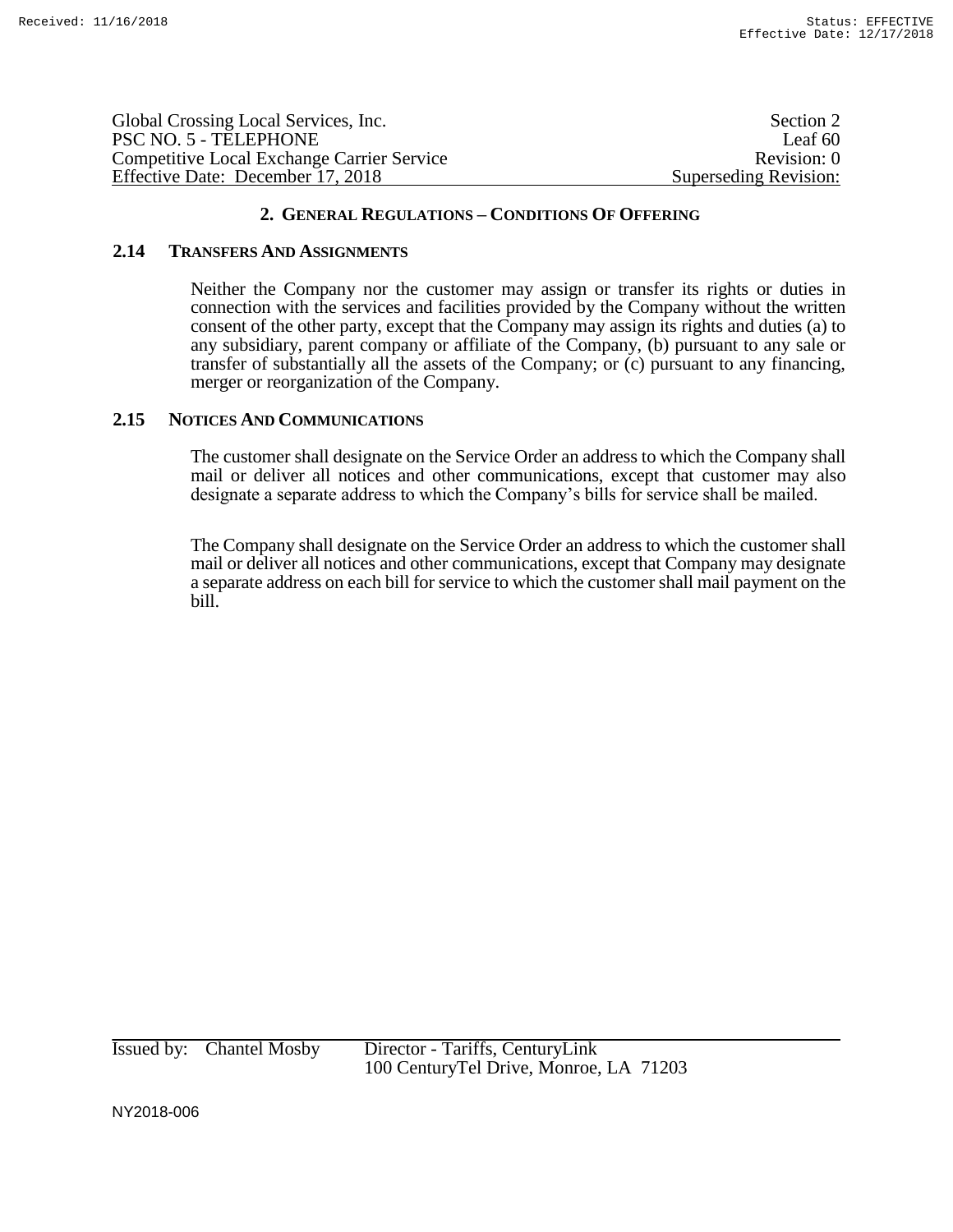## 2. GENERAL REGULATIONS – CONDITIONS OF OFFERING

### 2.14 TRANSFERS AND ASSIGNMENTS

Neither the Company nor the customer may assign or transfer its rights or duties in connection with the services and facilities provided by the Company without the written consent of the other party, except that the Company may assign its rights and duties (a) to any subsidiary, parent company or affiliate of the Company, (b) pursuant to any sale or transfer of substantially all the assets of the Company; or (c) pursuant to any financing, merger or reorganization of the Company.

### 2.15 NOTICES AND COMMUNICATIONS

The customer shall designate on the Service Order an address to which the Company shall mail or deliver all notices and other communications, except that customer may also designate a separate address to which the Company's bills for service shall be mailed.

The Company shall designate on the Service Order an address to which the customer shall mail or deliver all notices and other communications, except that Company may designate a separate address on each bill for service to which the customer shall mail payment on the bill.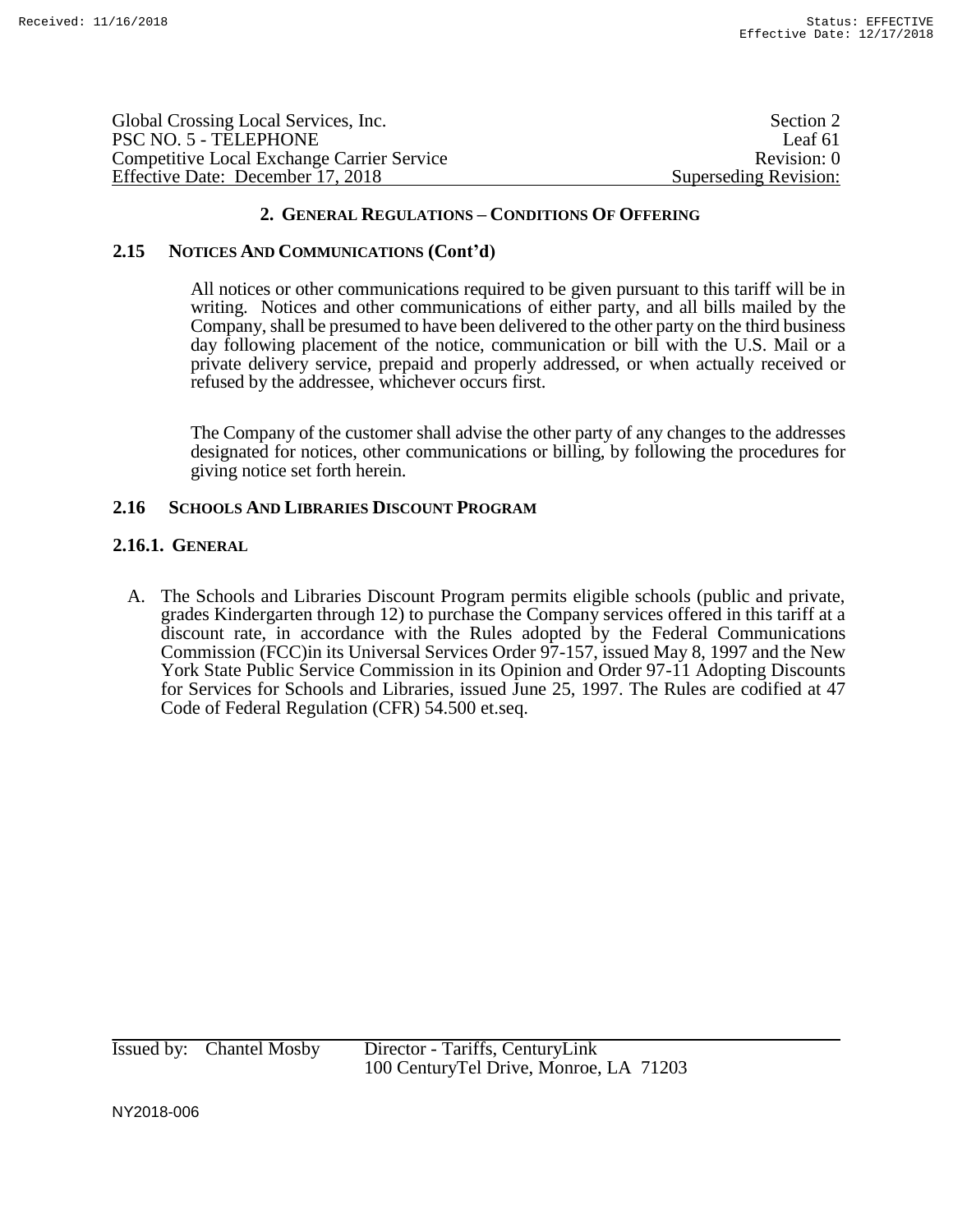## 2. GENERAL REGULATIONS – CONDITIONS OF OFFERING

### 2.15 NOTICES AND COMMUNICATIONS (Cont'd)

All notices or other communications required to be given pursuant to this tariff will be in writing. Notices and other communications of either party, and all bills mailed by the Company, shall be presumed to have been delivered to the other party on the third business day following placement of the notice, communication or bill with the U.S. Mail or a private delivery service, prepaid and properly addressed, or when actually received or refused by the addressee, whichever occurs first.

The Company of the customer shall advise the other party of any changes to the addresses designated for notices, other communications or billing, by following the procedures for giving notice set forth herein.

### 2.16 SCHOOLS AND LIBRARIES DISCOUNT PROGRAM

#### 2.16.1. GENERAL

A. The Schools and Libraries Discount Program permits eligible schools (public and private, grades Kindergarten through 12) to purchase the Company services offered in this tariff at a discount rate, in accordance with the Rules adopted by the Federal Communications Commission (FCC)in its Universal Services Order 97-157, issued May 8, 1997 and the New York State Public Service Commission in its Opinion and Order 97-11 Adopting Discounts for Services for Schools and Libraries, issued June 25, 1997. The Rules are codified at 47 Code of Federal Regulation (CFR) 54.500 et.seq.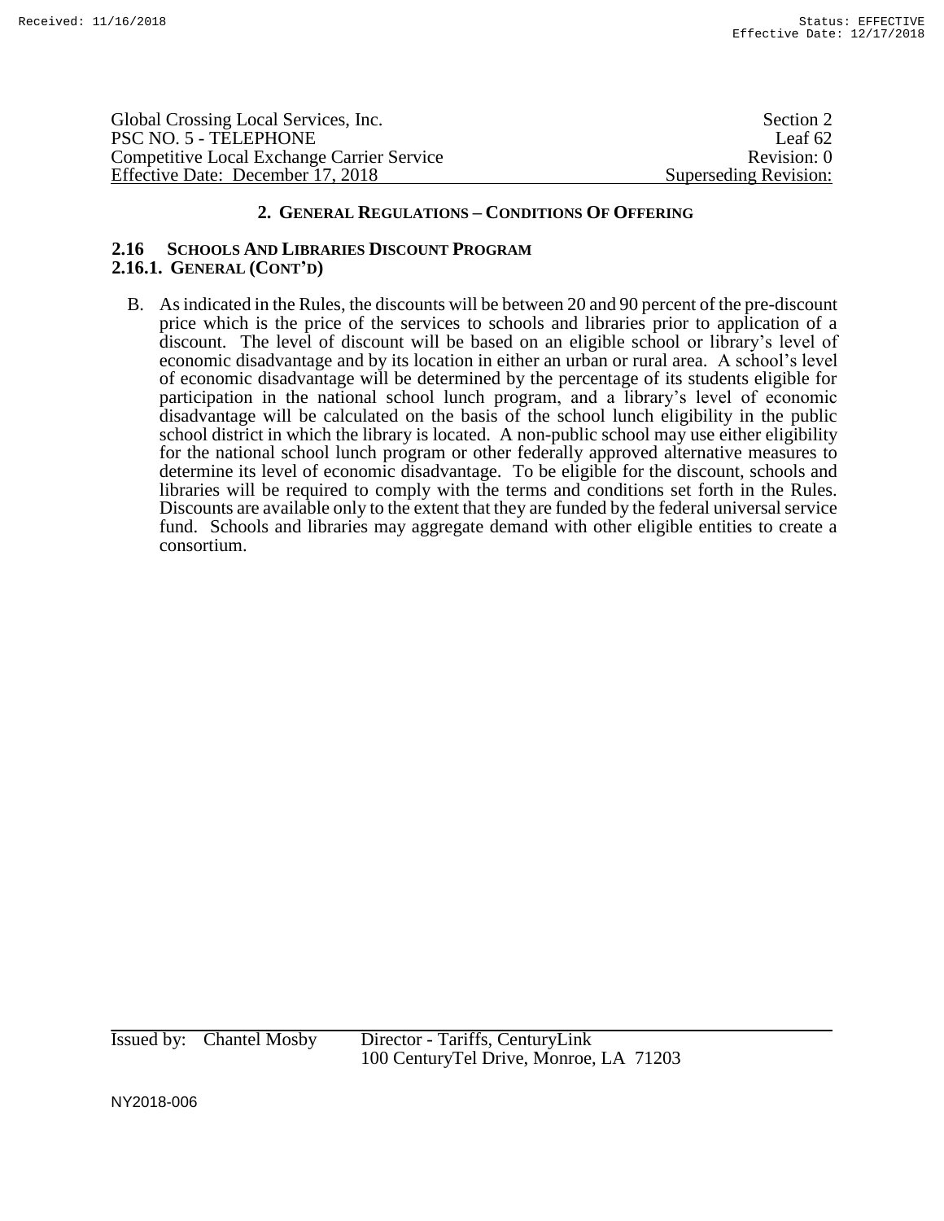## 2. GENERAL REGULATIONS – CONDITIONS OF OFFERING

### 2.16 SCHOOLS AND LIBRARIES DISCOUNT PROGRAM

### 2.16.1. GENERAL (CONT'D)

B. As indicated in the Rules, the discounts will be between 20 and 90 percent of the pre-discount price which is the price of the services to schools and libraries prior to application of a discount. The level of discount will be based on an eligible school or library's level of economic disadvantage and by its location in either an urban or rural area. A school's level of economic disadvantage will be determined by the percentage of its students eligible for participation in the national school lunch program, and a library's level of economic disadvantage will be calculated on the basis of the school lunch eligibility in the public school district in which the library is located. A non-public school may use either eligibility for the national school lunch program or other federally approved alternative measures to determine its level of economic disadvantage. To be eligible for the discount, schools and libraries will be required to comply with the terms and conditions set forth in the Rules. Discounts are available only to the extent that they are funded by the federal universal service fund. Schools and libraries may aggregate demand with other eligible entities to create a consortium.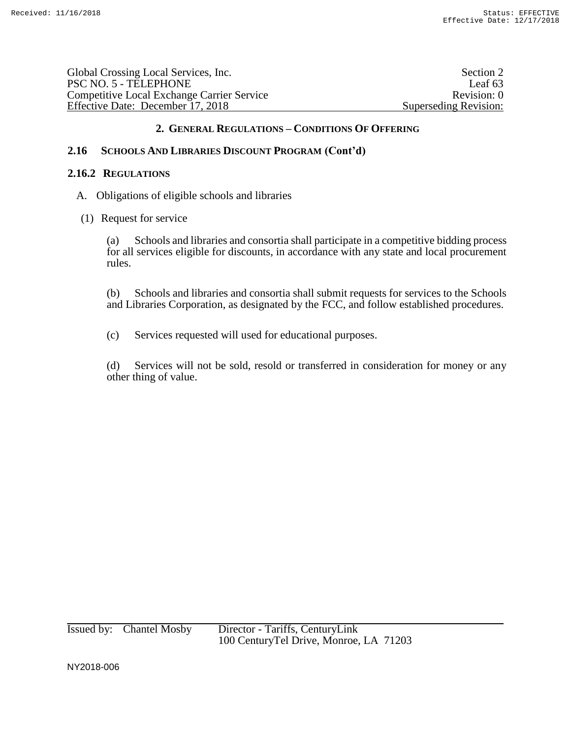## 2. GENERAL REGULATIONS – CONDITIONS OF OFFERING

### 2.16 SCHOOLS AND LIBRARIES DISCOUNT PROGRAM (Cont'd)

### 2.16.2 REGULATIONS

A. Obligations of eligible schools and libraries

(1) Request for service

(a) Schools and libraries and consortia shall participate in a competitive bidding process for all services eligible for discounts, in accordance with any state and local procurement rules.

(b) Schools and libraries and consortia shall submit requests for services to the Schools and Libraries Corporation, as designated by the FCC, and follow established procedures.

(c) Services requested will used for educational purposes.

(d) Services will not be sold, resold or transferred in consideration for money or any other thing of value.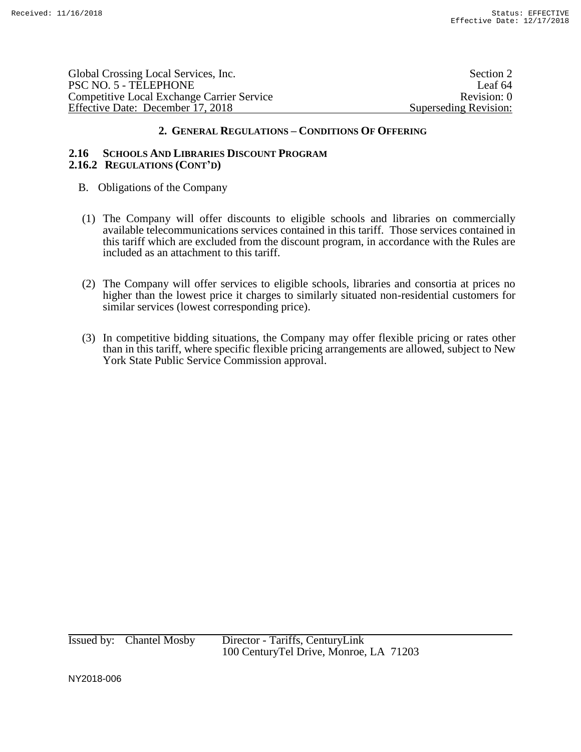## 2. GENERAL REGULATIONS – CONDITIONS OF OFFERING

### 2.16 SCHOOLS AND LIBRARIES DISCOUNT PROGRAM

### 2.16.2 REGULATIONS (CONT'D)

B. Obligations of the Company

(1) The Company will offer discounts to eligible schools and libraries on commercially available telecommunications services contained in this tariff. Those services contained in this tariff which are excluded from the discount program, in accordance with the Rules are included as an attachment to this tariff.

(2) The Company will offer services to eligible schools, libraries and consortia at prices no higher than the lowest price it charges to similarly situated non-residential customers for similar services (lowest corresponding price).

(3) In competitive bidding situations, the Company may offer flexible pricing or rates other than in this tariff, where specific flexible pricing arrangements are allowed, subject to New York State Public Service Commission approval.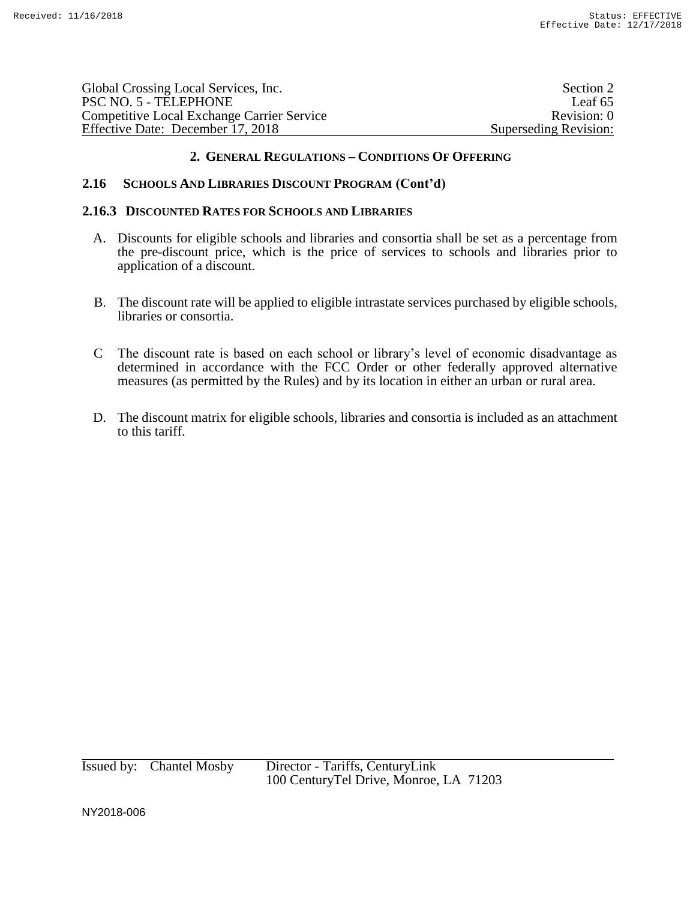## 2. GENERAL REGULATIONS – CONDITIONS OF OFFERING

### 2.16 SCHOOLS AND LIBRARIES DISCOUNT PROGRAM (Cont'd)

#### 2.16.3 DISCOUNTED RATES FOR SCHOOLS AND LIBRARIES

A. Discounts for eligible schools and libraries and consortia shall be set as a percentage from the pre-discount price, which is the price of services to schools and libraries prior to application of a discount.

B. The discount rate will be applied to eligible intrastate services purchased by eligible schools, libraries or consortia.

C The discount rate is based on each school or library's level of economic disadvantage as determined in accordance with the FCC Order or other federally approved alternative measures (as permitted by the Rules) and by its location in either an urban or rural area.

D. The discount matrix for eligible schools, libraries and consortia is included as an attachment to this tariff.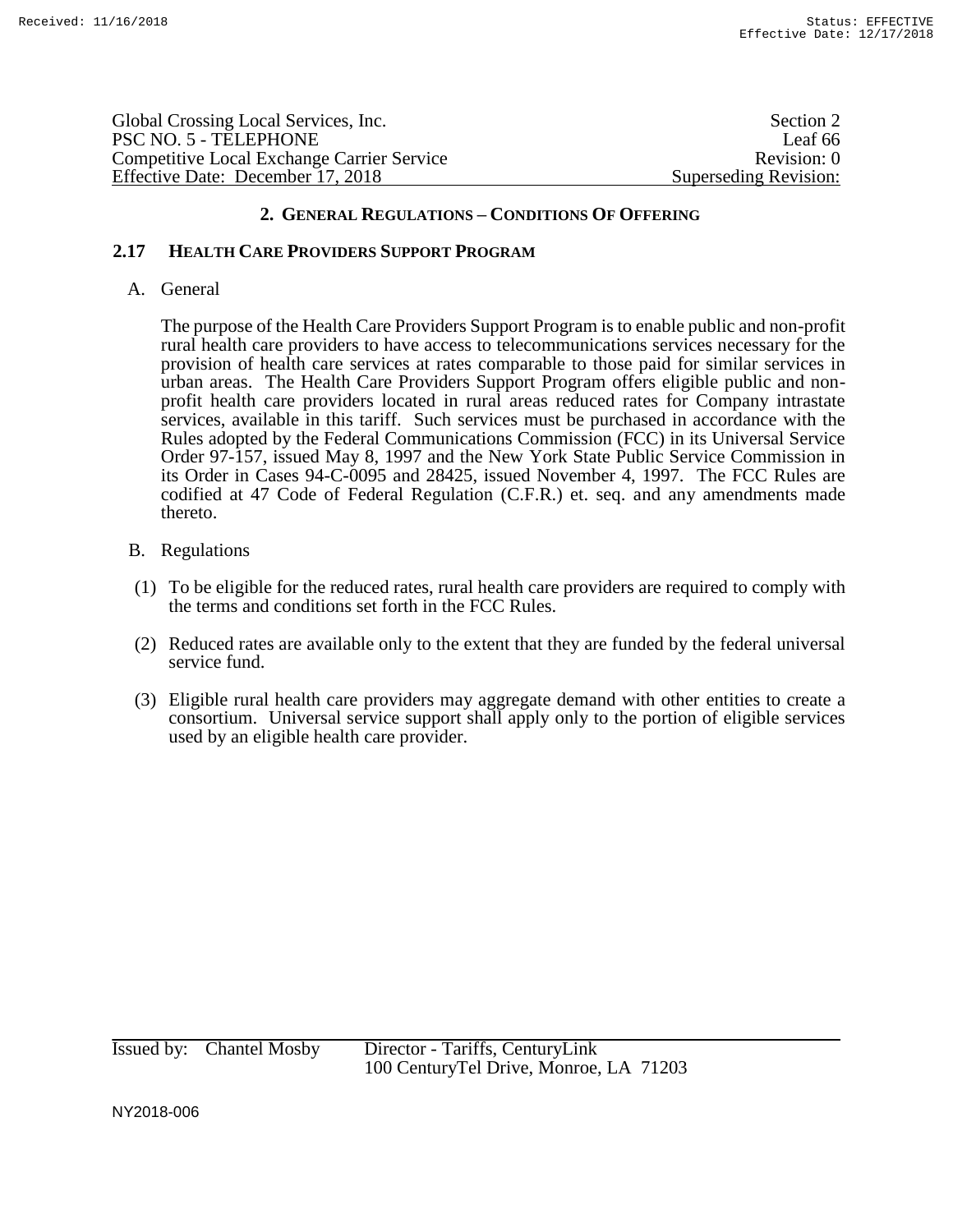## 2. General Regulations – Conditions Of Offering

### 2.17 Health Care Providers Support Program

A. General

The purpose of the Health Care Providers Support Program is to enable public and non-profit rural health care providers to have access to telecommunications services necessary for the provision of health care services at rates comparable to those paid for similar services in urban areas. The Health Care Providers Support Program offers eligible public and non-profit health care providers located in rural areas reduced rates for Company intrastate services, available in this tariff. Such services must be purchased in accordance with the Rules adopted by the Federal Communications Commission (FCC) in its Universal Service Order 97-157, issued May 8, 1997 and the New York State Public Service Commission in its Order in Cases 94-C-0095 and 28425, issued November 4, 1997. The FCC Rules are codified at 47 Code of Federal Regulation (C.F.R.) et. seq. and any amendments made thereto.

B. Regulations

(1) To be eligible for the reduced rates, rural health care providers are required to comply with the terms and conditions set forth in the FCC Rules.

(2) Reduced rates are available only to the extent that they are funded by the federal universal service fund.

(3) Eligible rural health care providers may aggregate demand with other entities to create a consortium. Universal service support shall apply only to the portion of eligible services used by an eligible health care provider.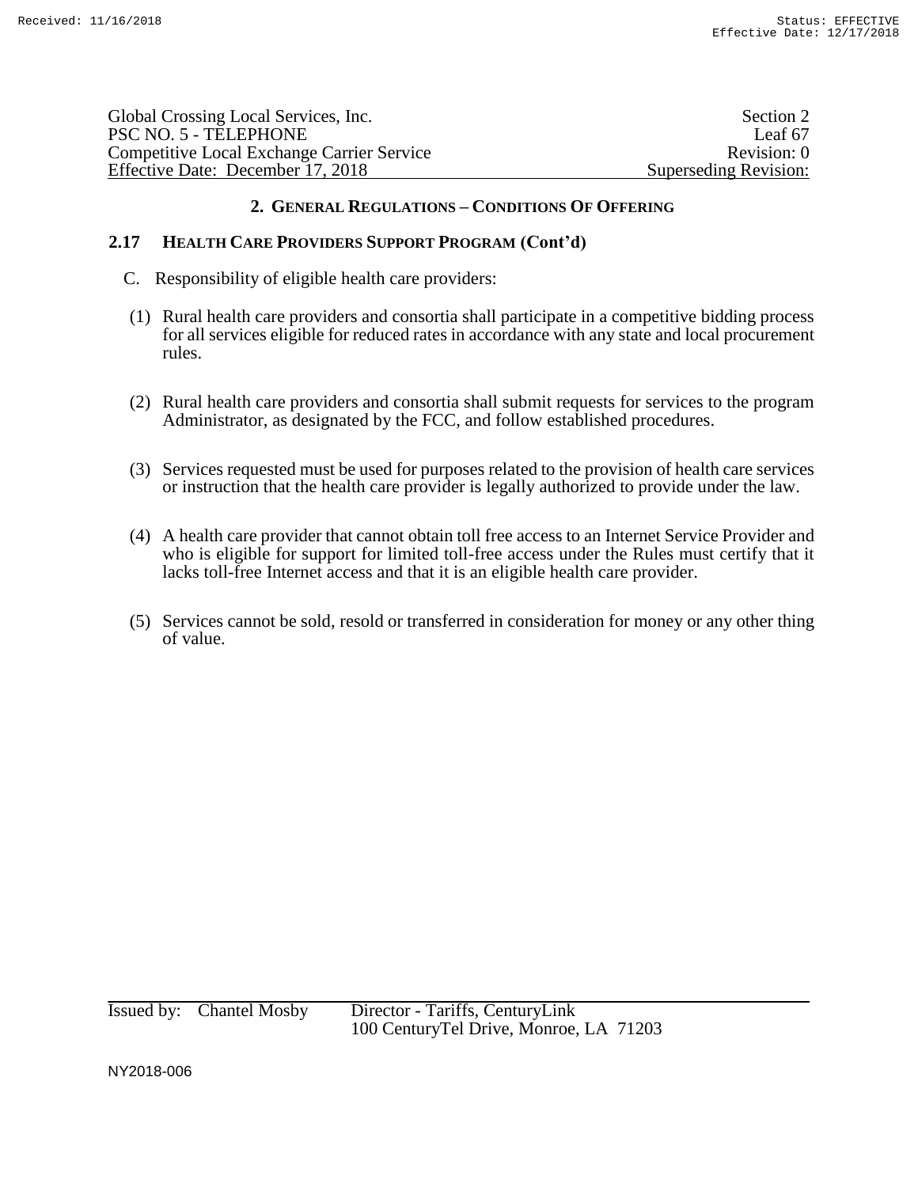## 2. GENERAL REGULATIONS – CONDITIONS OF OFFERING

### 2.17 HEALTH CARE PROVIDERS SUPPORT PROGRAM (Cont'd)

C. Responsibility of eligible health care providers:

(1) Rural health care providers and consortia shall participate in a competitive bidding process for all services eligible for reduced rates in accordance with any state and local procurement rules.

(2) Rural health care providers and consortia shall submit requests for services to the program Administrator, as designated by the FCC, and follow established procedures.

(3) Services requested must be used for purposes related to the provision of health care services or instruction that the health care provider is legally authorized to provide under the law.

(4) A health care provider that cannot obtain toll free access to an Internet Service Provider and who is eligible for support for limited toll-free access under the Rules must certify that it lacks toll-free Internet access and that it is an eligible health care provider.

(5) Services cannot be sold, resold or transferred in consideration for money or any other thing of value.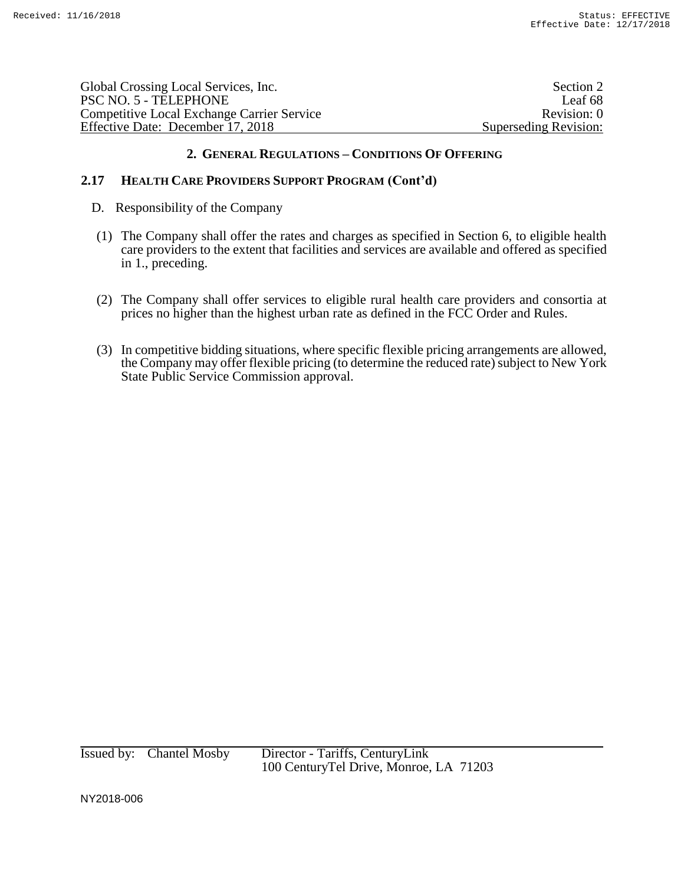## 2. GENERAL REGULATIONS – CONDITIONS OF OFFERING

### 2.17 HEALTH CARE PROVIDERS SUPPORT PROGRAM (Cont'd)

D. Responsibility of the Company

(1) The Company shall offer the rates and charges as specified in Section 6, to eligible health care providers to the extent that facilities and services are available and offered as specified in 1., preceding.

(2) The Company shall offer services to eligible rural health care providers and consortia at prices no higher than the highest urban rate as defined in the FCC Order and Rules.

(3) In competitive bidding situations, where specific flexible pricing arrangements are allowed, the Company may offer flexible pricing (to determine the reduced rate) subject to New York State Public Service Commission approval.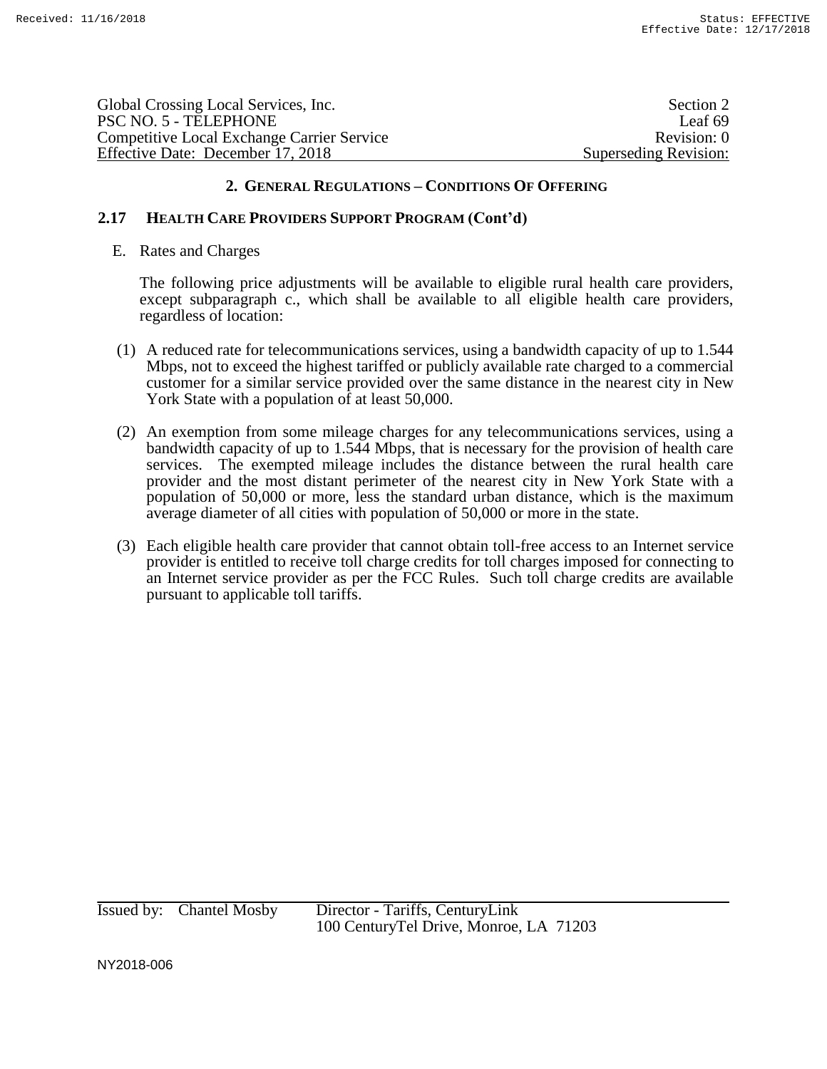## 2. GENERAL REGULATIONS – CONDITIONS OF OFFERING

### 2.17 HEALTH CARE PROVIDERS SUPPORT PROGRAM (Cont'd)

E. Rates and Charges

The following price adjustments will be available to eligible rural health care providers, except subparagraph c., which shall be available to all eligible health care providers, regardless of location:

(1) A reduced rate for telecommunications services, using a bandwidth capacity of up to 1.544 Mbps, not to exceed the highest tariffed or publicly available rate charged to a commercial customer for a similar service provided over the same distance in the nearest city in New York State with a population of at least 50,000.

(2) An exemption from some mileage charges for any telecommunications services, using a bandwidth capacity of up to 1.544 Mbps, that is necessary for the provision of health care services. The exempted mileage includes the distance between the rural health care provider and the most distant perimeter of the nearest city in New York State with a population of 50,000 or more, less the standard urban distance, which is the maximum average diameter of all cities with population of 50,000 or more in the state.

(3) Each eligible health care provider that cannot obtain toll-free access to an Internet service provider is entitled to receive toll charge credits for toll charges imposed for connecting to an Internet service provider as per the FCC Rules. Such toll charge credits are available pursuant to applicable toll tariffs.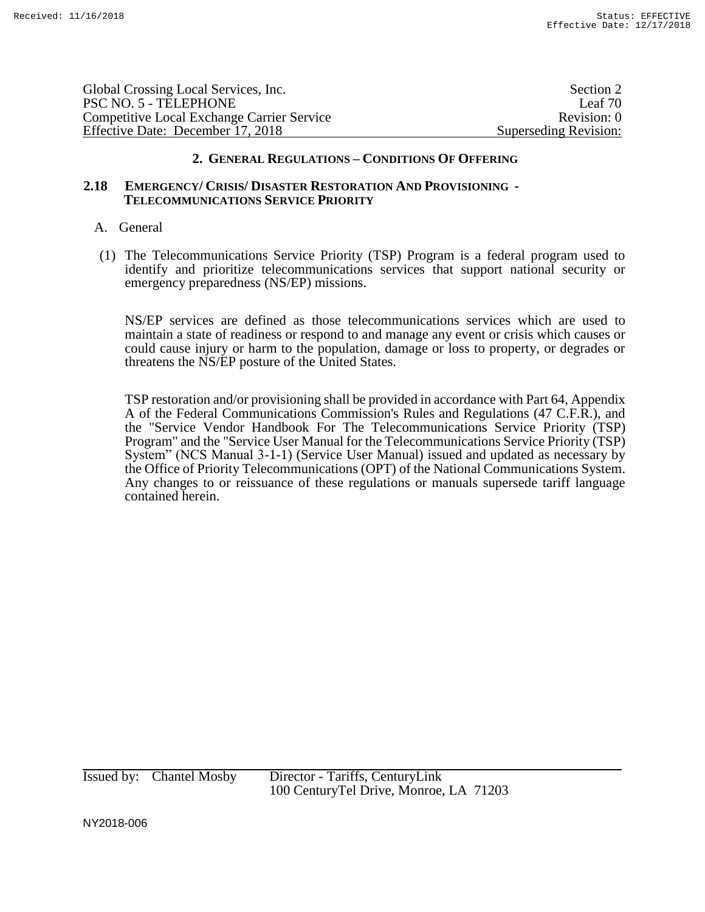## 2. GENERAL REGULATIONS – CONDITIONS OF OFFERING

### 2.18 EMERGENCY/ CRISIS/ DISASTER RESTORATION AND PROVISIONING - TELECOMMUNICATIONS SERVICE PRIORITY

A. General

(1) The Telecommunications Service Priority (TSP) Program is a federal program used to identify and prioritize telecommunications services that support national security or emergency preparedness (NS/EP) missions.

NS/EP services are defined as those telecommunications services which are used to maintain a state of readiness or respond to and manage any event or crisis which causes or could cause injury or harm to the population, damage or loss to property, or degrades or threatens the NS/EP posture of the United States.

TSP restoration and/or provisioning shall be provided in accordance with Part 64, Appendix A of the Federal Communications Commission's Rules and Regulations (47 C.F.R.), and the "Service Vendor Handbook For The Telecommunications Service Priority (TSP) Program" and the "Service User Manual for the Telecommunications Service Priority (TSP) System" (NCS Manual 3-1-1) (Service User Manual) issued and updated as necessary by the Office of Priority Telecommunications (OPT) of the National Communications System. Any changes to or reissuance of these regulations or manuals supersede tariff language contained herein.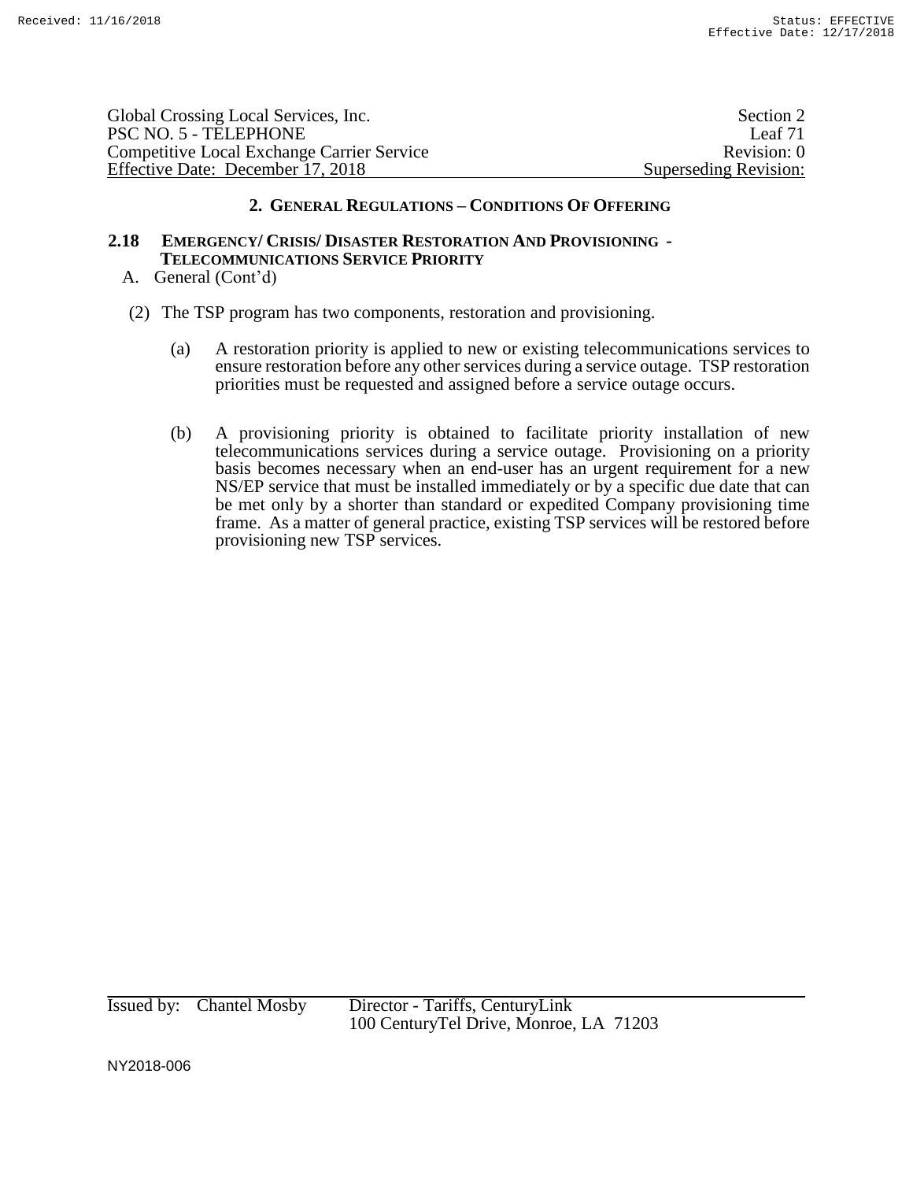## 2. GENERAL REGULATIONS – CONDITIONS OF OFFERING

### 2.18 EMERGENCY/ CRISIS/ DISASTER RESTORATION AND PROVISIONING - TELECOMMUNICATIONS SERVICE PRIORITY

A. General (Cont'd)

(2) The TSP program has two components, restoration and provisioning.

(a) A restoration priority is applied to new or existing telecommunications services to ensure restoration before any other services during a service outage. TSP restoration priorities must be requested and assigned before a service outage occurs.

(b) A provisioning priority is obtained to facilitate priority installation of new telecommunications services during a service outage. Provisioning on a priority basis becomes necessary when an end-user has an urgent requirement for a new NS/EP service that must be installed immediately or by a specific due date that can be met only by a shorter than standard or expedited Company provisioning time frame. As a matter of general practice, existing TSP services will be restored before provisioning new TSP services.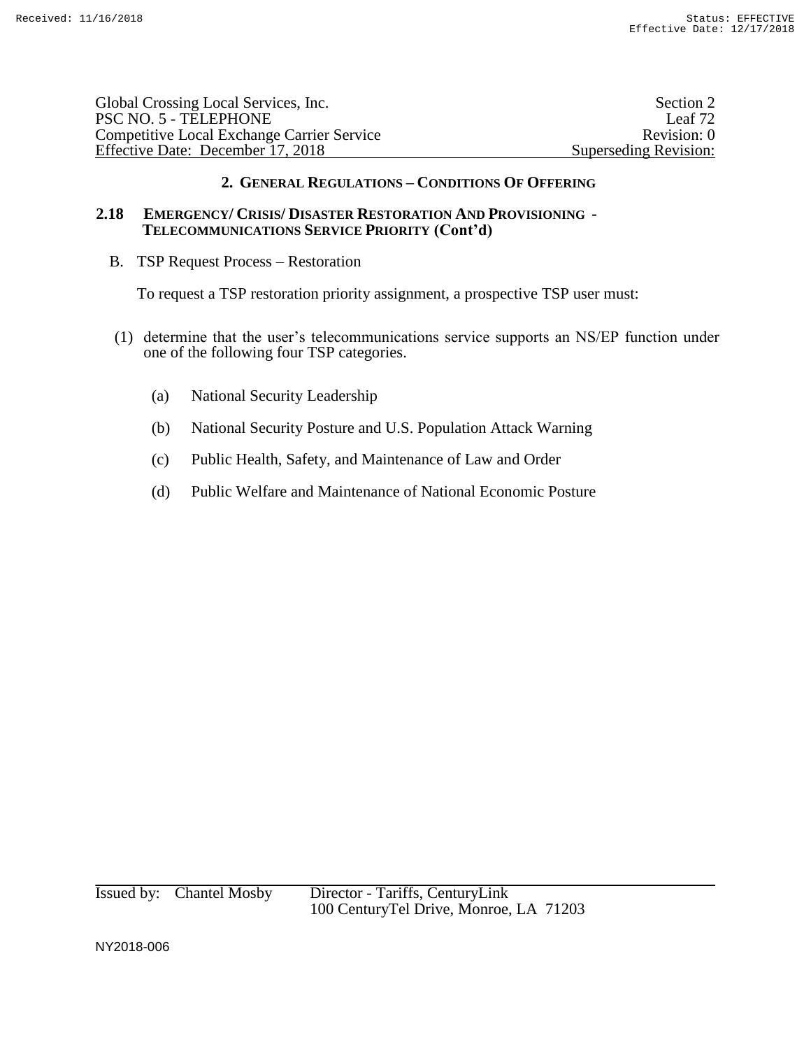## 2. General Regulations – Conditions Of Offering

### 2.18 Emergency/ Crisis/ Disaster Restoration And Provisioning - Telecommunications Service Priority (Cont'd)

B. TSP Request Process – Restoration

To request a TSP restoration priority assignment, a prospective TSP user must:

(1) determine that the user's telecommunications service supports an NS/EP function under one of the following four TSP categories.

(a) National Security Leadership

(b) National Security Posture and U.S. Population Attack Warning

(c) Public Health, Safety, and Maintenance of Law and Order

(d) Public Welfare and Maintenance of National Economic Posture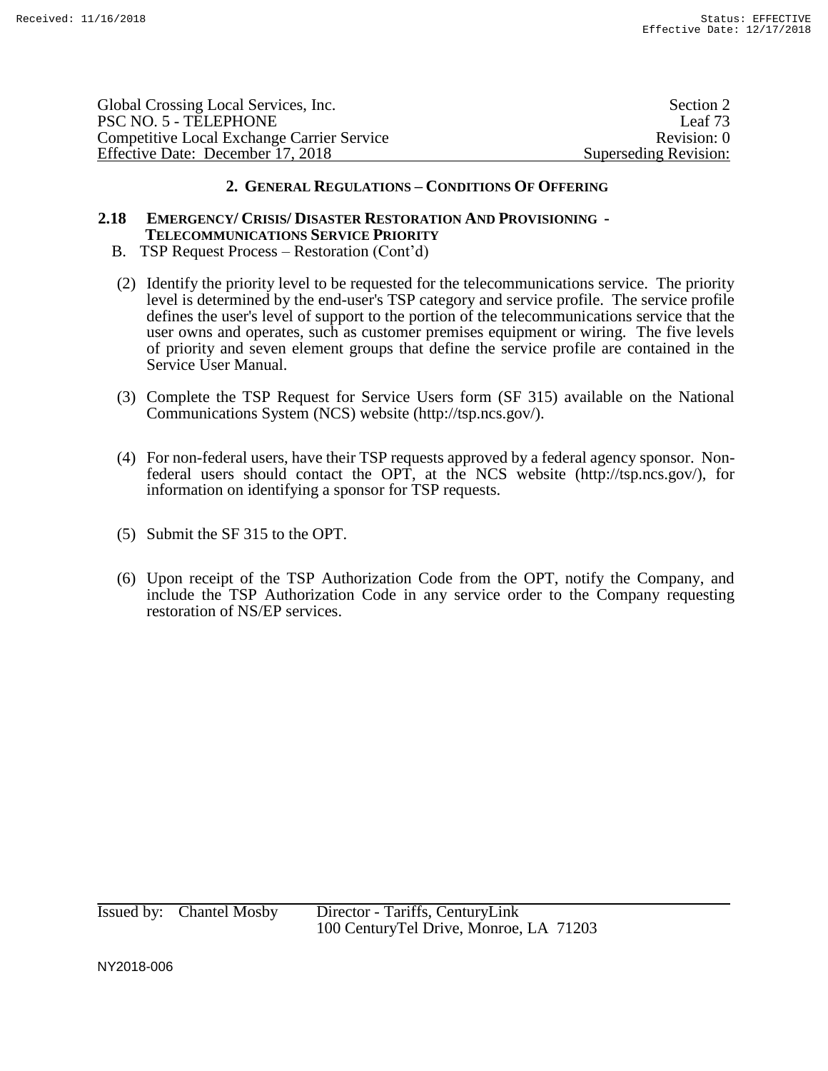## 2. General Regulations – Conditions Of Offering

### 2.18 Emergency/ Crisis/ Disaster Restoration And Provisioning - Telecommunications Service Priority

B. TSP Request Process – Restoration (Cont'd)

(2) Identify the priority level to be requested for the telecommunications service. The priority level is determined by the end-user's TSP category and service profile. The service profile defines the user's level of support to the portion of the telecommunications service that the user owns and operates, such as customer premises equipment or wiring. The five levels of priority and seven element groups that define the service profile are contained in the Service User Manual.

(3) Complete the TSP Request for Service Users form (SF 315) available on the National Communications System (NCS) website (http://tsp.ncs.gov/).

(4) For non-federal users, have their TSP requests approved by a federal agency sponsor. Non-federal users should contact the OPT, at the NCS website (http://tsp.ncs.gov/), for information on identifying a sponsor for TSP requests.

(5) Submit the SF 315 to the OPT.

(6) Upon receipt of the TSP Authorization Code from the OPT, notify the Company, and include the TSP Authorization Code in any service order to the Company requesting restoration of NS/EP services.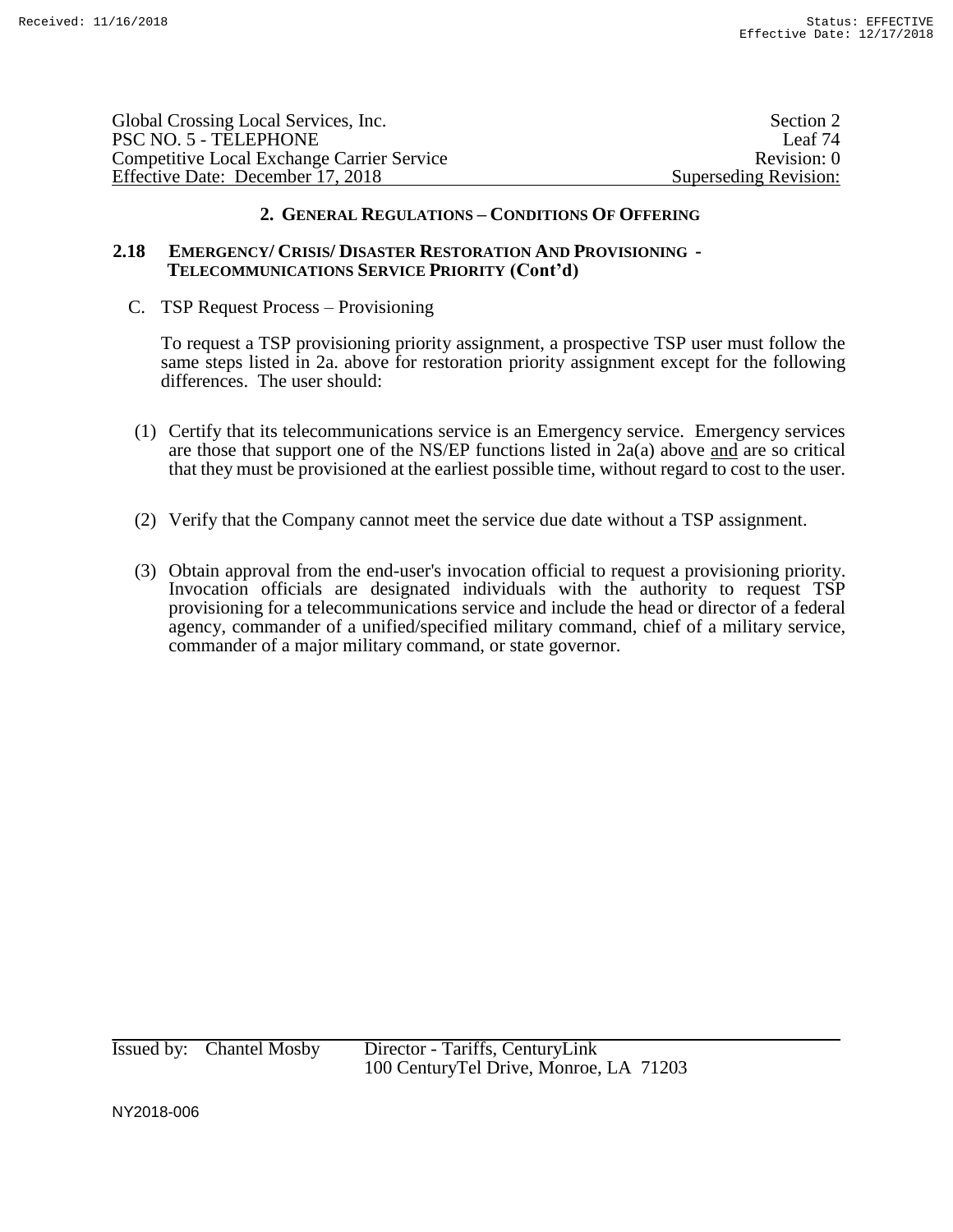## 2. GENERAL REGULATIONS – CONDITIONS OF OFFERING

### 2.18 EMERGENCY/ CRISIS/ DISASTER RESTORATION AND PROVISIONING - TELECOMMUNICATIONS SERVICE PRIORITY (Cont'd)

C. TSP Request Process – Provisioning

To request a TSP provisioning priority assignment, a prospective TSP user must follow the same steps listed in 2a. above for restoration priority assignment except for the following differences. The user should:

(1) Certify that its telecommunications service is an Emergency service. Emergency services are those that support one of the NS/EP functions listed in 2a(a) above and are so critical that they must be provisioned at the earliest possible time, without regard to cost to the user.

(2) Verify that the Company cannot meet the service due date without a TSP assignment.

(3) Obtain approval from the end-user's invocation official to request a provisioning priority. Invocation officials are designated individuals with the authority to request TSP provisioning for a telecommunications service and include the head or director of a federal agency, commander of a unified/specified military command, chief of a military service, commander of a major military command, or state governor.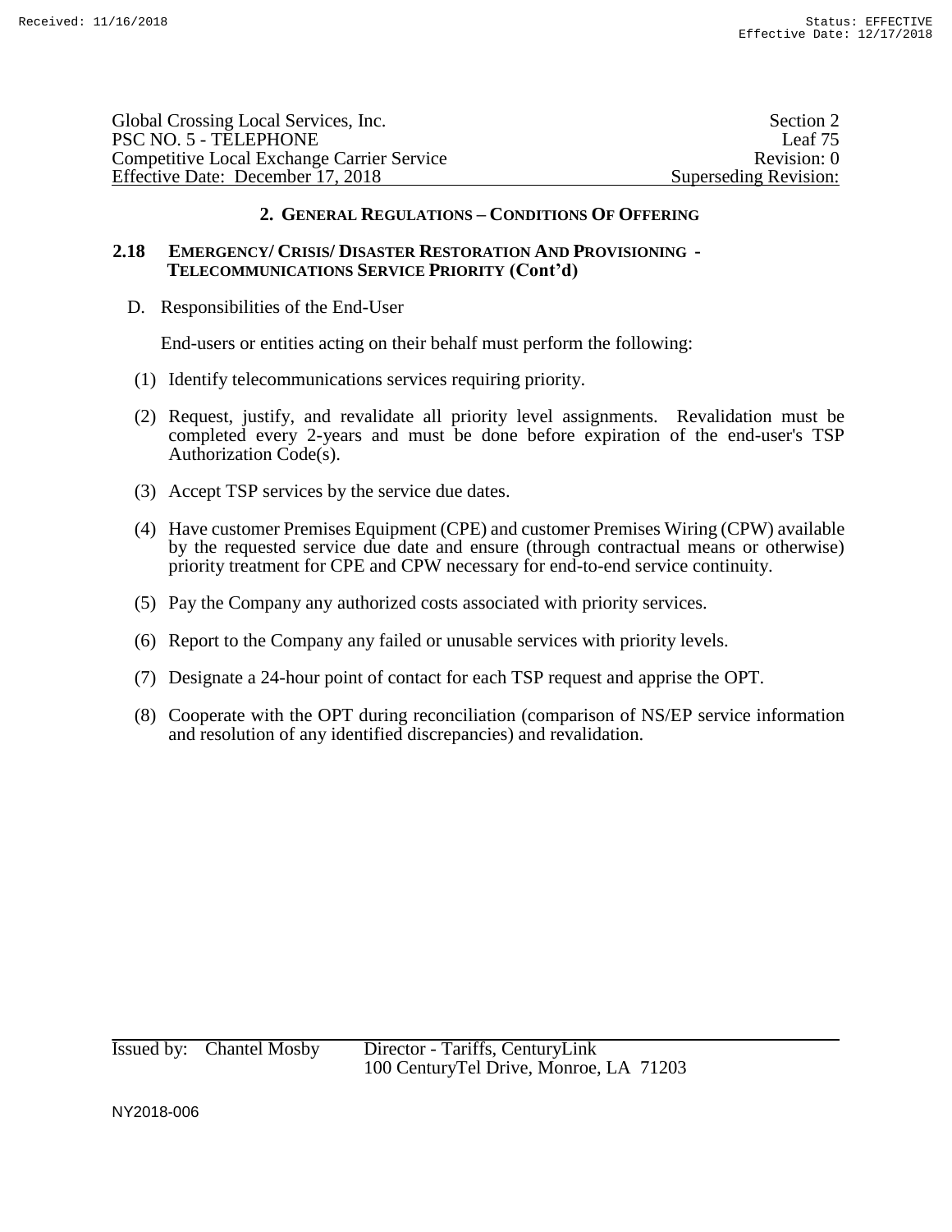## 2. GENERAL REGULATIONS – CONDITIONS OF OFFERING

### 2.18 EMERGENCY/ CRISIS/ DISASTER RESTORATION AND PROVISIONING - TELECOMMUNICATIONS SERVICE PRIORITY (Cont'd)

D. Responsibilities of the End-User

End-users or entities acting on their behalf must perform the following:

(1) Identify telecommunications services requiring priority.

(2) Request, justify, and revalidate all priority level assignments. Revalidation must be completed every 2-years and must be done before expiration of the end-user's TSP Authorization Code(s).

(3) Accept TSP services by the service due dates.

(4) Have customer Premises Equipment (CPE) and customer Premises Wiring (CPW) available by the requested service due date and ensure (through contractual means or otherwise) priority treatment for CPE and CPW necessary for end-to-end service continuity.

(5) Pay the Company any authorized costs associated with priority services.

(6) Report to the Company any failed or unusable services with priority levels.

(7) Designate a 24-hour point of contact for each TSP request and apprise the OPT.

(8) Cooperate with the OPT during reconciliation (comparison of NS/EP service information and resolution of any identified discrepancies) and revalidation.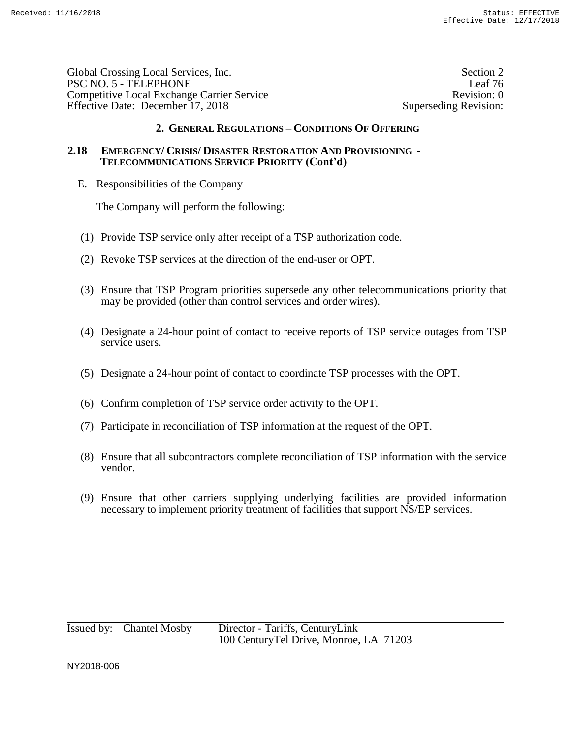## 2. GENERAL REGULATIONS – CONDITIONS OF OFFERING

### 2.18 EMERGENCY/ CRISIS/ DISASTER RESTORATION AND PROVISIONING - TELECOMMUNICATIONS SERVICE PRIORITY (Cont'd)

E. Responsibilities of the Company

The Company will perform the following:

(1) Provide TSP service only after receipt of a TSP authorization code.

(2) Revoke TSP services at the direction of the end-user or OPT.

(3) Ensure that TSP Program priorities supersede any other telecommunications priority that may be provided (other than control services and order wires).

(4) Designate a 24-hour point of contact to receive reports of TSP service outages from TSP service users.

(5) Designate a 24-hour point of contact to coordinate TSP processes with the OPT.

(6) Confirm completion of TSP service order activity to the OPT.

(7) Participate in reconciliation of TSP information at the request of the OPT.

(8) Ensure that all subcontractors complete reconciliation of TSP information with the service vendor.

(9) Ensure that other carriers supplying underlying facilities are provided information necessary to implement priority treatment of facilities that support NS/EP services.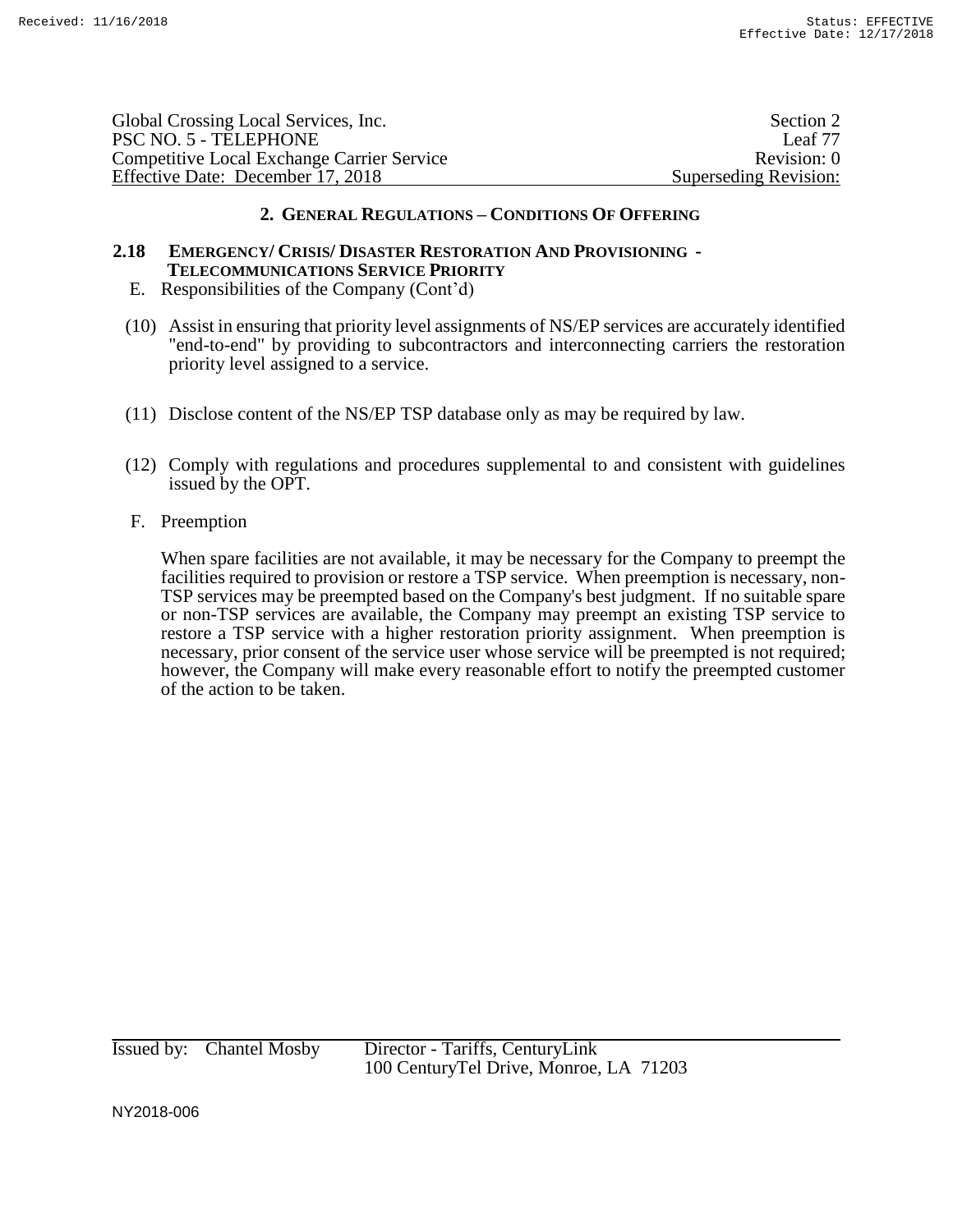## 2. GENERAL REGULATIONS – CONDITIONS OF OFFERING

### 2.18 EMERGENCY/ CRISIS/ DISASTER RESTORATION AND PROVISIONING - TELECOMMUNICATIONS SERVICE PRIORITY

E. Responsibilities of the Company (Cont'd)

(10) Assist in ensuring that priority level assignments of NS/EP services are accurately identified "end-to-end" by providing to subcontractors and interconnecting carriers the restoration priority level assigned to a service.

(11) Disclose content of the NS/EP TSP database only as may be required by law.

(12) Comply with regulations and procedures supplemental to and consistent with guidelines issued by the OPT.

F. Preemption

When spare facilities are not available, it may be necessary for the Company to preempt the facilities required to provision or restore a TSP service. When preemption is necessary, non-TSP services may be preempted based on the Company's best judgment. If no suitable spare or non-TSP services are available, the Company may preempt an existing TSP service to restore a TSP service with a higher restoration priority assignment. When preemption is necessary, prior consent of the service user whose service will be preempted is not required; however, the Company will make every reasonable effort to notify the preempted customer of the action to be taken.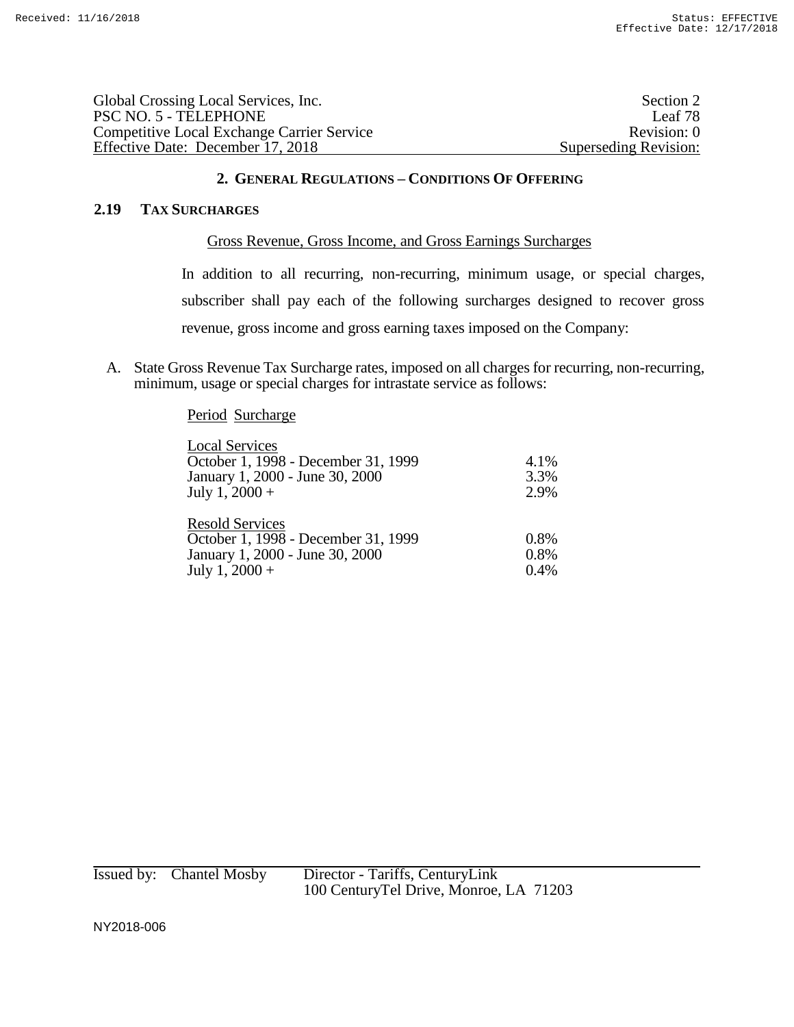## 2. General Regulations – Conditions Of Offering

### 2.19 Tax Surcharges

Gross Revenue, Gross Income, and Gross Earnings Surcharges

In addition to all recurring, non-recurring, minimum usage, or special charges, subscriber shall pay each of the following surcharges designed to recover gross revenue, gross income and gross earning taxes imposed on the Company:

A. State Gross Revenue Tax Surcharge rates, imposed on all charges for recurring, non-recurring, minimum, usage or special charges for intrastate service as follows:

| Period | Surcharge |
|---|---|
| **Local Services** | |
| October 1, 1998 - December 31, 1999 | 4.1% |
| January 1, 2000 - June 30, 2000 | 3.3% |
| July 1, 2000 + | 2.9% |
| **Resold Services** | |
| October 1, 1998 - December 31, 1999 | 0.8% |
| January 1, 2000 - June 30, 2000 | 0.8% |
| July 1, 2000 + | 0.4% |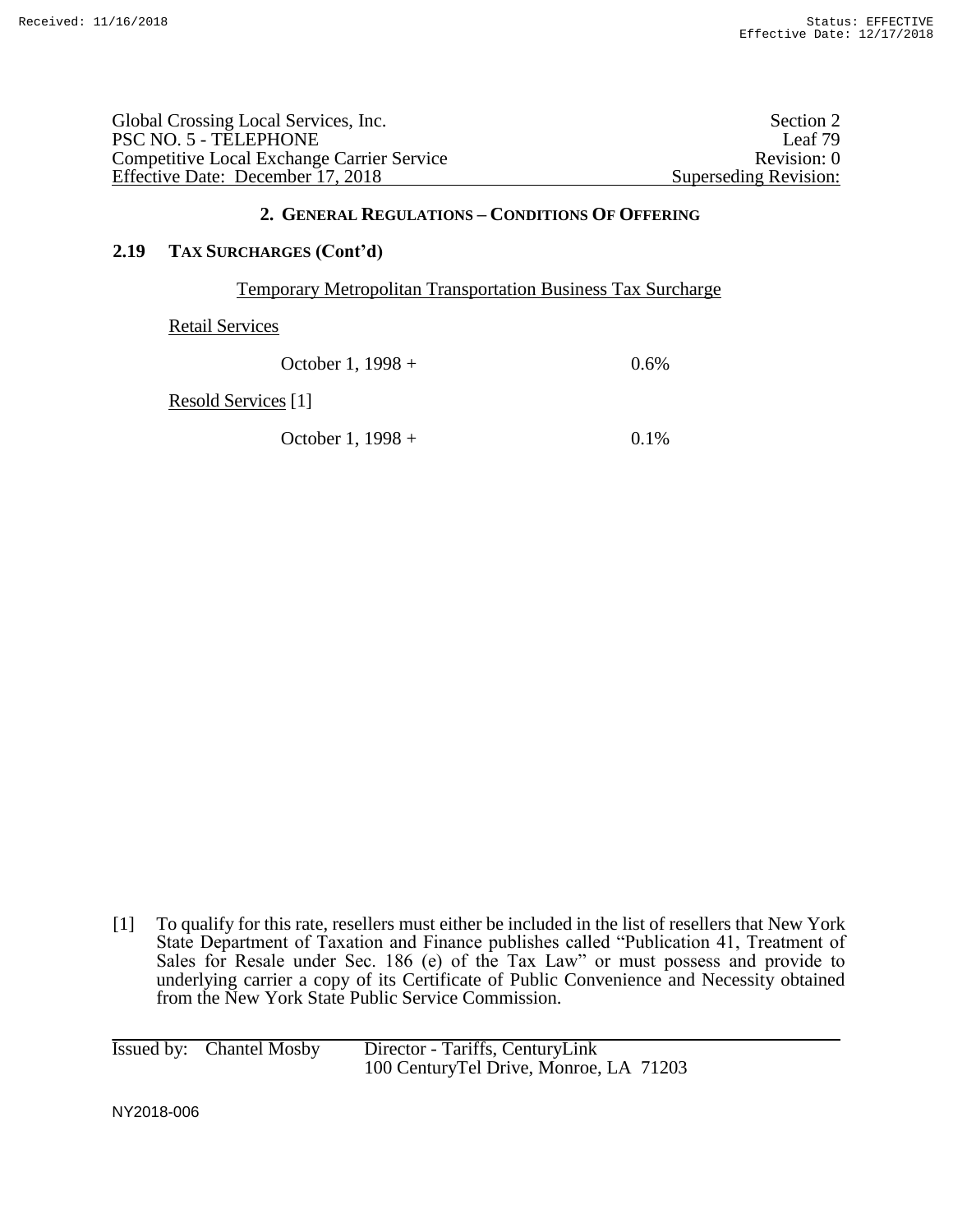## 2. GENERAL REGULATIONS – CONDITIONS OF OFFERING

### 2.19 TAX SURCHARGES (Cont'd)

Temporary Metropolitan Transportation Business Tax Surcharge

Retail Services

| | |
|---|---|
| October 1, 1998 + | 0.6% |

Resold Services [1]

| | |
|---|---|
| October 1, 1998 + | 0.1% |

[1] To qualify for this rate, resellers must either be included in the list of resellers that New York State Department of Taxation and Finance publishes called "Publication 41, Treatment of Sales for Resale under Sec. 186 (e) of the Tax Law" or must possess and provide to underlying carrier a copy of its Certificate of Public Convenience and Necessity obtained from the New York State Public Service Commission.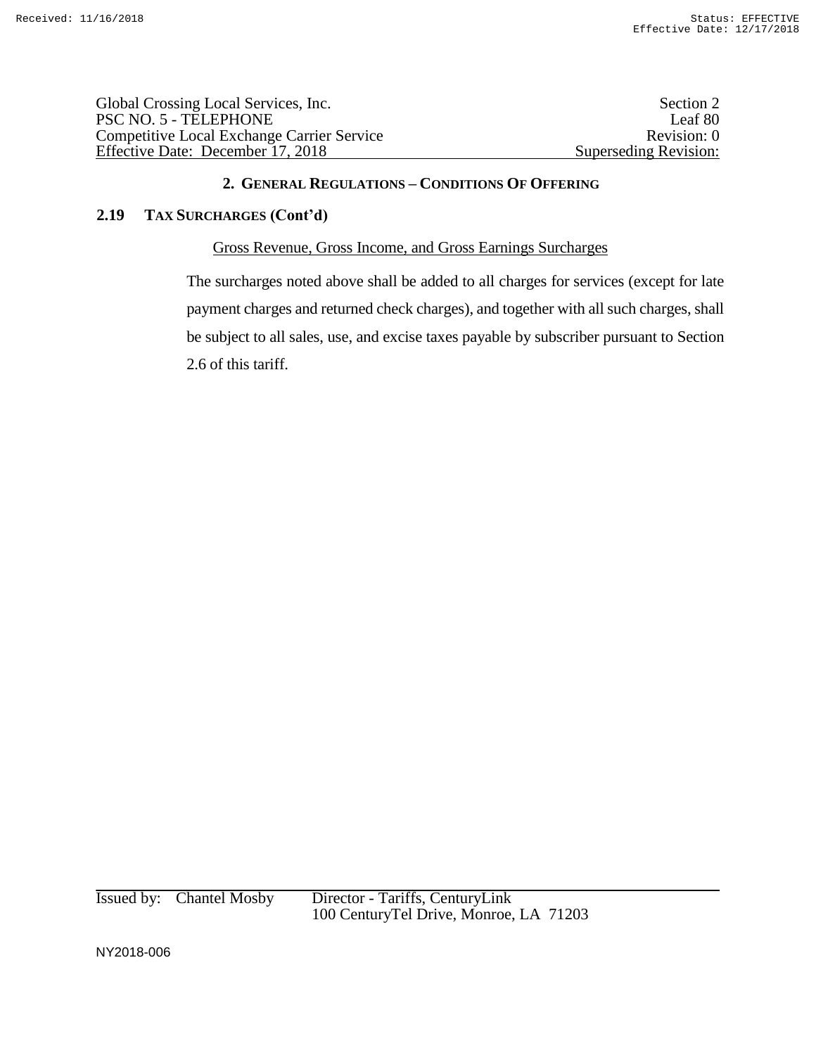## 2. GENERAL REGULATIONS – CONDITIONS OF OFFERING

### 2.19 TAX SURCHARGES (Cont'd)

Gross Revenue, Gross Income, and Gross Earnings Surcharges

The surcharges noted above shall be added to all charges for services (except for late payment charges and returned check charges), and together with all such charges, shall be subject to all sales, use, and excise taxes payable by subscriber pursuant to Section 2.6 of this tariff.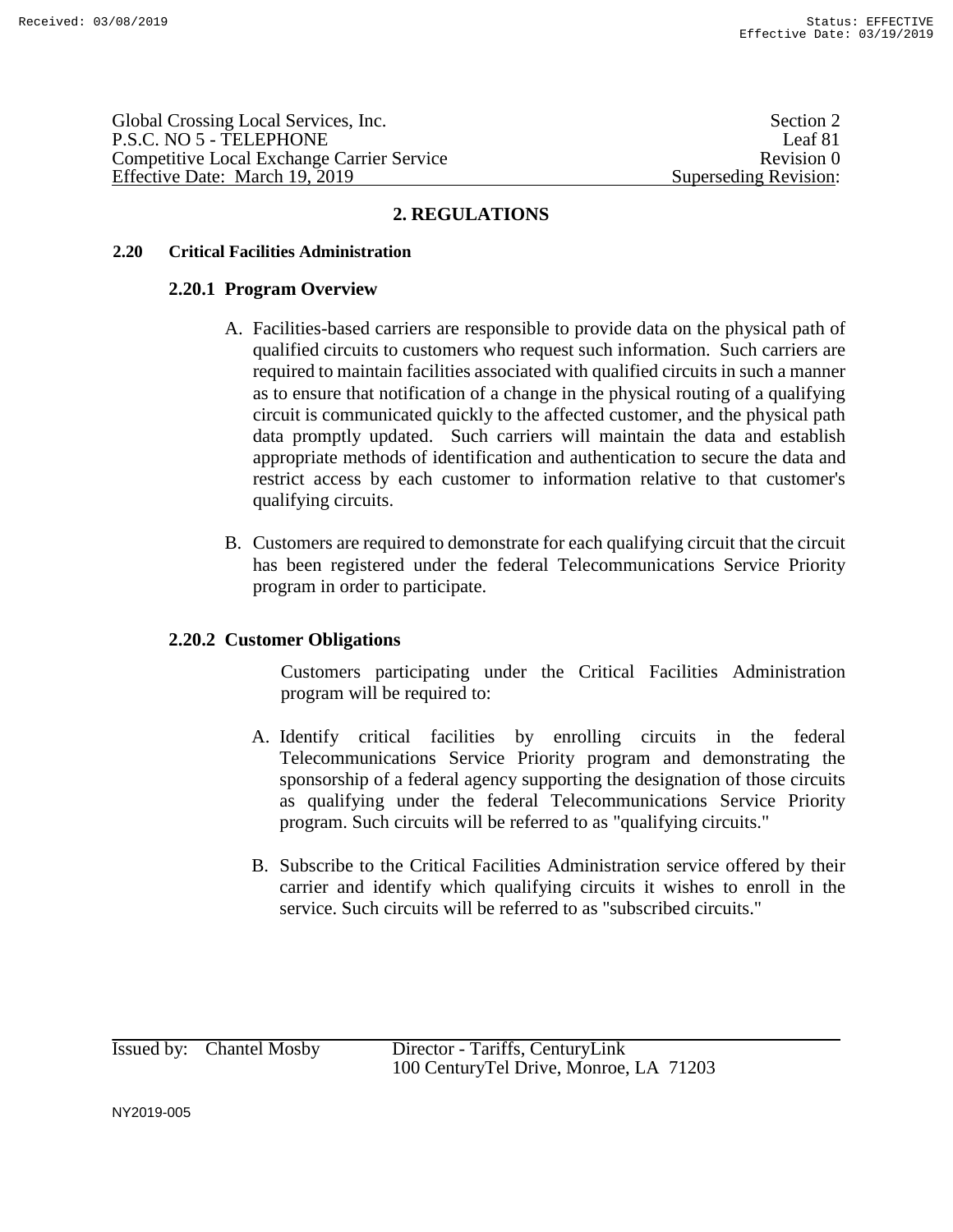## 2. REGULATIONS

### 2.20 Critical Facilities Administration

#### 2.20.1 Program Overview

A. Facilities-based carriers are responsible to provide data on the physical path of qualified circuits to customers who request such information. Such carriers are required to maintain facilities associated with qualified circuits in such a manner as to ensure that notification of a change in the physical routing of a qualifying circuit is communicated quickly to the affected customer, and the physical path data promptly updated. Such carriers will maintain the data and establish appropriate methods of identification and authentication to secure the data and restrict access by each customer to information relative to that customer's qualifying circuits.

B. Customers are required to demonstrate for each qualifying circuit that the circuit has been registered under the federal Telecommunications Service Priority program in order to participate.

#### 2.20.2 Customer Obligations

Customers participating under the Critical Facilities Administration program will be required to:

A. Identify critical facilities by enrolling circuits in the federal Telecommunications Service Priority program and demonstrating the sponsorship of a federal agency supporting the designation of those circuits as qualifying under the federal Telecommunications Service Priority program. Such circuits will be referred to as "qualifying circuits."

B. Subscribe to the Critical Facilities Administration service offered by their carrier and identify which qualifying circuits it wishes to enroll in the service. Such circuits will be referred to as "subscribed circuits."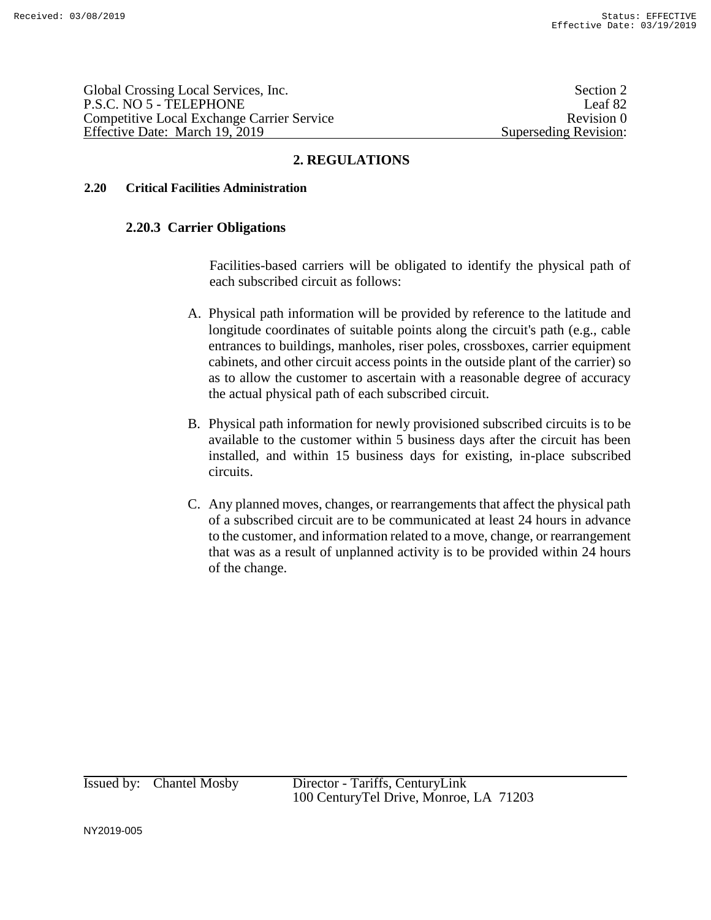## 2. REGULATIONS

### 2.20 Critical Facilities Administration

#### 2.20.3 Carrier Obligations

Facilities-based carriers will be obligated to identify the physical path of each subscribed circuit as follows:

A. Physical path information will be provided by reference to the latitude and longitude coordinates of suitable points along the circuit's path (e.g., cable entrances to buildings, manholes, riser poles, crossboxes, carrier equipment cabinets, and other circuit access points in the outside plant of the carrier) so as to allow the customer to ascertain with a reasonable degree of accuracy the actual physical path of each subscribed circuit.

B. Physical path information for newly provisioned subscribed circuits is to be available to the customer within 5 business days after the circuit has been installed, and within 15 business days for existing, in-place subscribed circuits.

C. Any planned moves, changes, or rearrangements that affect the physical path of a subscribed circuit are to be communicated at least 24 hours in advance to the customer, and information related to a move, change, or rearrangement that was as a result of unplanned activity is to be provided within 24 hours of the change.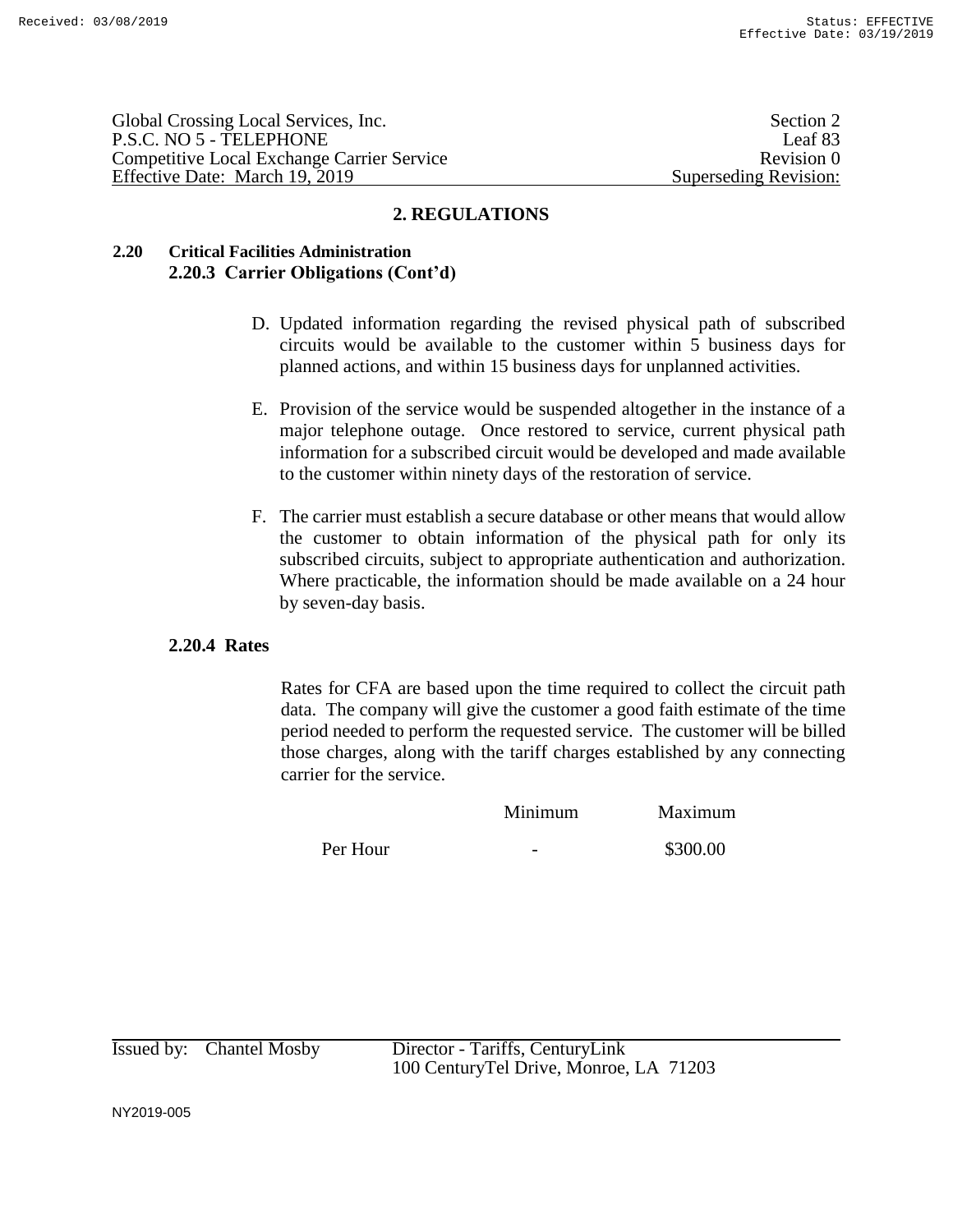## 2. REGULATIONS

**2.20 Critical Facilities Administration**

**2.20.3 Carrier Obligations (Cont'd)**

D. Updated information regarding the revised physical path of subscribed circuits would be available to the customer within 5 business days for planned actions, and within 15 business days for unplanned activities.

E. Provision of the service would be suspended altogether in the instance of a major telephone outage. Once restored to service, current physical path information for a subscribed circuit would be developed and made available to the customer within ninety days of the restoration of service.

F. The carrier must establish a secure database or other means that would allow the customer to obtain information of the physical path for only its subscribed circuits, subject to appropriate authentication and authorization. Where practicable, the information should be made available on a 24 hour by seven-day basis.

**2.20.4 Rates**

Rates for CFA are based upon the time required to collect the circuit path data. The company will give the customer a good faith estimate of the time period needed to perform the requested service. The customer will be billed those charges, along with the tariff charges established by any connecting carrier for the service.

| | Minimum | Maximum |
|---|---|---|
| Per Hour | - | $300.00 |